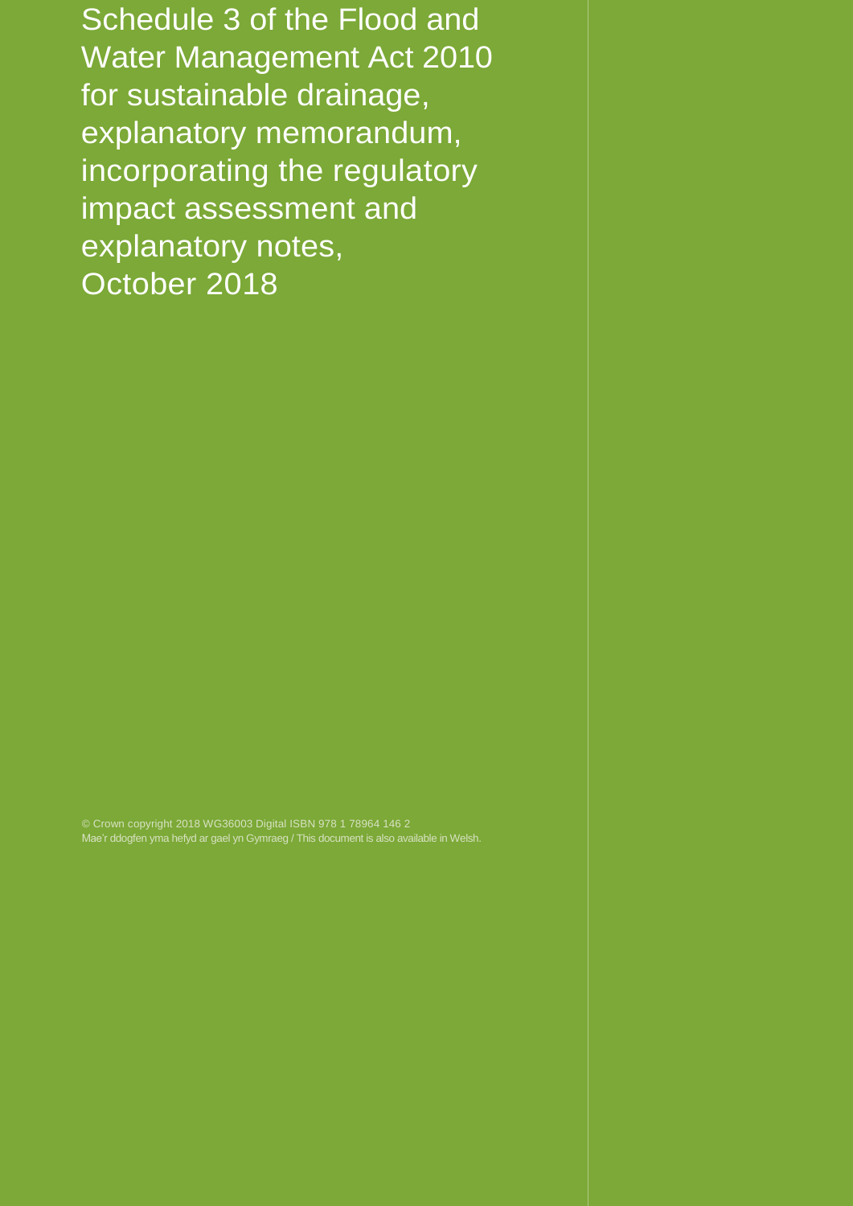# Schedule 3 of the Flood and Water Management Act 2010 for sustainable drainage, explanatory memorandum, incorporating the regulatory impact assessment and explanatory notes, October 2018

© Crown copyright 2018 WG36003 Digital ISBN 978 1 78964 146 2
Mae'r ddogfen yma hefyd ar gael yn Gymraeg / This document is also available in Welsh.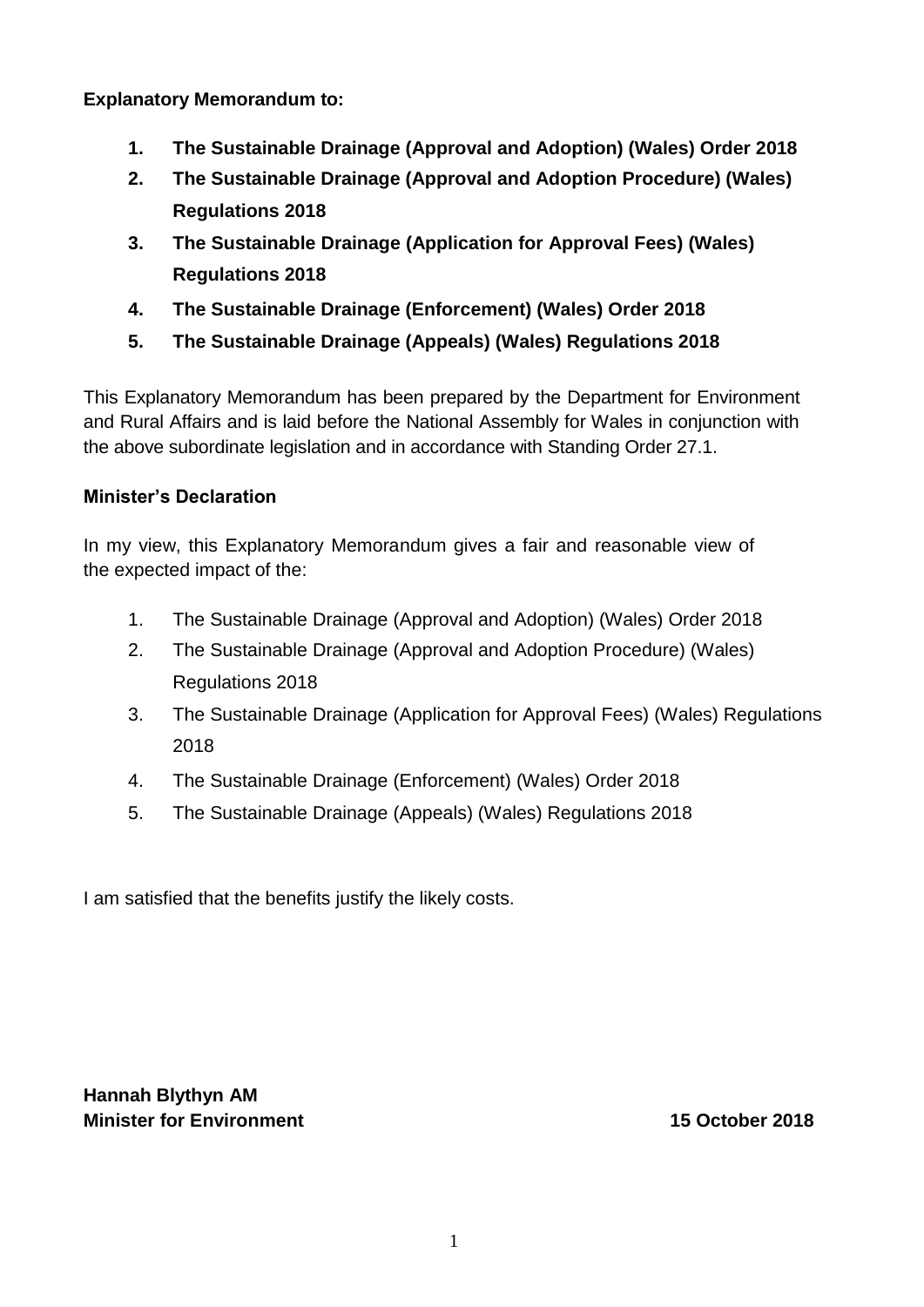**Explanatory Memorandum to:**

1. **The Sustainable Drainage (Approval and Adoption) (Wales) Order 2018**
2. **The Sustainable Drainage (Approval and Adoption Procedure) (Wales) Regulations 2018**
3. **The Sustainable Drainage (Application for Approval Fees) (Wales) Regulations 2018**
4. **The Sustainable Drainage (Enforcement) (Wales) Order 2018**
5. **The Sustainable Drainage (Appeals) (Wales) Regulations 2018**

This Explanatory Memorandum has been prepared by the Department for Environment and Rural Affairs and is laid before the National Assembly for Wales in conjunction with the above subordinate legislation and in accordance with Standing Order 27.1.

**Minister's Declaration**

In my view, this Explanatory Memorandum gives a fair and reasonable view of the expected impact of the:

1. The Sustainable Drainage (Approval and Adoption) (Wales) Order 2018
2. The Sustainable Drainage (Approval and Adoption Procedure) (Wales) Regulations 2018
3. The Sustainable Drainage (Application for Approval Fees) (Wales) Regulations 2018
4. The Sustainable Drainage (Enforcement) (Wales) Order 2018
5. The Sustainable Drainage (Appeals) (Wales) Regulations 2018

I am satisfied that the benefits justify the likely costs.

**Hannah Blythyn AM**
**Minister for Environment** **15 October 2018**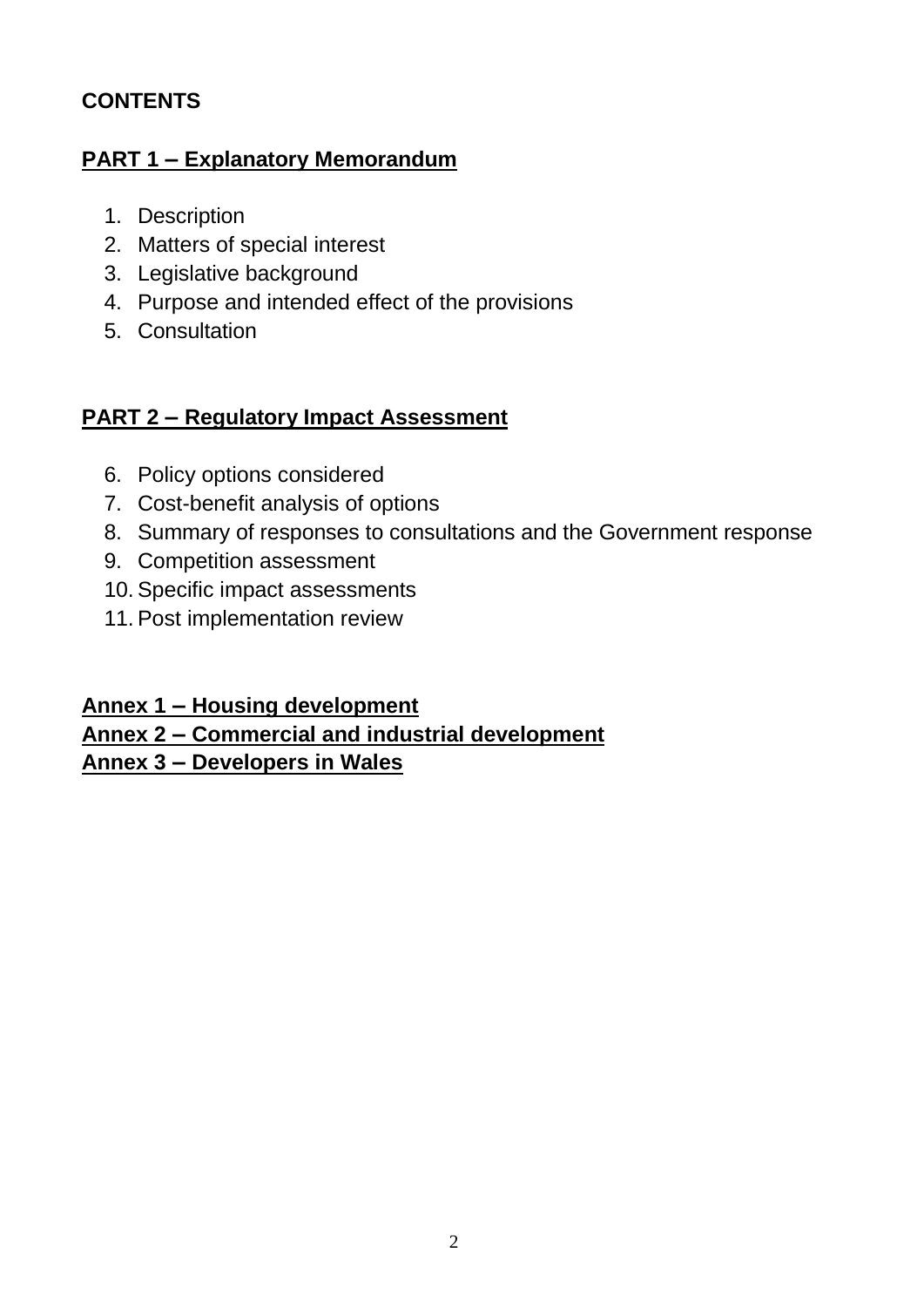**CONTENTS**

**PART 1 – Explanatory Memorandum**

1. Description
2. Matters of special interest
3. Legislative background
4. Purpose and intended effect of the provisions
5. Consultation

**PART 2 – Regulatory Impact Assessment**

6. Policy options considered
7. Cost-benefit analysis of options
8. Summary of responses to consultations and the Government response
9. Competition assessment
10. Specific impact assessments
11. Post implementation review

**Annex 1 – Housing development**
**Annex 2 – Commercial and industrial development**
**Annex 3 – Developers in Wales**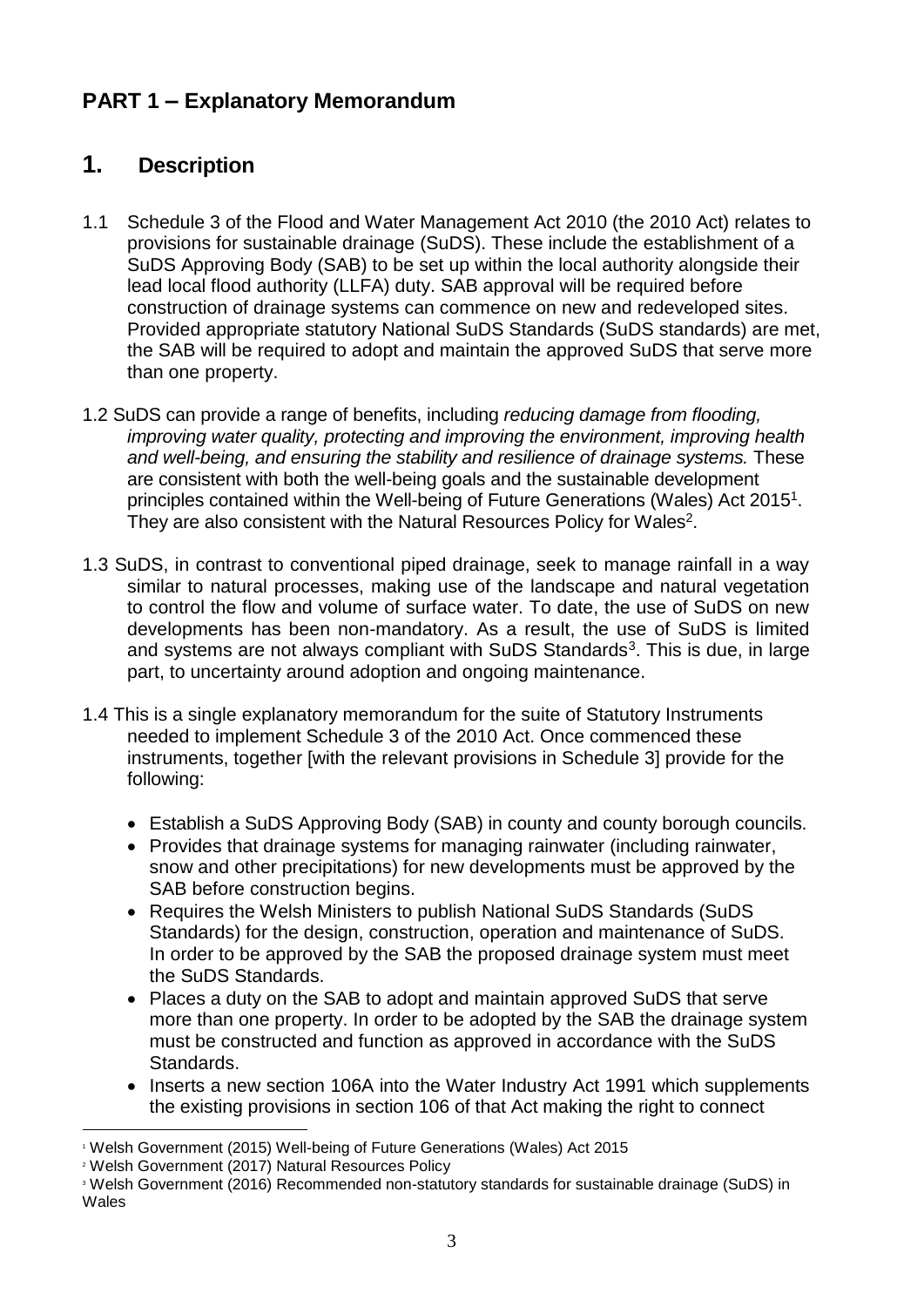## PART 1 – Explanatory Memorandum

## 1. Description

1.1 Schedule 3 of the Flood and Water Management Act 2010 (the 2010 Act) relates to provisions for sustainable drainage (SuDS). These include the establishment of a SuDS Approving Body (SAB) to be set up within the local authority alongside their lead local flood authority (LLFA) duty. SAB approval will be required before construction of drainage systems can commence on new and redeveloped sites. Provided appropriate statutory National SuDS Standards (SuDS standards) are met, the SAB will be required to adopt and maintain the approved SuDS that serve more than one property.

1.2 SuDS can provide a range of benefits, including *reducing damage from flooding, improving water quality, protecting and improving the environment, improving health and well-being, and ensuring the stability and resilience of drainage systems.* These are consistent with both the well-being goals and the sustainable development principles contained within the Well-being of Future Generations (Wales) Act 2015[1]. They are also consistent with the Natural Resources Policy for Wales[2].

1.3 SuDS, in contrast to conventional piped drainage, seek to manage rainfall in a way similar to natural processes, making use of the landscape and natural vegetation to control the flow and volume of surface water. To date, the use of SuDS on new developments has been non-mandatory. As a result, the use of SuDS is limited and systems are not always compliant with SuDS Standards[3]. This is due, in large part, to uncertainty around adoption and ongoing maintenance.

1.4 This is a single explanatory memorandum for the suite of Statutory Instruments needed to implement Schedule 3 of the 2010 Act. Once commenced these instruments, together [with the relevant provisions in Schedule 3] provide for the following:

- Establish a SuDS Approving Body (SAB) in county and county borough councils.
- Provides that drainage systems for managing rainwater (including rainwater, snow and other precipitations) for new developments must be approved by the SAB before construction begins.
- Requires the Welsh Ministers to publish National SuDS Standards (SuDS Standards) for the design, construction, operation and maintenance of SuDS. In order to be approved by the SAB the proposed drainage system must meet the SuDS Standards.
- Places a duty on the SAB to adopt and maintain approved SuDS that serve more than one property. In order to be adopted by the SAB the drainage system must be constructed and function as approved in accordance with the SuDS Standards.
- Inserts a new section 106A into the Water Industry Act 1991 which supplements the existing provisions in section 106 of that Act making the right to connect

[1] Welsh Government (2015) Well-being of Future Generations (Wales) Act 2015

[2] Welsh Government (2017) Natural Resources Policy

[3] Welsh Government (2016) Recommended non-statutory standards for sustainable drainage (SuDS) in Wales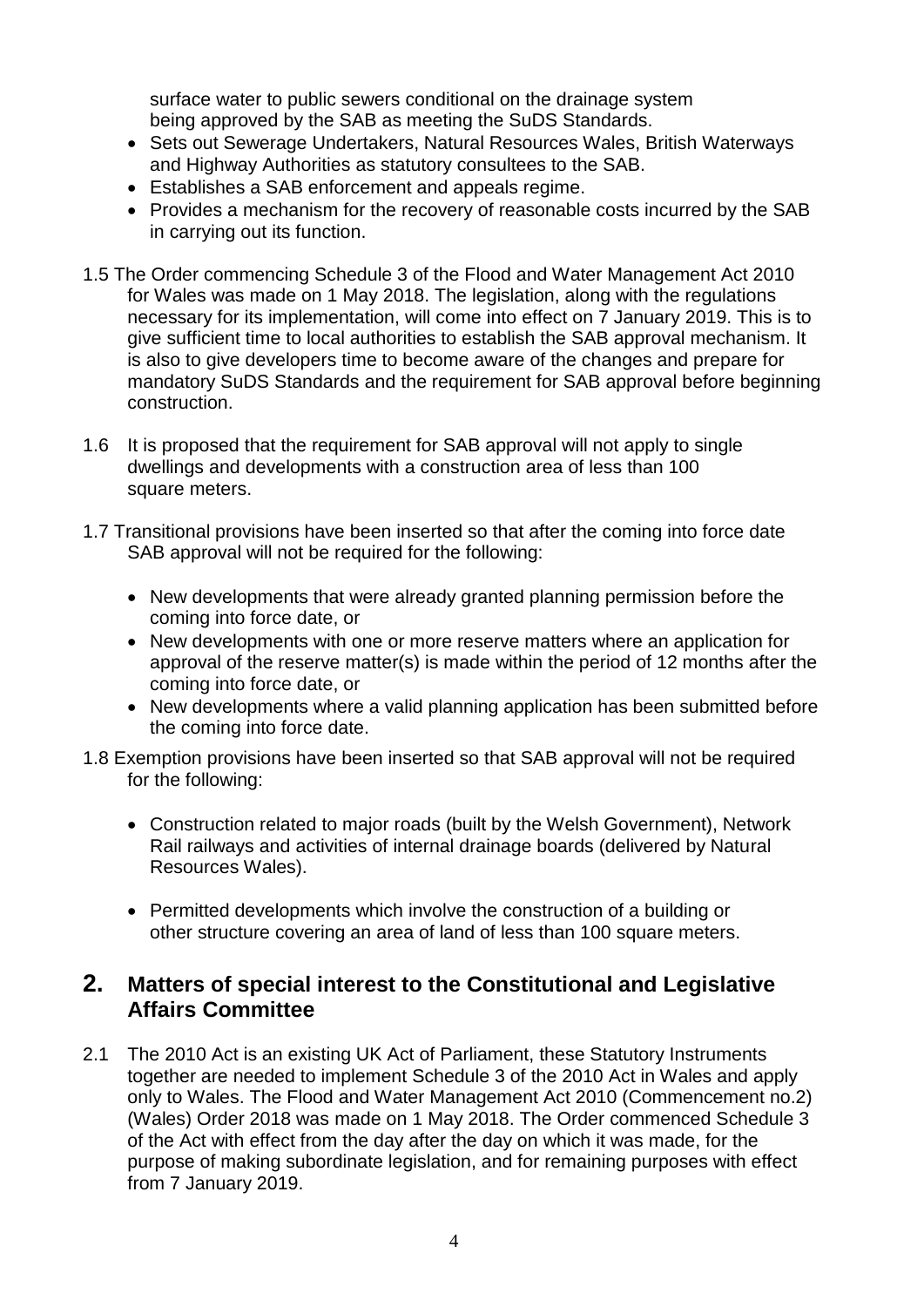surface water to public sewers conditional on the drainage system being approved by the SAB as meeting the SuDS Standards.

- Sets out Sewerage Undertakers, Natural Resources Wales, British Waterways and Highway Authorities as statutory consultees to the SAB.
- Establishes a SAB enforcement and appeals regime.
- Provides a mechanism for the recovery of reasonable costs incurred by the SAB in carrying out its function.

1.5 The Order commencing Schedule 3 of the Flood and Water Management Act 2010 for Wales was made on 1 May 2018. The legislation, along with the regulations necessary for its implementation, will come into effect on 7 January 2019. This is to give sufficient time to local authorities to establish the SAB approval mechanism. It is also to give developers time to become aware of the changes and prepare for mandatory SuDS Standards and the requirement for SAB approval before beginning construction.

1.6 It is proposed that the requirement for SAB approval will not apply to single dwellings and developments with a construction area of less than 100 square meters.

1.7 Transitional provisions have been inserted so that after the coming into force date SAB approval will not be required for the following:

- New developments that were already granted planning permission before the coming into force date, or
- New developments with one or more reserve matters where an application for approval of the reserve matter(s) is made within the period of 12 months after the coming into force date, or
- New developments where a valid planning application has been submitted before the coming into force date.

1.8 Exemption provisions have been inserted so that SAB approval will not be required for the following:

- Construction related to major roads (built by the Welsh Government), Network Rail railways and activities of internal drainage boards (delivered by Natural Resources Wales).
- Permitted developments which involve the construction of a building or other structure covering an area of land of less than 100 square meters.

## 2. Matters of special interest to the Constitutional and Legislative Affairs Committee

2.1 The 2010 Act is an existing UK Act of Parliament, these Statutory Instruments together are needed to implement Schedule 3 of the 2010 Act in Wales and apply only to Wales. The Flood and Water Management Act 2010 (Commencement no.2) (Wales) Order 2018 was made on 1 May 2018. The Order commenced Schedule 3 of the Act with effect from the day after the day on which it was made, for the purpose of making subordinate legislation, and for remaining purposes with effect from 7 January 2019.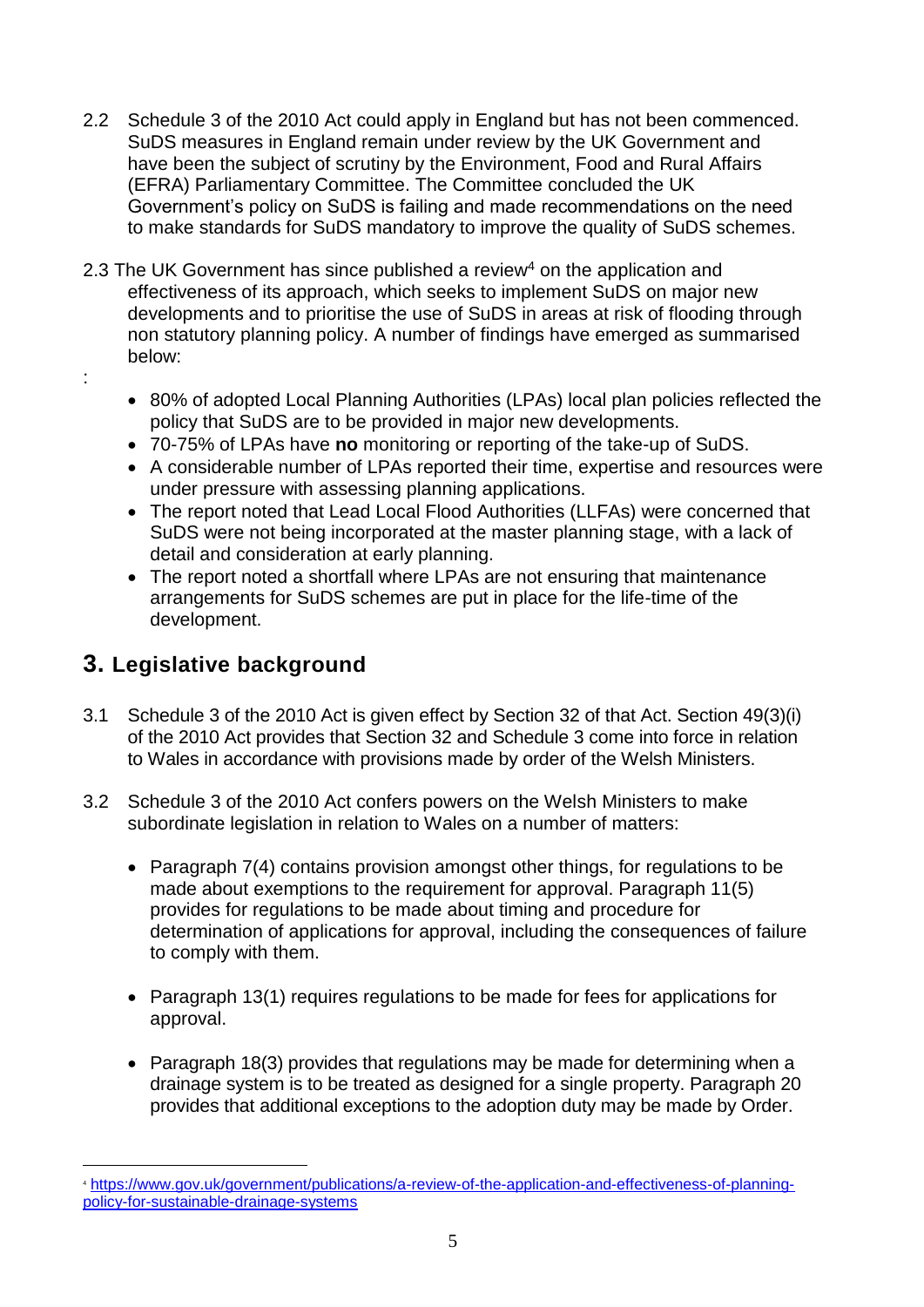2.2 Schedule 3 of the 2010 Act could apply in England but has not been commenced. SuDS measures in England remain under review by the UK Government and have been the subject of scrutiny by the Environment, Food and Rural Affairs (EFRA) Parliamentary Committee. The Committee concluded the UK Government's policy on SuDS is failing and made recommendations on the need to make standards for SuDS mandatory to improve the quality of SuDS schemes.

2.3 The UK Government has since published a review[4] on the application and effectiveness of its approach, which seeks to implement SuDS on major new developments and to prioritise the use of SuDS in areas at risk of flooding through non statutory planning policy. A number of findings have emerged as summarised below:

:

- 80% of adopted Local Planning Authorities (LPAs) local plan policies reflected the policy that SuDS are to be provided in major new developments.
- 70-75% of LPAs have **no** monitoring or reporting of the take-up of SuDS.
- A considerable number of LPAs reported their time, expertise and resources were under pressure with assessing planning applications.
- The report noted that Lead Local Flood Authorities (LLFAs) were concerned that SuDS were not being incorporated at the master planning stage, with a lack of detail and consideration at early planning.
- The report noted a shortfall where LPAs are not ensuring that maintenance arrangements for SuDS schemes are put in place for the life-time of the development.

## 3. Legislative background

3.1 Schedule 3 of the 2010 Act is given effect by Section 32 of that Act. Section 49(3)(i) of the 2010 Act provides that Section 32 and Schedule 3 come into force in relation to Wales in accordance with provisions made by order of the Welsh Ministers.

3.2 Schedule 3 of the 2010 Act confers powers on the Welsh Ministers to make subordinate legislation in relation to Wales on a number of matters:

- Paragraph 7(4) contains provision amongst other things, for regulations to be made about exemptions to the requirement for approval. Paragraph 11(5) provides for regulations to be made about timing and procedure for determination of applications for approval, including the consequences of failure to comply with them.

- Paragraph 13(1) requires regulations to be made for fees for applications for approval.

- Paragraph 18(3) provides that regulations may be made for determining when a drainage system is to be treated as designed for a single property. Paragraph 20 provides that additional exceptions to the adoption duty may be made by Order.

[4] https://www.gov.uk/government/publications/a-review-of-the-application-and-effectiveness-of-planning-policy-for-sustainable-drainage-systems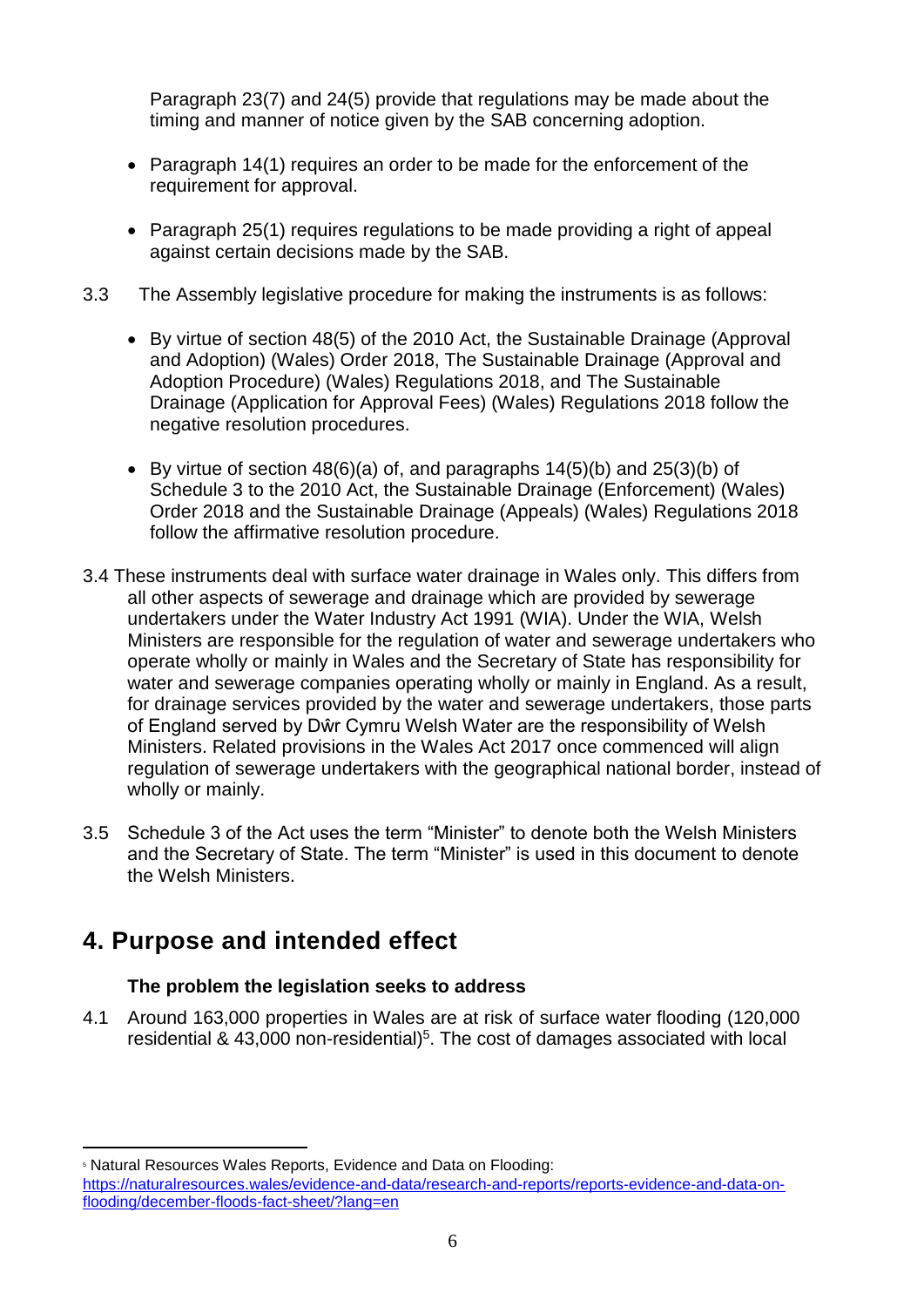Paragraph 23(7) and 24(5) provide that regulations may be made about the timing and manner of notice given by the SAB concerning adoption.

- Paragraph 14(1) requires an order to be made for the enforcement of the requirement for approval.

- Paragraph 25(1) requires regulations to be made providing a right of appeal against certain decisions made by the SAB.

3.3 The Assembly legislative procedure for making the instruments is as follows:

- By virtue of section 48(5) of the 2010 Act, the Sustainable Drainage (Approval and Adoption) (Wales) Order 2018, The Sustainable Drainage (Approval and Adoption Procedure) (Wales) Regulations 2018, and The Sustainable Drainage (Application for Approval Fees) (Wales) Regulations 2018 follow the negative resolution procedures.

- By virtue of section 48(6)(a) of, and paragraphs 14(5)(b) and 25(3)(b) of Schedule 3 to the 2010 Act, the Sustainable Drainage (Enforcement) (Wales) Order 2018 and the Sustainable Drainage (Appeals) (Wales) Regulations 2018 follow the affirmative resolution procedure.

3.4 These instruments deal with surface water drainage in Wales only. This differs from all other aspects of sewerage and drainage which are provided by sewerage undertakers under the Water Industry Act 1991 (WIA). Under the WIA, Welsh Ministers are responsible for the regulation of water and sewerage undertakers who operate wholly or mainly in Wales and the Secretary of State has responsibility for water and sewerage companies operating wholly or mainly in England. As a result, for drainage services provided by the water and sewerage undertakers, those parts of England served by Dŵr Cymru Welsh Water are the responsibility of Welsh Ministers. Related provisions in the Wales Act 2017 once commenced will align regulation of sewerage undertakers with the geographical national border, instead of wholly or mainly.

3.5 Schedule 3 of the Act uses the term "Minister" to denote both the Welsh Ministers and the Secretary of State. The term "Minister" is used in this document to denote the Welsh Ministers.

## 4. Purpose and intended effect

### The problem the legislation seeks to address

4.1 Around 163,000 properties in Wales are at risk of surface water flooding (120,000 residential & 43,000 non-residential)[5]. The cost of damages associated with local

[5] Natural Resources Wales Reports, Evidence and Data on Flooding: https://naturalresources.wales/evidence-and-data/research-and-reports/reports-evidence-and-data-on-flooding/december-floods-fact-sheet/?lang=en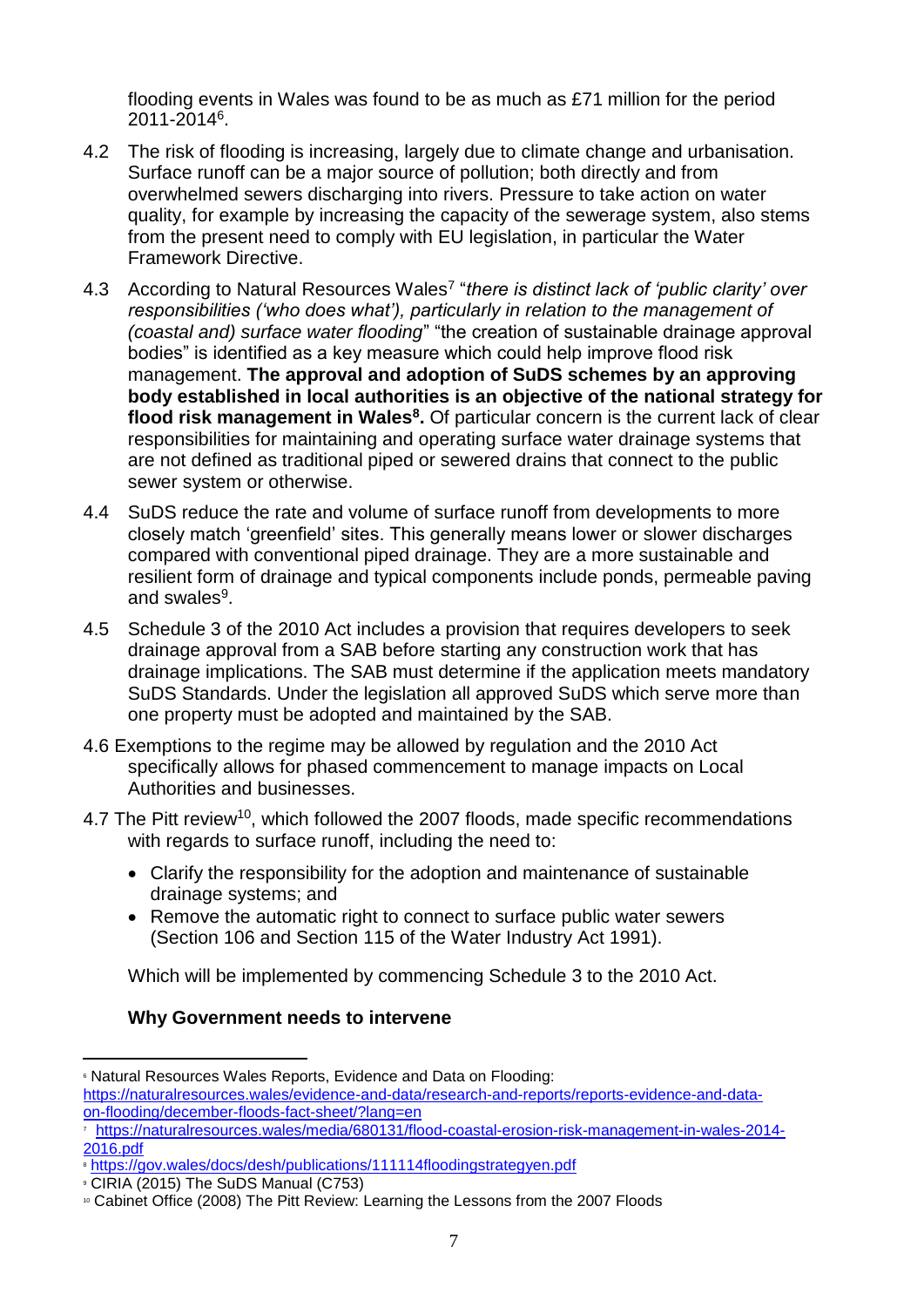flooding events in Wales was found to be as much as £71 million for the period 2011-2014[6].

4.2 The risk of flooding is increasing, largely due to climate change and urbanisation. Surface runoff can be a major source of pollution; both directly and from overwhelmed sewers discharging into rivers. Pressure to take action on water quality, for example by increasing the capacity of the sewerage system, also stems from the present need to comply with EU legislation, in particular the Water Framework Directive.

4.3 According to Natural Resources Wales[7] "*there is distinct lack of 'public clarity' over responsibilities ('who does what'), particularly in relation to the management of (coastal and) surface water flooding*" "the creation of sustainable drainage approval bodies" is identified as a key measure which could help improve flood risk management. **The approval and adoption of SuDS schemes by an approving body established in local authorities is an objective of the national strategy for flood risk management in Wales[8].** Of particular concern is the current lack of clear responsibilities for maintaining and operating surface water drainage systems that are not defined as traditional piped or sewered drains that connect to the public sewer system or otherwise.

4.4 SuDS reduce the rate and volume of surface runoff from developments to more closely match 'greenfield' sites. This generally means lower or slower discharges compared with conventional piped drainage. They are a more sustainable and resilient form of drainage and typical components include ponds, permeable paving and swales[9].

4.5 Schedule 3 of the 2010 Act includes a provision that requires developers to seek drainage approval from a SAB before starting any construction work that has drainage implications. The SAB must determine if the application meets mandatory SuDS Standards. Under the legislation all approved SuDS which serve more than one property must be adopted and maintained by the SAB.

4.6 Exemptions to the regime may be allowed by regulation and the 2010 Act specifically allows for phased commencement to manage impacts on Local Authorities and businesses.

4.7 The Pitt review[10], which followed the 2007 floods, made specific recommendations with regards to surface runoff, including the need to:

- Clarify the responsibility for the adoption and maintenance of sustainable drainage systems; and
- Remove the automatic right to connect to surface public water sewers (Section 106 and Section 115 of the Water Industry Act 1991).

Which will be implemented by commencing Schedule 3 to the 2010 Act.

**Why Government needs to intervene**

---

[6] Natural Resources Wales Reports, Evidence and Data on Flooding: https://naturalresources.wales/evidence-and-data/research-and-reports/reports-evidence-and-data-on-flooding/december-floods-fact-sheet/?lang=en

[7] https://naturalresources.wales/media/680131/flood-coastal-erosion-risk-management-in-wales-2014-2016.pdf

[8] https://gov.wales/docs/desh/publications/111114floodingstrategyen.pdf

[9] CIRIA (2015) The SuDS Manual (C753)

[10] Cabinet Office (2008) The Pitt Review: Learning the Lessons from the 2007 Floods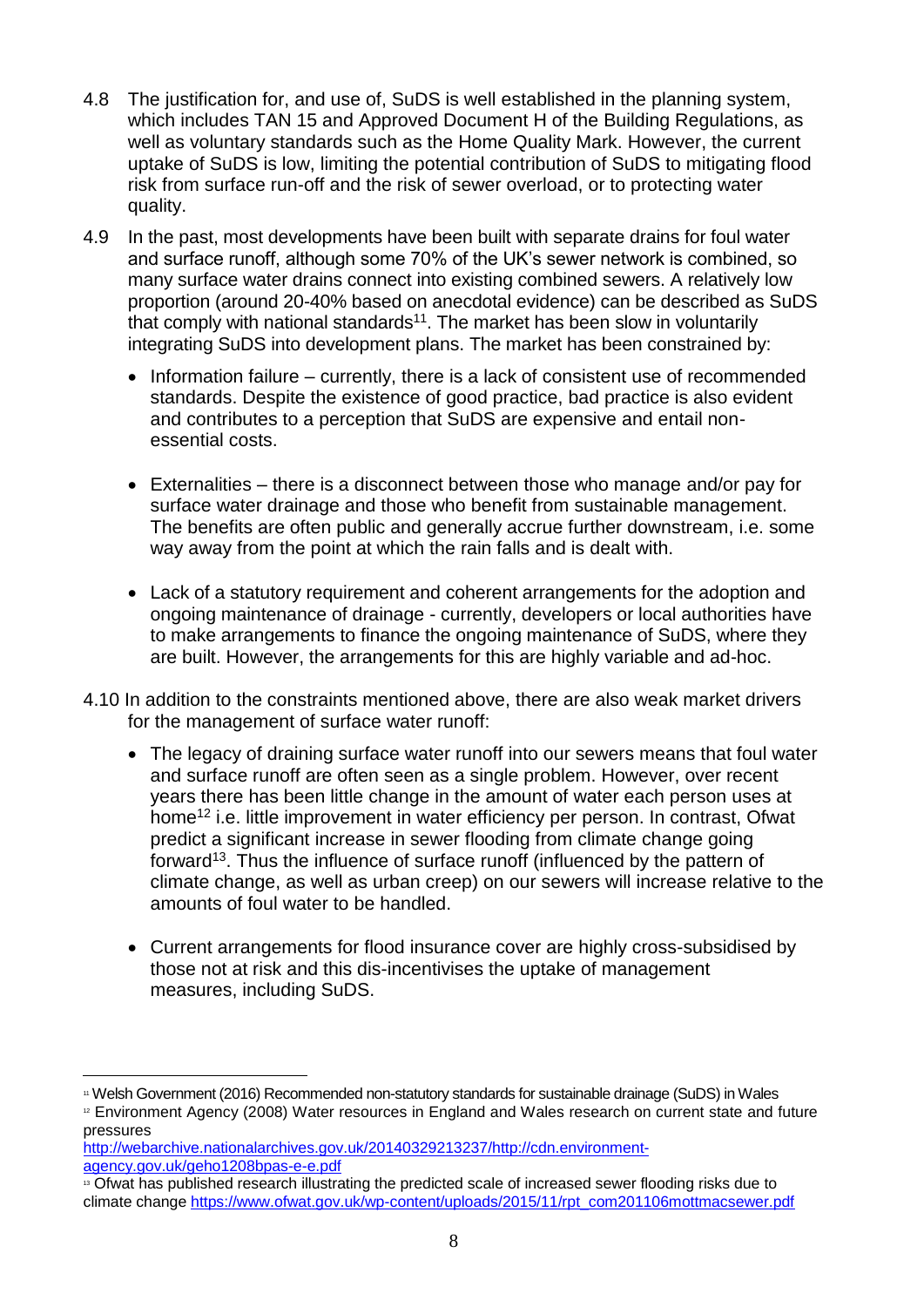4.8 The justification for, and use of, SuDS is well established in the planning system, which includes TAN 15 and Approved Document H of the Building Regulations, as well as voluntary standards such as the Home Quality Mark. However, the current uptake of SuDS is low, limiting the potential contribution of SuDS to mitigating flood risk from surface run-off and the risk of sewer overload, or to protecting water quality.

4.9 In the past, most developments have been built with separate drains for foul water and surface runoff, although some 70% of the UK's sewer network is combined, so many surface water drains connect into existing combined sewers. A relatively low proportion (around 20-40% based on anecdotal evidence) can be described as SuDS that comply with national standards[11]. The market has been slow in voluntarily integrating SuDS into development plans. The market has been constrained by:

- Information failure – currently, there is a lack of consistent use of recommended standards. Despite the existence of good practice, bad practice is also evident and contributes to a perception that SuDS are expensive and entail non-essential costs.

- Externalities – there is a disconnect between those who manage and/or pay for surface water drainage and those who benefit from sustainable management. The benefits are often public and generally accrue further downstream, i.e. some way away from the point at which the rain falls and is dealt with.

- Lack of a statutory requirement and coherent arrangements for the adoption and ongoing maintenance of drainage - currently, developers or local authorities have to make arrangements to finance the ongoing maintenance of SuDS, where they are built. However, the arrangements for this are highly variable and ad-hoc.

4.10 In addition to the constraints mentioned above, there are also weak market drivers for the management of surface water runoff:

- The legacy of draining surface water runoff into our sewers means that foul water and surface runoff are often seen as a single problem. However, over recent years there has been little change in the amount of water each person uses at home[12] i.e. little improvement in water efficiency per person. In contrast, Ofwat predict a significant increase in sewer flooding from climate change going forward[13]. Thus the influence of surface runoff (influenced by the pattern of climate change, as well as urban creep) on our sewers will increase relative to the amounts of foul water to be handled.

- Current arrangements for flood insurance cover are highly cross-subsidised by those not at risk and this dis-incentivises the uptake of management measures, including SuDS.

---

[11] Welsh Government (2016) Recommended non-statutory standards for sustainable drainage (SuDS) in Wales

[12] Environment Agency (2008) Water resources in England and Wales research on current state and future pressures http://webarchive.nationalarchives.gov.uk/20140329213237/http://cdn.environment-agency.gov.uk/geho1208bpas-e-e.pdf

[13] Ofwat has published research illustrating the predicted scale of increased sewer flooding risks due to climate change https://www.ofwat.gov.uk/wp-content/uploads/2015/11/rpt_com201106mottmacsewer.pdf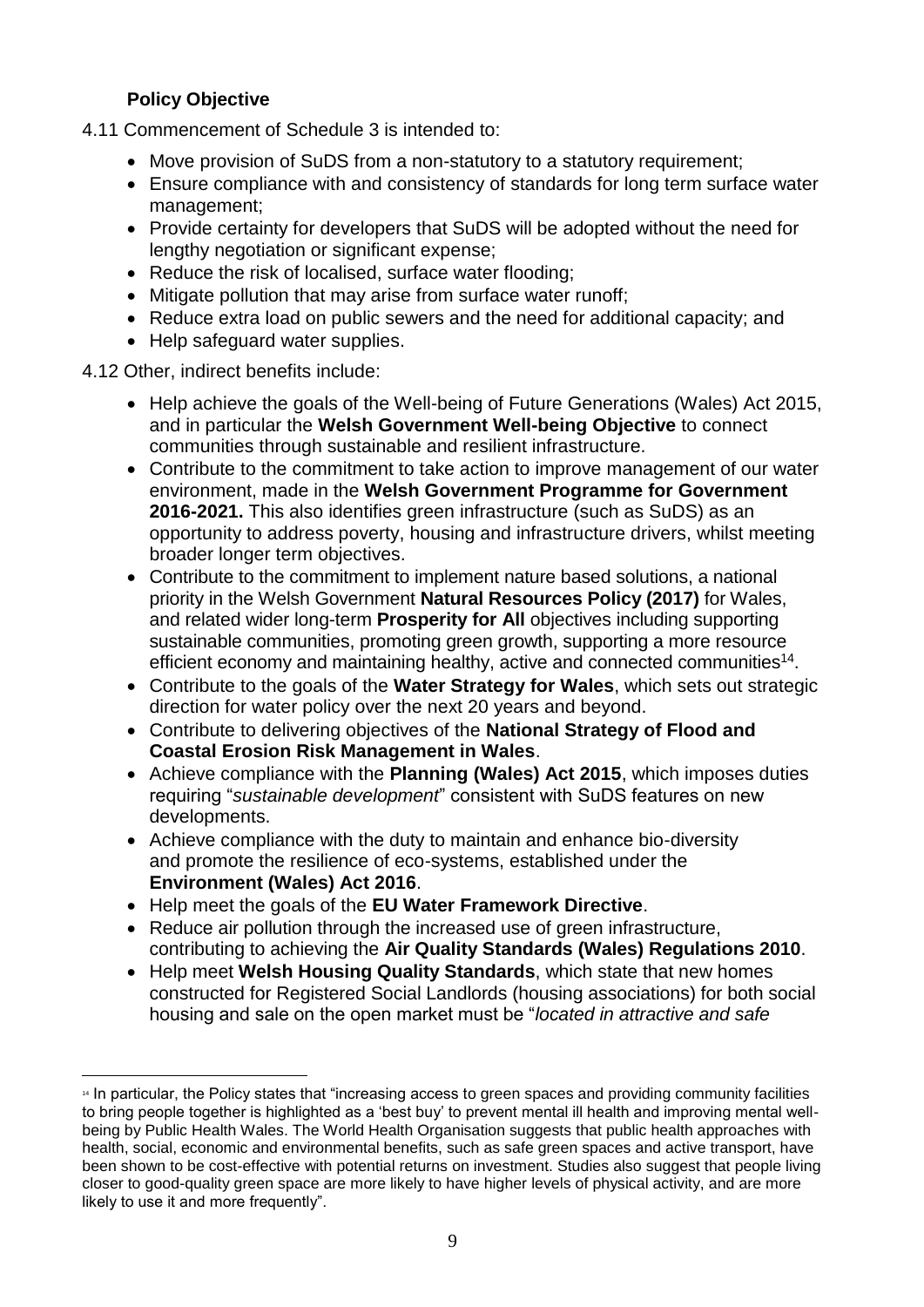### Policy Objective

4.11 Commencement of Schedule 3 is intended to:

- Move provision of SuDS from a non-statutory to a statutory requirement;
- Ensure compliance with and consistency of standards for long term surface water management;
- Provide certainty for developers that SuDS will be adopted without the need for lengthy negotiation or significant expense;
- Reduce the risk of localised, surface water flooding;
- Mitigate pollution that may arise from surface water runoff;
- Reduce extra load on public sewers and the need for additional capacity; and
- Help safeguard water supplies.

4.12 Other, indirect benefits include:

- Help achieve the goals of the Well-being of Future Generations (Wales) Act 2015, and in particular the **Welsh Government Well-being Objective** to connect communities through sustainable and resilient infrastructure.
- Contribute to the commitment to take action to improve management of our water environment, made in the **Welsh Government Programme for Government 2016-2021.** This also identifies green infrastructure (such as SuDS) as an opportunity to address poverty, housing and infrastructure drivers, whilst meeting broader longer term objectives.
- Contribute to the commitment to implement nature based solutions, a national priority in the Welsh Government **Natural Resources Policy (2017)** for Wales, and related wider long-term **Prosperity for All** objectives including supporting sustainable communities, promoting green growth, supporting a more resource efficient economy and maintaining healthy, active and connected communities[14].
- Contribute to the goals of the **Water Strategy for Wales**, which sets out strategic direction for water policy over the next 20 years and beyond.
- Contribute to delivering objectives of the **National Strategy of Flood and Coastal Erosion Risk Management in Wales**.
- Achieve compliance with the **Planning (Wales) Act 2015**, which imposes duties requiring "*sustainable development*" consistent with SuDS features on new developments.
- Achieve compliance with the duty to maintain and enhance bio-diversity and promote the resilience of eco-systems, established under the **Environment (Wales) Act 2016**.
- Help meet the goals of the **EU Water Framework Directive**.
- Reduce air pollution through the increased use of green infrastructure, contributing to achieving the **Air Quality Standards (Wales) Regulations 2010**.
- Help meet **Welsh Housing Quality Standards**, which state that new homes constructed for Registered Social Landlords (housing associations) for both social housing and sale on the open market must be "*located in attractive and safe*

---

[14] In particular, the Policy states that "increasing access to green spaces and providing community facilities to bring people together is highlighted as a 'best buy' to prevent mental ill health and improving mental well-being by Public Health Wales. The World Health Organisation suggests that public health approaches with health, social, economic and environmental benefits, such as safe green spaces and active transport, have been shown to be cost-effective with potential returns on investment. Studies also suggest that people living closer to good-quality green space are more likely to have higher levels of physical activity, and are more likely to use it and more frequently".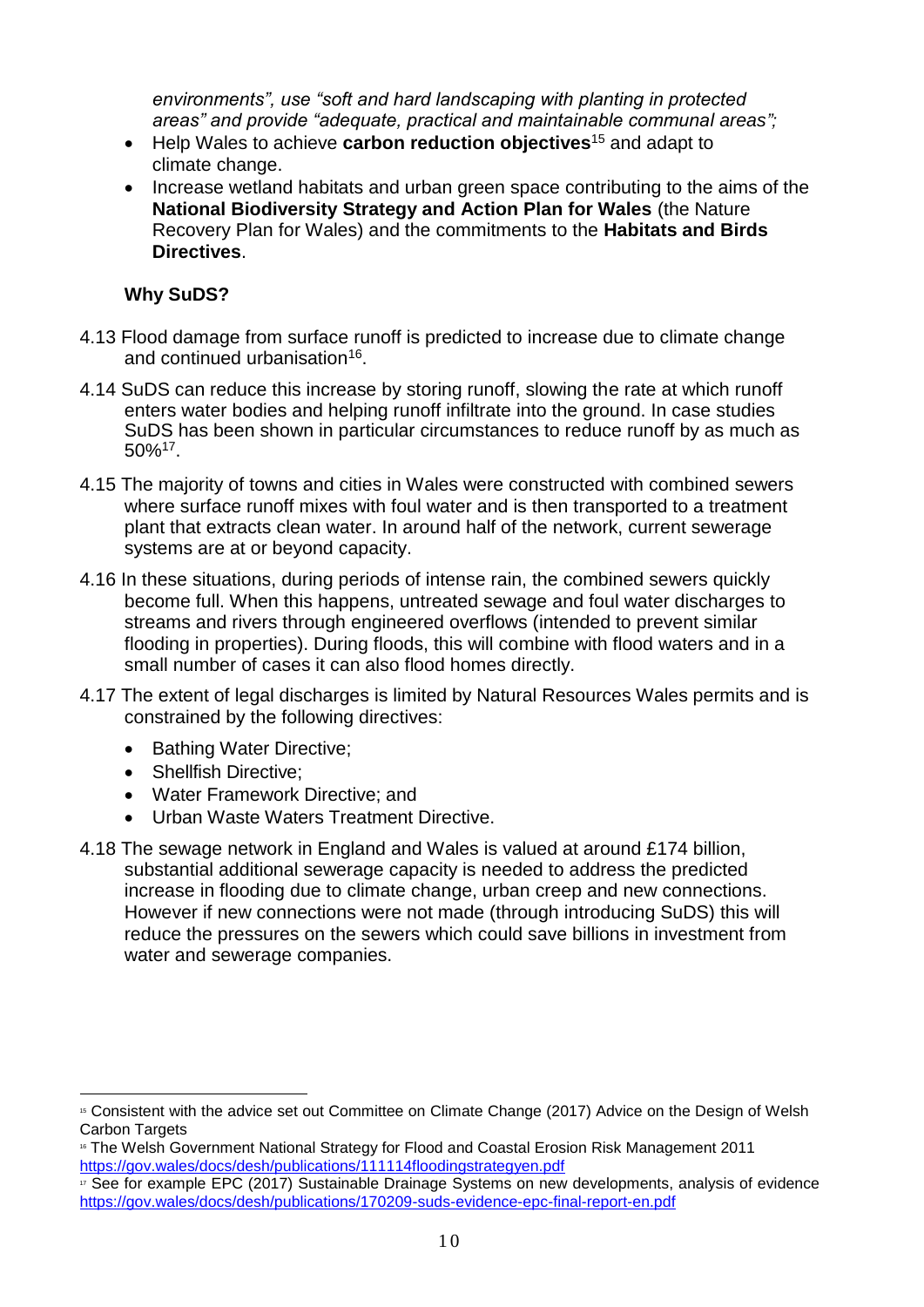*environments", use "soft and hard landscaping with planting in protected areas" and provide "adequate, practical and maintainable communal areas";*

- Help Wales to achieve **carbon reduction objectives**[15] and adapt to climate change.
- Increase wetland habitats and urban green space contributing to the aims of the **National Biodiversity Strategy and Action Plan for Wales** (the Nature Recovery Plan for Wales) and the commitments to the **Habitats and Birds Directives**.

**Why SuDS?**

4.13 Flood damage from surface runoff is predicted to increase due to climate change and continued urbanisation[16].

4.14 SuDS can reduce this increase by storing runoff, slowing the rate at which runoff enters water bodies and helping runoff infiltrate into the ground. In case studies SuDS has been shown in particular circumstances to reduce runoff by as much as 50%[17].

4.15 The majority of towns and cities in Wales were constructed with combined sewers where surface runoff mixes with foul water and is then transported to a treatment plant that extracts clean water. In around half of the network, current sewerage systems are at or beyond capacity.

4.16 In these situations, during periods of intense rain, the combined sewers quickly become full. When this happens, untreated sewage and foul water discharges to streams and rivers through engineered overflows (intended to prevent similar flooding in properties). During floods, this will combine with flood waters and in a small number of cases it can also flood homes directly.

4.17 The extent of legal discharges is limited by Natural Resources Wales permits and is constrained by the following directives:

- Bathing Water Directive;
- Shellfish Directive;
- Water Framework Directive; and
- Urban Waste Waters Treatment Directive.

4.18 The sewage network in England and Wales is valued at around £174 billion, substantial additional sewerage capacity is needed to address the predicted increase in flooding due to climate change, urban creep and new connections. However if new connections were not made (through introducing SuDS) this will reduce the pressures on the sewers which could save billions in investment from water and sewerage companies.

---

[15] Consistent with the advice set out Committee on Climate Change (2017) Advice on the Design of Welsh Carbon Targets

[16] The Welsh Government National Strategy for Flood and Coastal Erosion Risk Management 2011 https://gov.wales/docs/desh/publications/111114floodingstrategyen.pdf

[17] See for example EPC (2017) Sustainable Drainage Systems on new developments, analysis of evidence https://gov.wales/docs/desh/publications/170209-suds-evidence-epc-final-report-en.pdf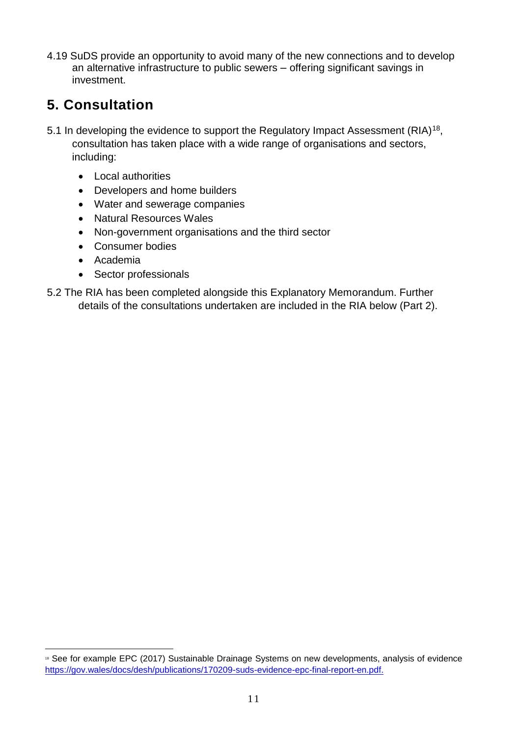4.19 SuDS provide an opportunity to avoid many of the new connections and to develop an alternative infrastructure to public sewers – offering significant savings in investment.

## 5. Consultation

5.1 In developing the evidence to support the Regulatory Impact Assessment (RIA)[18], consultation has taken place with a wide range of organisations and sectors, including:

- Local authorities
- Developers and home builders
- Water and sewerage companies
- Natural Resources Wales
- Non-government organisations and the third sector
- Consumer bodies
- Academia
- Sector professionals

5.2 The RIA has been completed alongside this Explanatory Memorandum. Further details of the consultations undertaken are included in the RIA below (Part 2).

---

[18] See for example EPC (2017) Sustainable Drainage Systems on new developments, analysis of evidence https://gov.wales/docs/desh/publications/170209-suds-evidence-epc-final-report-en.pdf.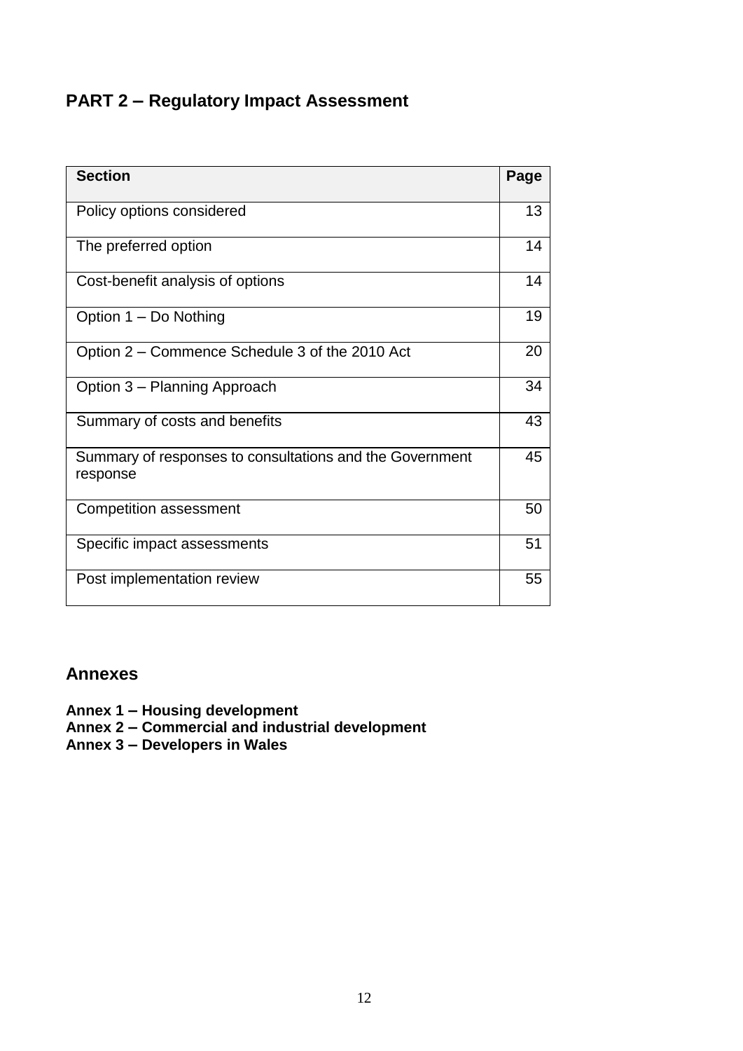## PART 2 – Regulatory Impact Assessment

| Section | Page |
|---|---|
| Policy options considered | 13 |
| The preferred option | 14 |
| Cost-benefit analysis of options | 14 |
| Option 1 – Do Nothing | 19 |
| Option 2 – Commence Schedule 3 of the 2010 Act | 20 |
| Option 3 – Planning Approach | 34 |
| Summary of costs and benefits | 43 |
| Summary of responses to consultations and the Government response | 45 |
| Competition assessment | 50 |
| Specific impact assessments | 51 |
| Post implementation review | 55 |

## Annexes

**Annex 1 – Housing development**
**Annex 2 – Commercial and industrial development**
**Annex 3 – Developers in Wales**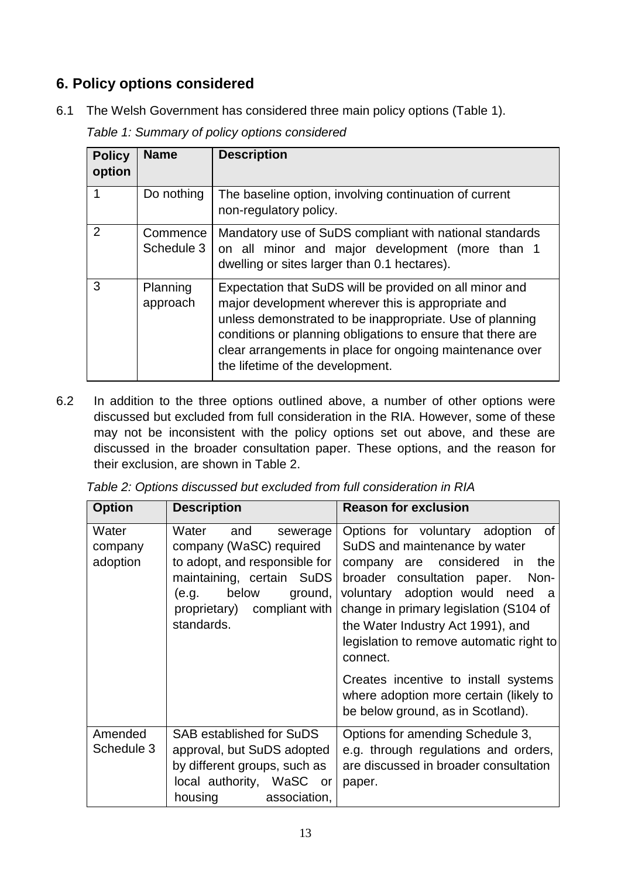## 6. Policy options considered

6.1 The Welsh Government has considered three main policy options (Table 1).

*Table 1: Summary of policy options considered*

| Policy option | Name | Description |
|---|---|---|
| 1 | Do nothing | The baseline option, involving continuation of current non-regulatory policy. |
| 2 | Commence Schedule 3 | Mandatory use of SuDS compliant with national standards on all minor and major development (more than 1 dwelling or sites larger than 0.1 hectares). |
| 3 | Planning approach | Expectation that SuDS will be provided on all minor and major development wherever this is appropriate and unless demonstrated to be inappropriate. Use of planning conditions or planning obligations to ensure that there are clear arrangements in place for ongoing maintenance over the lifetime of the development. |

6.2 In addition to the three options outlined above, a number of other options were discussed but excluded from full consideration in the RIA. However, some of these may not be inconsistent with the policy options set out above, and these are discussed in the broader consultation paper. These options, and the reason for their exclusion, are shown in Table 2.

*Table 2: Options discussed but excluded from full consideration in RIA*

| Option | Description | Reason for exclusion |
|---|---|---|
| Water company adoption | Water and sewerage company (WaSC) required to adopt, and responsible for maintaining, certain SuDS (e.g. below ground, proprietary) compliant with standards. | Options for voluntary adoption of SuDS and maintenance by water company are considered in the broader consultation paper. Non-voluntary adoption would need a change in primary legislation (S104 of the Water Industry Act 1991), and legislation to remove automatic right to connect.<br><br>Creates incentive to install systems where adoption more certain (likely to be below ground, as in Scotland). |
| Amended Schedule 3 | SAB established for SuDS approval, but SuDS adopted by different groups, such as local authority, WaSC or housing association, | Options for amending Schedule 3, e.g. through regulations and orders, are discussed in broader consultation paper. |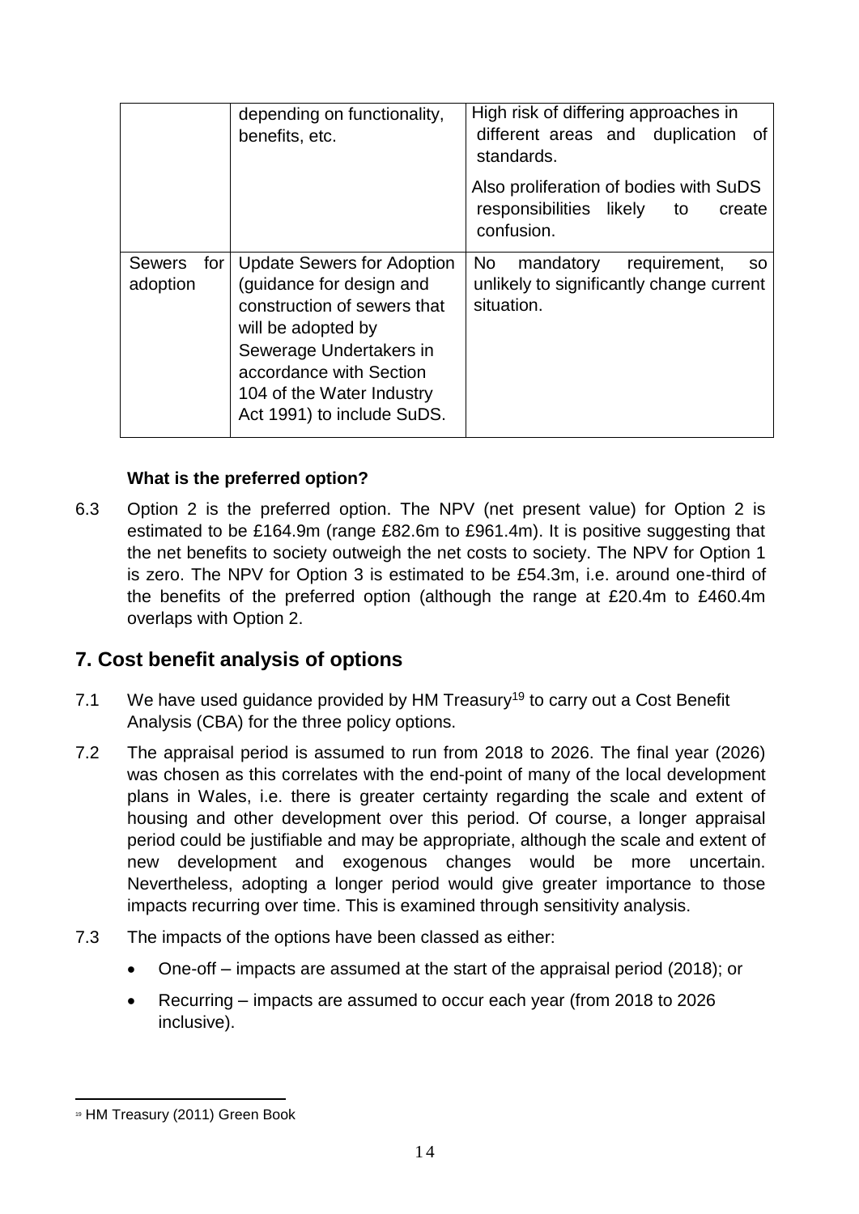| | | |
|---|---|---|
| | depending on functionality, benefits, etc. | High risk of differing approaches in different areas and duplication of standards.<br><br>Also proliferation of bodies with SuDS responsibilities likely to create confusion. |
| Sewers for adoption | Update Sewers for Adoption (guidance for design and construction of sewers that will be adopted by Sewerage Undertakers in accordance with Section 104 of the Water Industry Act 1991) to include SuDS. | No mandatory requirement, so unlikely to significantly change current situation. |

**What is the preferred option?**

6.3 Option 2 is the preferred option. The NPV (net present value) for Option 2 is estimated to be £164.9m (range £82.6m to £961.4m). It is positive suggesting that the net benefits to society outweigh the net costs to society. The NPV for Option 1 is zero. The NPV for Option 3 is estimated to be £54.3m, i.e. around one-third of the benefits of the preferred option (although the range at £20.4m to £460.4m overlaps with Option 2.

## 7. Cost benefit analysis of options

7.1 We have used guidance provided by HM Treasury[19] to carry out a Cost Benefit Analysis (CBA) for the three policy options.

7.2 The appraisal period is assumed to run from 2018 to 2026. The final year (2026) was chosen as this correlates with the end-point of many of the local development plans in Wales, i.e. there is greater certainty regarding the scale and extent of housing and other development over this period. Of course, a longer appraisal period could be justifiable and may be appropriate, although the scale and extent of new development and exogenous changes would be more uncertain. Nevertheless, adopting a longer period would give greater importance to those impacts recurring over time. This is examined through sensitivity analysis.

7.3 The impacts of the options have been classed as either:

- One-off – impacts are assumed at the start of the appraisal period (2018); or
- Recurring – impacts are assumed to occur each year (from 2018 to 2026 inclusive).

[19] HM Treasury (2011) Green Book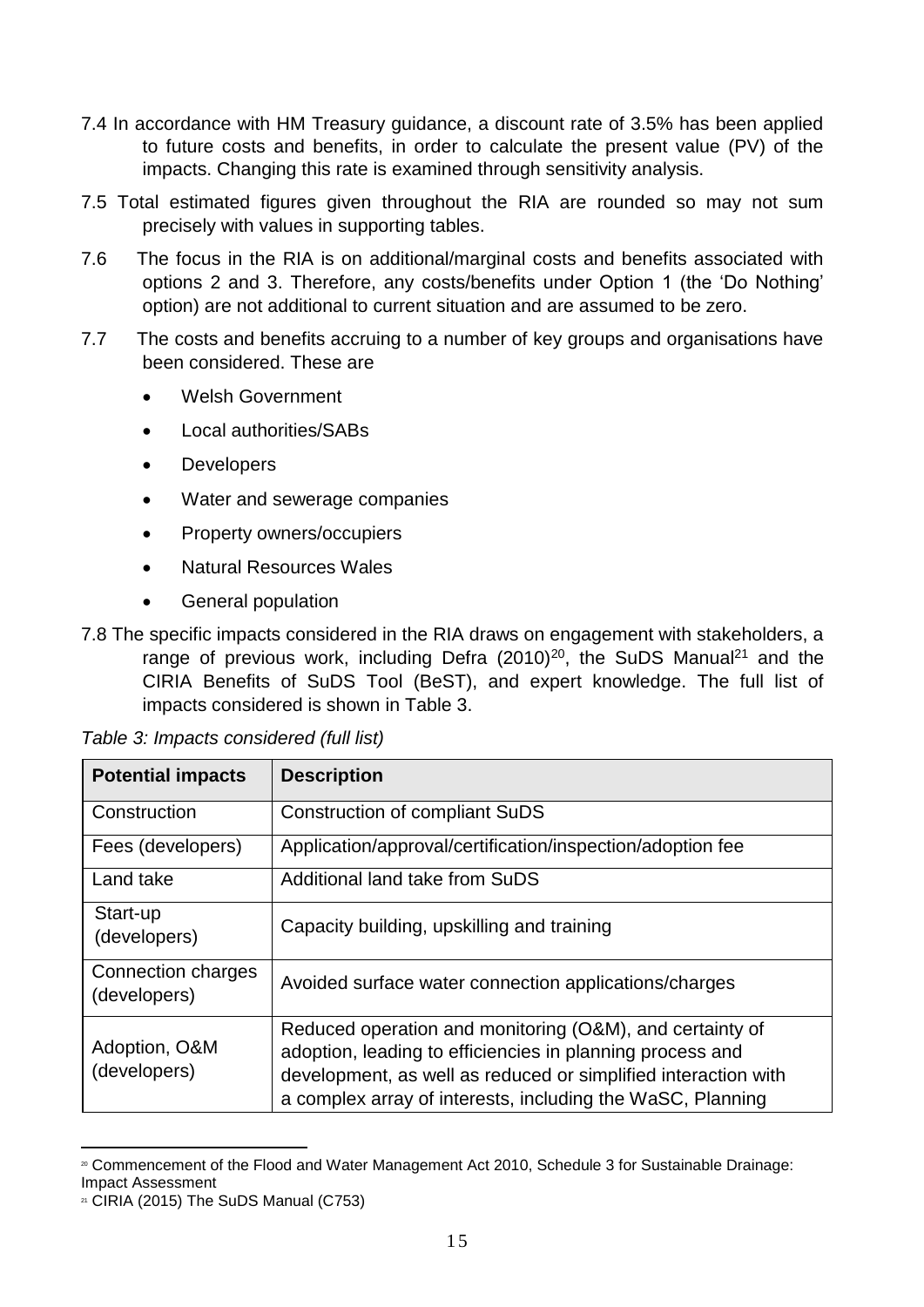7.4 In accordance with HM Treasury guidance, a discount rate of 3.5% has been applied to future costs and benefits, in order to calculate the present value (PV) of the impacts. Changing this rate is examined through sensitivity analysis.

7.5 Total estimated figures given throughout the RIA are rounded so may not sum precisely with values in supporting tables.

7.6 The focus in the RIA is on additional/marginal costs and benefits associated with options 2 and 3. Therefore, any costs/benefits under Option 1 (the 'Do Nothing' option) are not additional to current situation and are assumed to be zero.

7.7 The costs and benefits accruing to a number of key groups and organisations have been considered. These are

- Welsh Government
- Local authorities/SABs
- Developers
- Water and sewerage companies
- Property owners/occupiers
- Natural Resources Wales
- General population

7.8 The specific impacts considered in the RIA draws on engagement with stakeholders, a range of previous work, including Defra (2010)[20], the SuDS Manual[21] and the CIRIA Benefits of SuDS Tool (BeST), and expert knowledge. The full list of impacts considered is shown in Table 3.

*Table 3: Impacts considered (full list)*

| Potential impacts | Description |
|---|---|
| Construction | Construction of compliant SuDS |
| Fees (developers) | Application/approval/certification/inspection/adoption fee |
| Land take | Additional land take from SuDS |
| Start-up (developers) | Capacity building, upskilling and training |
| Connection charges (developers) | Avoided surface water connection applications/charges |
| Adoption, O&M (developers) | Reduced operation and monitoring (O&M), and certainty of adoption, leading to efficiencies in planning process and development, as well as reduced or simplified interaction with a complex array of interests, including the WaSC, Planning |

[20] Commencement of the Flood and Water Management Act 2010, Schedule 3 for Sustainable Drainage: Impact Assessment

[21] CIRIA (2015) The SuDS Manual (C753)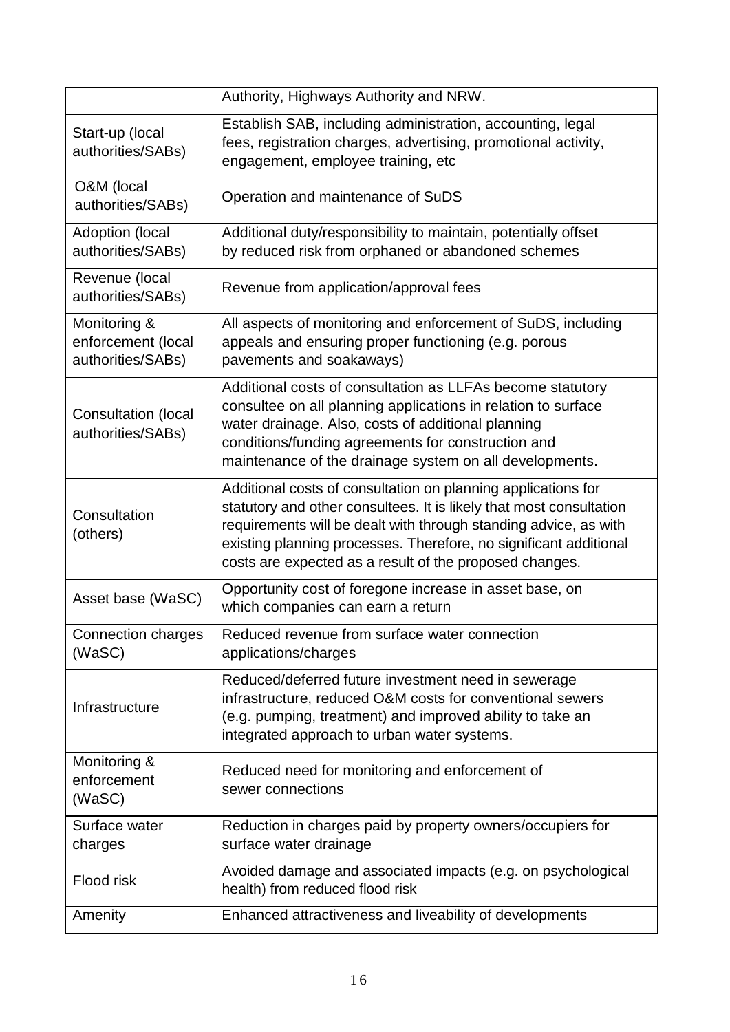|  |  |
|---|---|
|  | Authority, Highways Authority and NRW. |
| Start-up (local authorities/SABs) | Establish SAB, including administration, accounting, legal fees, registration charges, advertising, promotional activity, engagement, employee training, etc |
| O&M (local authorities/SABs) | Operation and maintenance of SuDS |
| Adoption (local authorities/SABs) | Additional duty/responsibility to maintain, potentially offset by reduced risk from orphaned or abandoned schemes |
| Revenue (local authorities/SABs) | Revenue from application/approval fees |
| Monitoring & enforcement (local authorities/SABs) | All aspects of monitoring and enforcement of SuDS, including appeals and ensuring proper functioning (e.g. porous pavements and soakaways) |
| Consultation (local authorities/SABs) | Additional costs of consultation as LLFAs become statutory consultee on all planning applications in relation to surface water drainage. Also, costs of additional planning conditions/funding agreements for construction and maintenance of the drainage system on all developments. |
| Consultation (others) | Additional costs of consultation on planning applications for statutory and other consultees. It is likely that most consultation requirements will be dealt with through standing advice, as with existing planning processes. Therefore, no significant additional costs are expected as a result of the proposed changes. |
| Asset base (WaSC) | Opportunity cost of foregone increase in asset base, on which companies can earn a return |
| Connection charges (WaSC) | Reduced revenue from surface water connection applications/charges |
| Infrastructure | Reduced/deferred future investment need in sewerage infrastructure, reduced O&M costs for conventional sewers (e.g. pumping, treatment) and improved ability to take an integrated approach to urban water systems. |
| Monitoring & enforcement (WaSC) | Reduced need for monitoring and enforcement of sewer connections |
| Surface water charges | Reduction in charges paid by property owners/occupiers for surface water drainage |
| Flood risk | Avoided damage and associated impacts (e.g. on psychological health) from reduced flood risk |
| Amenity | Enhanced attractiveness and liveability of developments |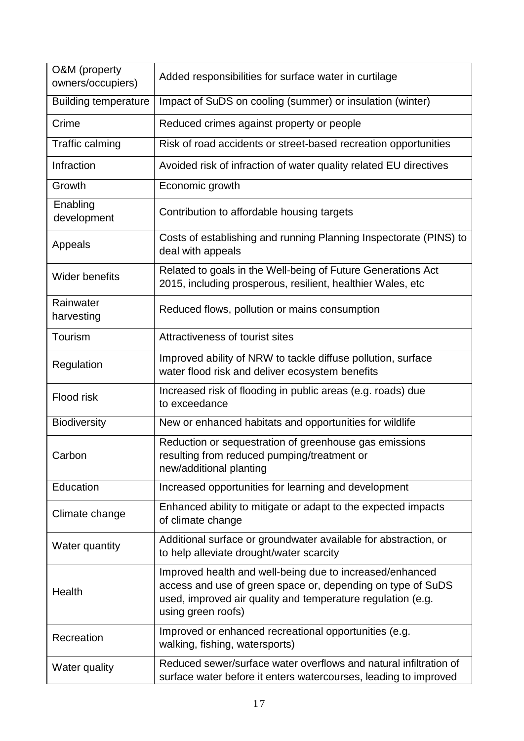| O&M (property owners/occupiers) | Added responsibilities for surface water in curtilage |
|---|---|
| Building temperature | Impact of SuDS on cooling (summer) or insulation (winter) |
| Crime | Reduced crimes against property or people |
| Traffic calming | Risk of road accidents or street-based recreation opportunities |
| Infraction | Avoided risk of infraction of water quality related EU directives |
| Growth | Economic growth |
| Enabling development | Contribution to affordable housing targets |
| Appeals | Costs of establishing and running Planning Inspectorate (PINS) to deal with appeals |
| Wider benefits | Related to goals in the Well-being of Future Generations Act 2015, including prosperous, resilient, healthier Wales, etc |
| Rainwater harvesting | Reduced flows, pollution or mains consumption |
| Tourism | Attractiveness of tourist sites |
| Regulation | Improved ability of NRW to tackle diffuse pollution, surface water flood risk and deliver ecosystem benefits |
| Flood risk | Increased risk of flooding in public areas (e.g. roads) due to exceedance |
| Biodiversity | New or enhanced habitats and opportunities for wildlife |
| Carbon | Reduction or sequestration of greenhouse gas emissions resulting from reduced pumping/treatment or new/additional planting |
| Education | Increased opportunities for learning and development |
| Climate change | Enhanced ability to mitigate or adapt to the expected impacts of climate change |
| Water quantity | Additional surface or groundwater available for abstraction, or to help alleviate drought/water scarcity |
| Health | Improved health and well-being due to increased/enhanced access and use of green space or, depending on type of SuDS used, improved air quality and temperature regulation (e.g. using green roofs) |
| Recreation | Improved or enhanced recreational opportunities (e.g. walking, fishing, watersports) |
| Water quality | Reduced sewer/surface water overflows and natural infiltration of surface water before it enters watercourses, leading to improved |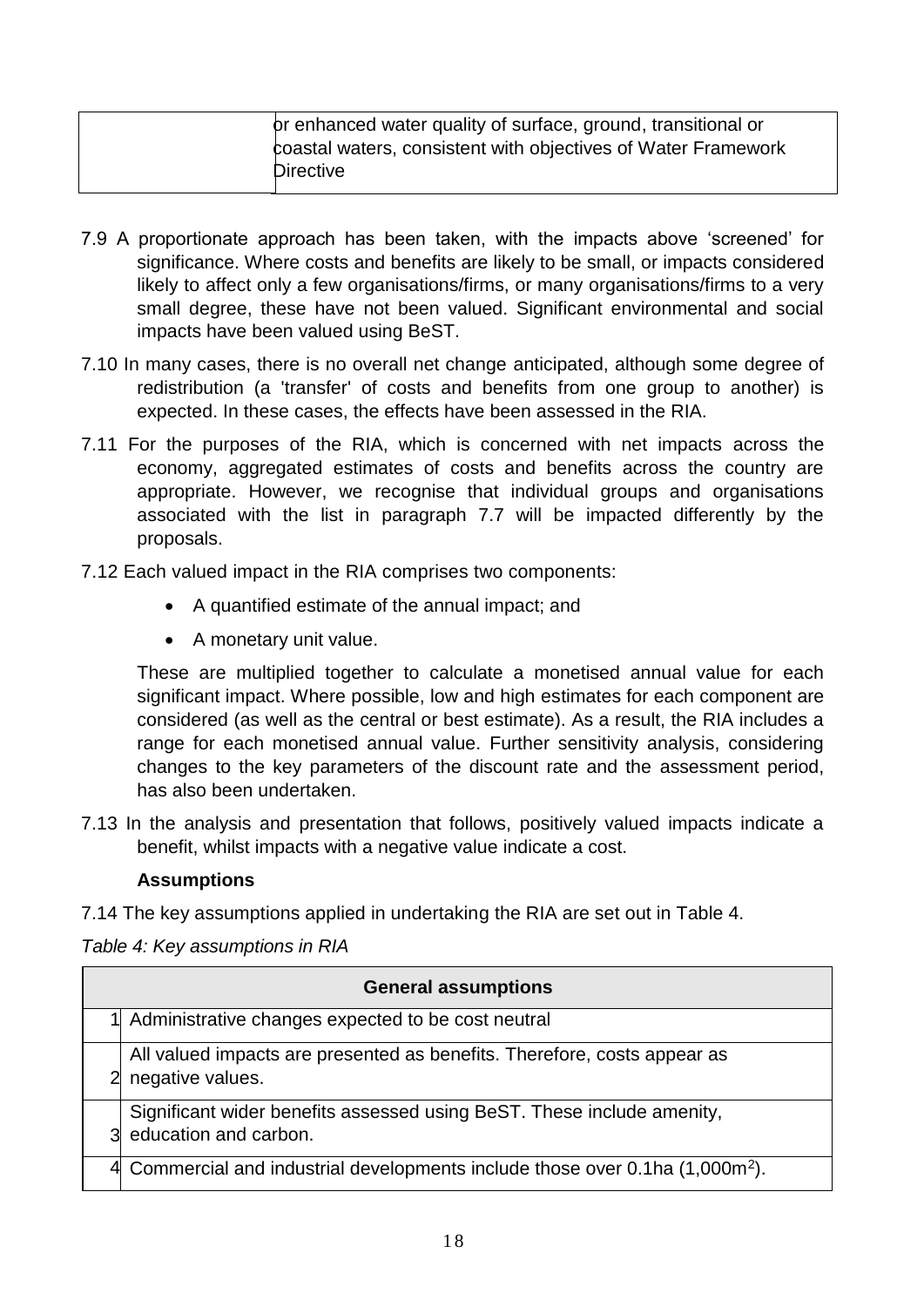| | or enhanced water quality of surface, ground, transitional or coastal waters, consistent with objectives of Water Framework Directive |
|---|---|

7.9 A proportionate approach has been taken, with the impacts above 'screened' for significance. Where costs and benefits are likely to be small, or impacts considered likely to affect only a few organisations/firms, or many organisations/firms to a very small degree, these have not been valued. Significant environmental and social impacts have been valued using BeST.

7.10 In many cases, there is no overall net change anticipated, although some degree of redistribution (a 'transfer' of costs and benefits from one group to another) is expected. In these cases, the effects have been assessed in the RIA.

7.11 For the purposes of the RIA, which is concerned with net impacts across the economy, aggregated estimates of costs and benefits across the country are appropriate. However, we recognise that individual groups and organisations associated with the list in paragraph 7.7 will be impacted differently by the proposals.

7.12 Each valued impact in the RIA comprises two components:

- A quantified estimate of the annual impact; and
- A monetary unit value.

These are multiplied together to calculate a monetised annual value for each significant impact. Where possible, low and high estimates for each component are considered (as well as the central or best estimate). As a result, the RIA includes a range for each monetised annual value. Further sensitivity analysis, considering changes to the key parameters of the discount rate and the assessment period, has also been undertaken.

7.13 In the analysis and presentation that follows, positively valued impacts indicate a benefit, whilst impacts with a negative value indicate a cost.

**Assumptions**

7.14 The key assumptions applied in undertaking the RIA are set out in Table 4.

*Table 4: Key assumptions in RIA*

| | General assumptions |
|---|---|
| 1 | Administrative changes expected to be cost neutral |
| 2 | All valued impacts are presented as benefits. Therefore, costs appear as negative values. |
| 3 | Significant wider benefits assessed using BeST. These include amenity, education and carbon. |
| 4 | Commercial and industrial developments include those over 0.1ha (1,000m$^2$). |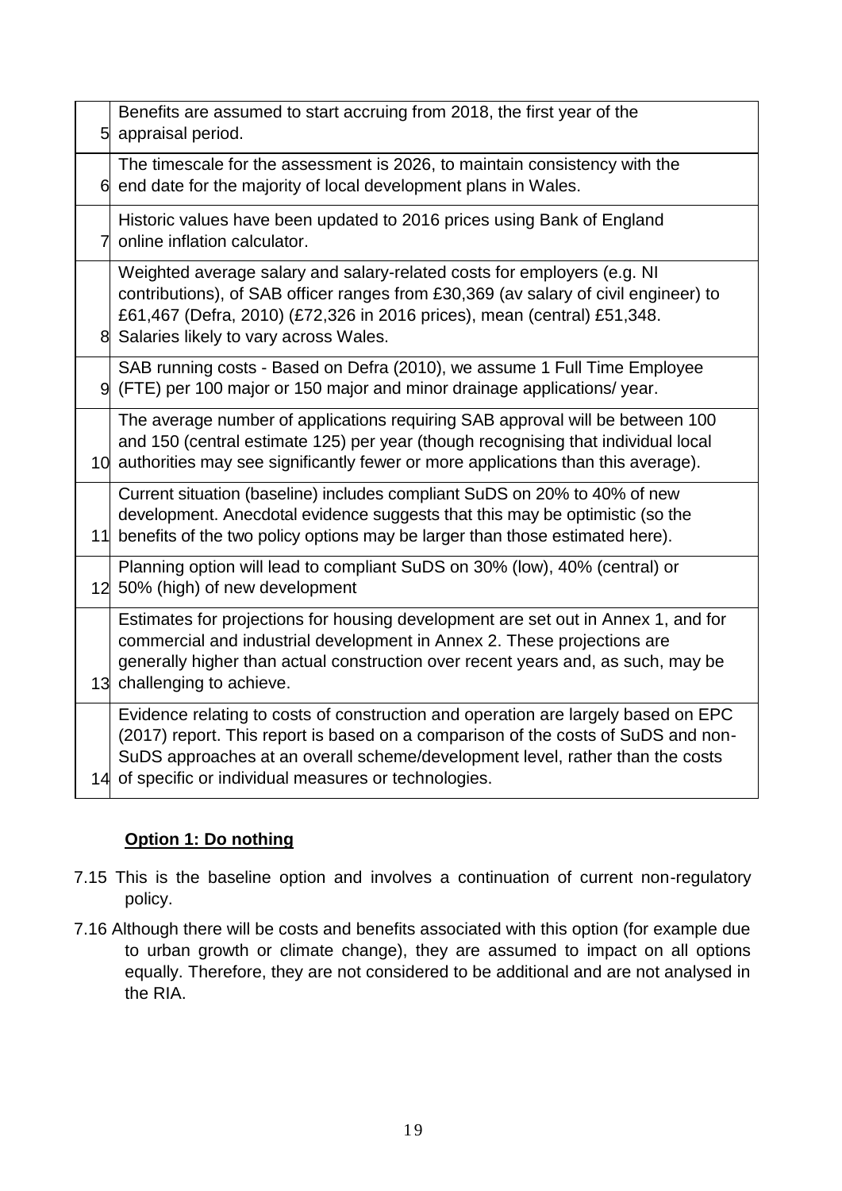| | |
|---|---|
| 5 | Benefits are assumed to start accruing from 2018, the first year of the appraisal period. |
| 6 | The timescale for the assessment is 2026, to maintain consistency with the end date for the majority of local development plans in Wales. |
| 7 | Historic values have been updated to 2016 prices using Bank of England online inflation calculator. |
| 8 | Weighted average salary and salary-related costs for employers (e.g. NI contributions), of SAB officer ranges from £30,369 (av salary of civil engineer) to £61,467 (Defra, 2010) (£72,326 in 2016 prices), mean (central) £51,348. Salaries likely to vary across Wales. |
| 9 | SAB running costs - Based on Defra (2010), we assume 1 Full Time Employee (FTE) per 100 major or 150 major and minor drainage applications/ year. |
| 10 | The average number of applications requiring SAB approval will be between 100 and 150 (central estimate 125) per year (though recognising that individual local authorities may see significantly fewer or more applications than this average). |
| 11 | Current situation (baseline) includes compliant SuDS on 20% to 40% of new development. Anecdotal evidence suggests that this may be optimistic (so the benefits of the two policy options may be larger than those estimated here). |
| 12 | Planning option will lead to compliant SuDS on 30% (low), 40% (central) or 50% (high) of new development |
| 13 | Estimates for projections for housing development are set out in Annex 1, and for commercial and industrial development in Annex 2. These projections are generally higher than actual construction over recent years and, as such, may be challenging to achieve. |
| 14 | Evidence relating to costs of construction and operation are largely based on EPC (2017) report. This report is based on a comparison of the costs of SuDS and non-SuDS approaches at an overall scheme/development level, rather than the costs of specific or individual measures or technologies. |

**Option 1: Do nothing**

7.15 This is the baseline option and involves a continuation of current non-regulatory policy.

7.16 Although there will be costs and benefits associated with this option (for example due to urban growth or climate change), they are assumed to impact on all options equally. Therefore, they are not considered to be additional and are not analysed in the RIA.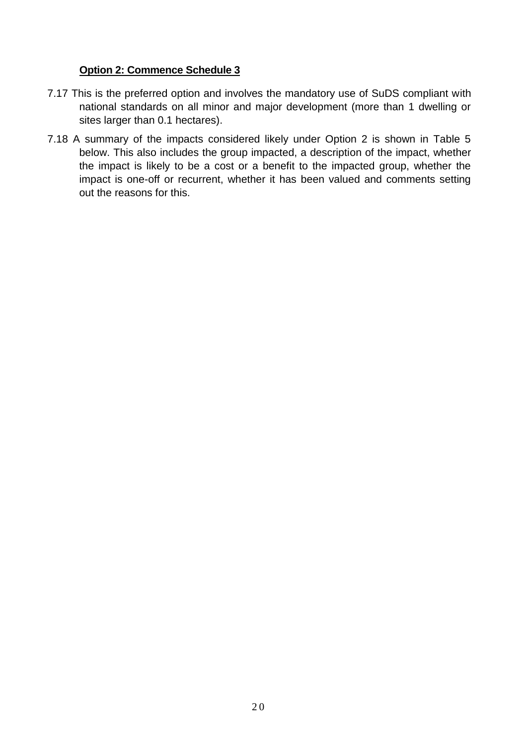**<u>Option 2: Commence Schedule 3</u>**

7.17 This is the preferred option and involves the mandatory use of SuDS compliant with national standards on all minor and major development (more than 1 dwelling or sites larger than 0.1 hectares).

7.18 A summary of the impacts considered likely under Option 2 is shown in Table 5 below. This also includes the group impacted, a description of the impact, whether the impact is likely to be a cost or a benefit to the impacted group, whether the impact is one-off or recurrent, whether it has been valued and comments setting out the reasons for this.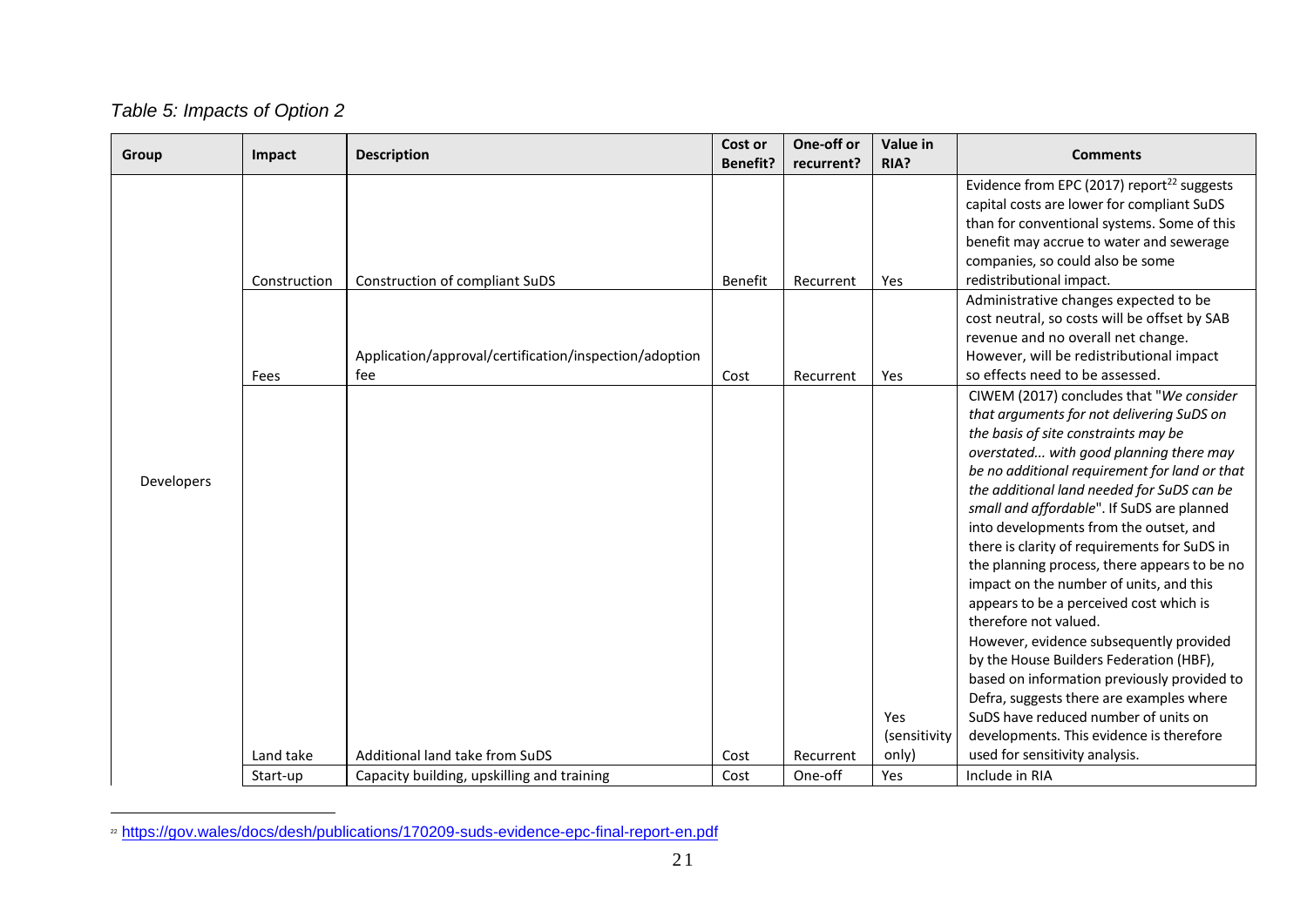*Table 5: Impacts of Option 2*

| Group | Impact | Description | Cost or Benefit? | One-off or recurrent? | Value in RIA? | Comments |
|---|---|---|---|---|---|---|
| Developers | Construction | Construction of compliant SuDS | Benefit | Recurrent | Yes | Evidence from EPC (2017) report[22] suggests capital costs are lower for compliant SuDS than for conventional systems. Some of this benefit may accrue to water and sewerage companies, so could also be some redistributional impact. |
| | Fees | Application/approval/certification/inspection/adoption fee | Cost | Recurrent | Yes | Administrative changes expected to be cost neutral, so costs will be offset by SAB revenue and no overall net change. However, will be redistributional impact so effects need to be assessed. |
| | Land take | Additional land take from SuDS | Cost | Recurrent | Yes (sensitivity only) | CIWEM (2017) concludes that "*We consider that arguments for not delivering SuDS on the basis of site constraints may be overstated... with good planning there may be no additional requirement for land or that the additional land needed for SuDS can be small and affordable*". If SuDS are planned into developments from the outset, and there is clarity of requirements for SuDS in the planning process, there appears to be no impact on the number of units, and this appears to be a perceived cost which is therefore not valued. However, evidence subsequently provided by the House Builders Federation (HBF), based on information previously provided to Defra, suggests there are examples where SuDS have reduced number of units on developments. This evidence is therefore used for sensitivity analysis. |
| | Start-up | Capacity building, upskilling and training | Cost | One-off | Yes | Include in RIA |

[22] https://gov.wales/docs/desh/publications/170209-suds-evidence-epc-final-report-en.pdf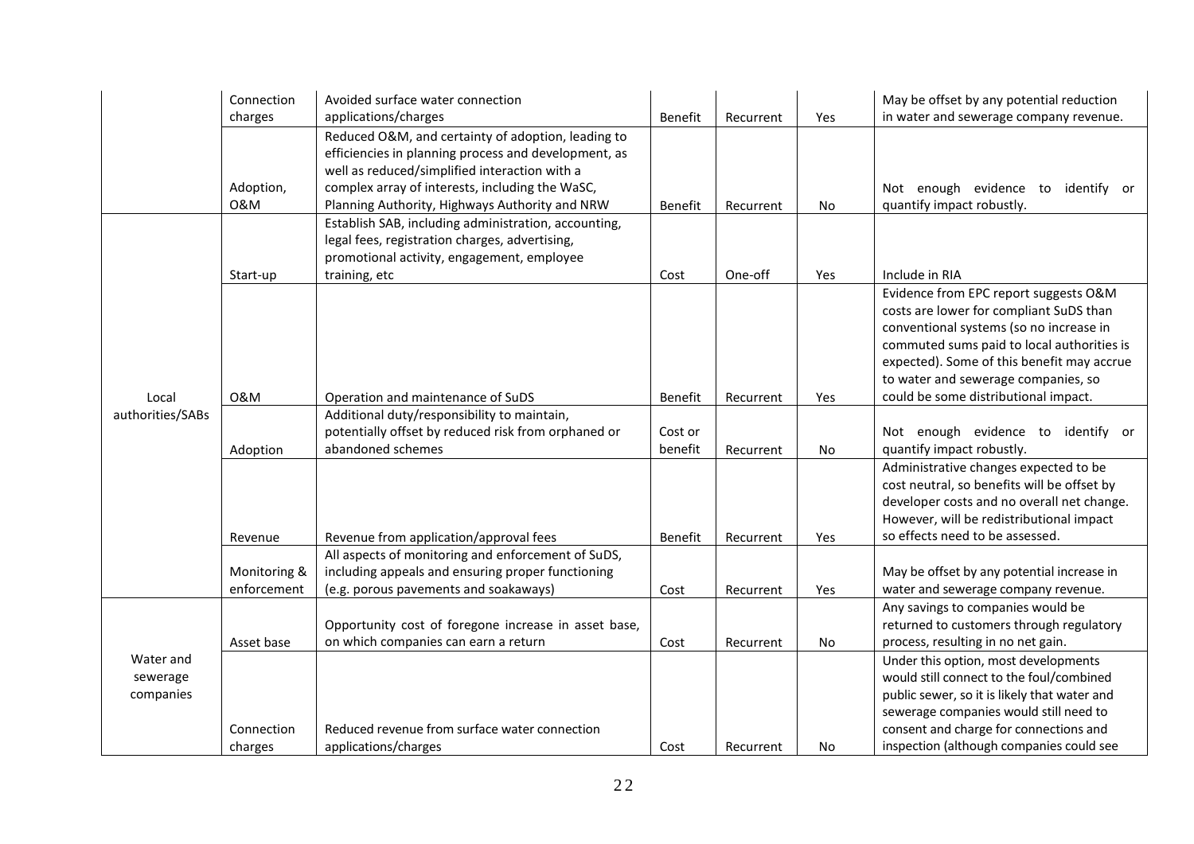| | | | | | | |
|---|---|---|---|---|---|---|
| | Connection charges | Avoided surface water connection applications/charges | Benefit | Recurrent | Yes | May be offset by any potential reduction in water and sewerage company revenue. |
| | Adoption, O&M | Reduced O&M, and certainty of adoption, leading to efficiencies in planning process and development, as well as reduced/simplified interaction with a complex array of interests, including the WaSC, Planning Authority, Highways Authority and NRW | Benefit | Recurrent | No | Not enough evidence to identify or quantify impact robustly. |
| Local authorities/SABs | Start-up | Establish SAB, including administration, accounting, legal fees, registration charges, advertising, promotional activity, engagement, employee training, etc | Cost | One-off | Yes | Include in RIA |
| | O&M | Operation and maintenance of SuDS | Benefit | Recurrent | Yes | Evidence from EPC report suggests O&M costs are lower for compliant SuDS than conventional systems (so no increase in commuted sums paid to local authorities is expected). Some of this benefit may accrue to water and sewerage companies, so could be some distributional impact. |
| | Adoption | Additional duty/responsibility to maintain, potentially offset by reduced risk from orphaned or abandoned schemes | Cost or benefit | Recurrent | No | Not enough evidence to identify or quantify impact robustly. |
| | Revenue | Revenue from application/approval fees | Benefit | Recurrent | Yes | Administrative changes expected to be cost neutral, so benefits will be offset by developer costs and no overall net change. However, will be redistributional impact so effects need to be assessed. |
| | Monitoring & enforcement | All aspects of monitoring and enforcement of SuDS, including appeals and ensuring proper functioning (e.g. porous pavements and soakaways) | Cost | Recurrent | Yes | May be offset by any potential increase in water and sewerage company revenue. |
| Water and sewerage companies | Asset base | Opportunity cost of foregone increase in asset base, on which companies can earn a return | Cost | Recurrent | No | Any savings to companies would be returned to customers through regulatory process, resulting in no net gain. |
| | Connection charges | Reduced revenue from surface water connection applications/charges | Cost | Recurrent | No | Under this option, most developments would still connect to the foul/combined public sewer, so it is likely that water and sewerage companies would still need to consent and charge for connections and inspection (although companies could see |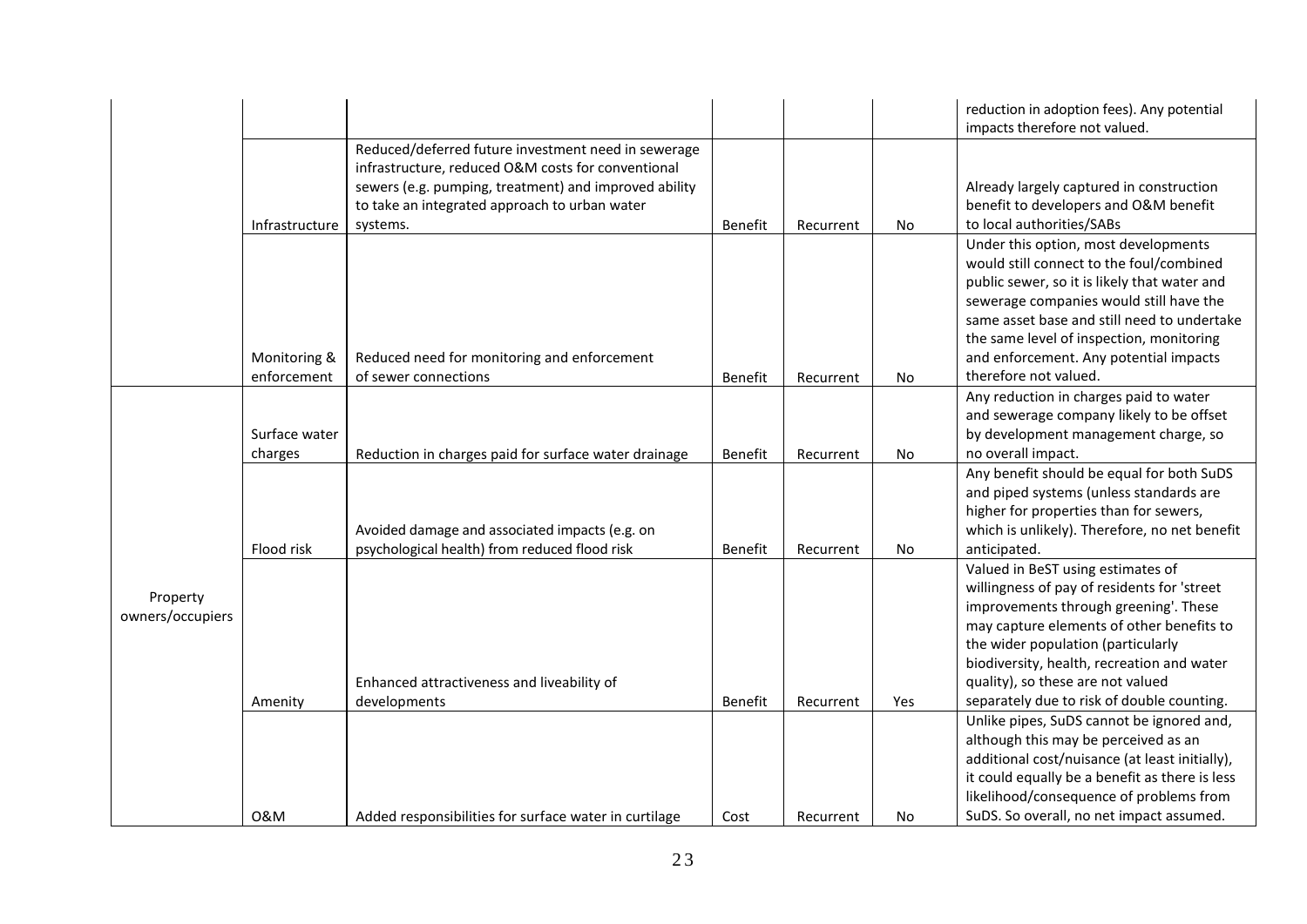|  |  |  |  |  |  |  |
|---|---|---|---|---|---|---|
|  |  |  |  |  |  | reduction in adoption fees). Any potential impacts therefore not valued. |
|  | Infrastructure | Reduced/deferred future investment need in sewerage infrastructure, reduced O&M costs for conventional sewers (e.g. pumping, treatment) and improved ability to take an integrated approach to urban water systems. | Benefit | Recurrent | No | Already largely captured in construction benefit to developers and O&M benefit to local authorities/SABs |
|  | Monitoring & enforcement | Reduced need for monitoring and enforcement of sewer connections | Benefit | Recurrent | No | Under this option, most developments would still connect to the foul/combined public sewer, so it is likely that water and sewerage companies would still have the same asset base and still need to undertake the same level of inspection, monitoring and enforcement. Any potential impacts therefore not valued. |
| Property owners/occupiers | Surface water charges | Reduction in charges paid for surface water drainage | Benefit | Recurrent | No | Any reduction in charges paid to water and sewerage company likely to be offset by development management charge, so no overall impact. |
|  | Flood risk | Avoided damage and associated impacts (e.g. on psychological health) from reduced flood risk | Benefit | Recurrent | No | Any benefit should be equal for both SuDS and piped systems (unless standards are higher for properties than for sewers, which is unlikely). Therefore, no net benefit anticipated. |
|  | Amenity | Enhanced attractiveness and liveability of developments | Benefit | Recurrent | Yes | Valued in BeST using estimates of willingness of pay of residents for 'street improvements through greening'. These may capture elements of other benefits to the wider population (particularly biodiversity, health, recreation and water quality), so these are not valued separately due to risk of double counting. |
|  | O&M | Added responsibilities for surface water in curtilage | Cost | Recurrent | No | Unlike pipes, SuDS cannot be ignored and, although this may be perceived as an additional cost/nuisance (at least initially), it could equally be a benefit as there is less likelihood/consequence of problems from SuDS. So overall, no net impact assumed. |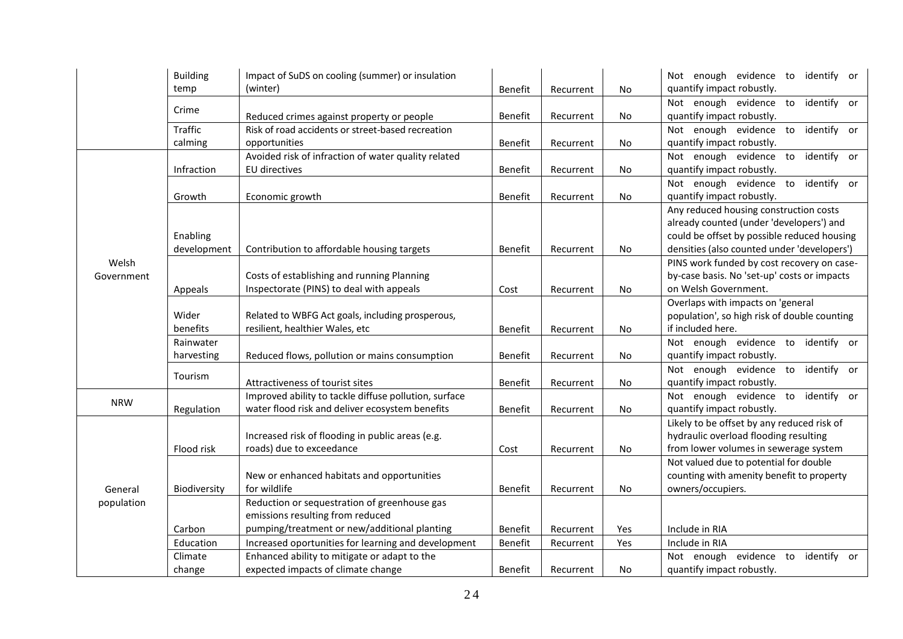| | | | | | | |
|---|---|---|---|---|---|---|
| | Building temp | Impact of SuDS on cooling (summer) or insulation (winter) | Benefit | Recurrent | No | Not enough evidence to identify or quantify impact robustly. |
| | Crime | Reduced crimes against property or people | Benefit | Recurrent | No | Not enough evidence to identify or quantify impact robustly. |
| | Traffic calming | Risk of road accidents or street-based recreation opportunities | Benefit | Recurrent | No | Not enough evidence to identify or quantify impact robustly. |
| Welsh Government | Infraction | Avoided risk of infraction of water quality related EU directives | Benefit | Recurrent | No | Not enough evidence to identify or quantify impact robustly. |
| | Growth | Economic growth | Benefit | Recurrent | No | Not enough evidence to identify or quantify impact robustly. |
| | Enabling development | Contribution to affordable housing targets | Benefit | Recurrent | No | Any reduced housing construction costs already counted (under 'developers') and could be offset by possible reduced housing densities (also counted under 'developers') |
| | Appeals | Costs of establishing and running Planning Inspectorate (PINS) to deal with appeals | Cost | Recurrent | No | PINS work funded by cost recovery on case-by-case basis. No 'set-up' costs or impacts on Welsh Government. |
| | Wider benefits | Related to WBFG Act goals, including prosperous, resilient, healthier Wales, etc | Benefit | Recurrent | No | Overlaps with impacts on 'general population', so high risk of double counting if included here. |
| | Rainwater harvesting | Reduced flows, pollution or mains consumption | Benefit | Recurrent | No | Not enough evidence to identify or quantify impact robustly. |
| | Tourism | Attractiveness of tourist sites | Benefit | Recurrent | No | Not enough evidence to identify or quantify impact robustly. |
| NRW | Regulation | Improved ability to tackle diffuse pollution, surface water flood risk and deliver ecosystem benefits | Benefit | Recurrent | No | Not enough evidence to identify or quantify impact robustly. |
| General population | Flood risk | Increased risk of flooding in public areas (e.g. roads) due to exceedance | Cost | Recurrent | No | Likely to be offset by any reduced risk of hydraulic overload flooding resulting from lower volumes in sewerage system |
| | Biodiversity | New or enhanced habitats and opportunities for wildlife | Benefit | Recurrent | No | Not valued due to potential for double counting with amenity benefit to property owners/occupiers. |
| | Carbon | Reduction or sequestration of greenhouse gas emissions resulting from reduced pumping/treatment or new/additional planting | Benefit | Recurrent | Yes | Include in RIA |
| | Education | Increased oportunities for learning and development | Benefit | Recurrent | Yes | Include in RIA |
| | Climate change | Enhanced ability to mitigate or adapt to the expected impacts of climate change | Benefit | Recurrent | No | Not enough evidence to identify or quantify impact robustly. |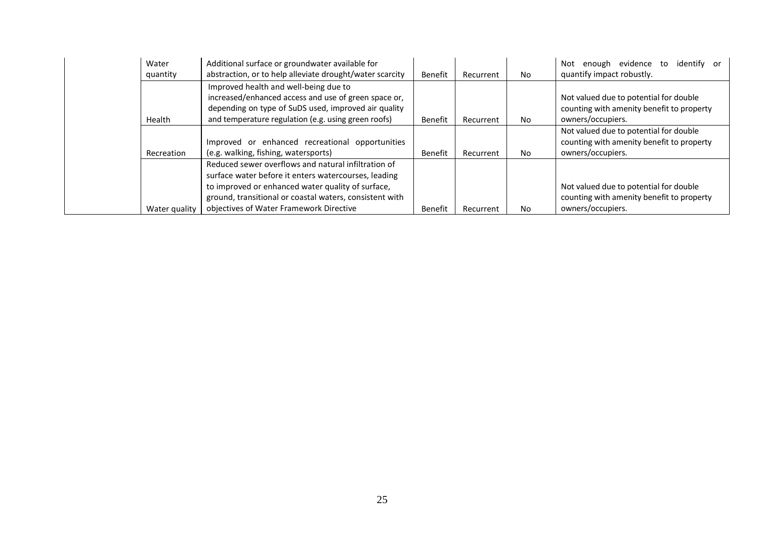|  |  |  |  |  |  |  |
|---|---|---|---|---|---|---|
|  | Water quantity | Additional surface or groundwater available for abstraction, or to help alleviate drought/water scarcity | Benefit | Recurrent | No | Not enough evidence to identify or quantify impact robustly. |
|  | Health | Improved health and well-being due to increased/enhanced access and use of green space or, depending on type of SuDS used, improved air quality and temperature regulation (e.g. using green roofs) | Benefit | Recurrent | No | Not valued due to potential for double counting with amenity benefit to property owners/occupiers. |
|  | Recreation | Improved or enhanced recreational opportunities (e.g. walking, fishing, watersports) | Benefit | Recurrent | No | Not valued due to potential for double counting with amenity benefit to property owners/occupiers. |
|  | Water quality | Reduced sewer overflows and natural infiltration of surface water before it enters watercourses, leading to improved or enhanced water quality of surface, ground, transitional or coastal waters, consistent with objectives of Water Framework Directive | Benefit | Recurrent | No | Not valued due to potential for double counting with amenity benefit to property owners/occupiers. |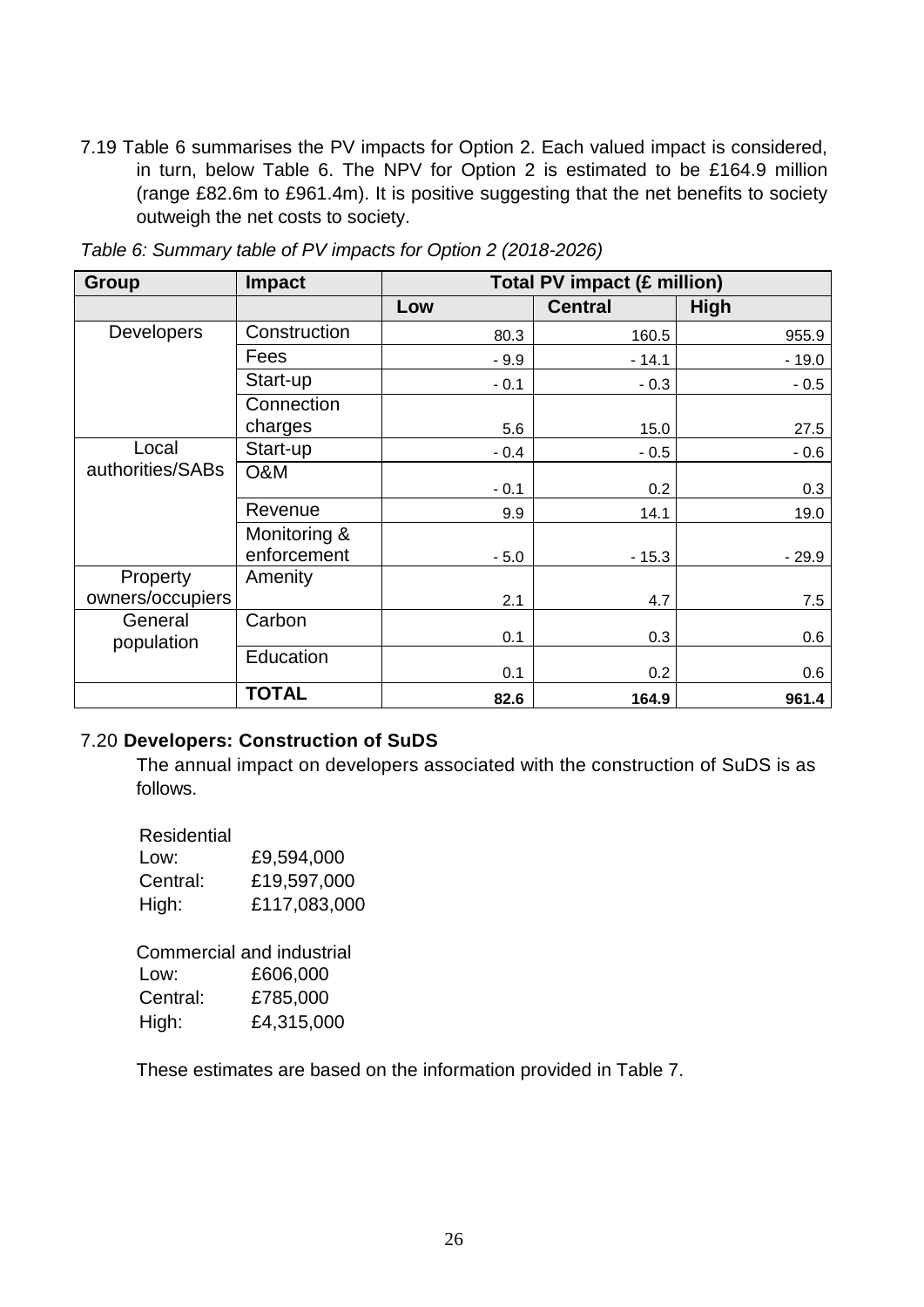7.19 Table 6 summarises the PV impacts for Option 2. Each valued impact is considered, in turn, below Table 6. The NPV for Option 2 is estimated to be £164.9 million (range £82.6m to £961.4m). It is positive suggesting that the net benefits to society outweigh the net costs to society.

*Table 6: Summary table of PV impacts for Option 2 (2018-2026)*

| Group | Impact | Total PV impact (£ million) | | |
|---|---|---|---|---|
| | | Low | Central | High |
| Developers | Construction | 80.3 | 160.5 | 955.9 |
| | Fees | - 9.9 | - 14.1 | - 19.0 |
| | Start-up | - 0.1 | - 0.3 | - 0.5 |
| | Connection charges | 5.6 | 15.0 | 27.5 |
| Local authorities/SABs | Start-up | - 0.4 | - 0.5 | - 0.6 |
| | O&M | - 0.1 | 0.2 | 0.3 |
| | Revenue | 9.9 | 14.1 | 19.0 |
| | Monitoring & enforcement | - 5.0 | - 15.3 | - 29.9 |
| Property owners/occupiers | Amenity | 2.1 | 4.7 | 7.5 |
| General population | Carbon | 0.1 | 0.3 | 0.6 |
| | Education | 0.1 | 0.2 | 0.6 |
| | **TOTAL** | **82.6** | **164.9** | **961.4** |

7.20 **Developers: Construction of SuDS**

The annual impact on developers associated with the construction of SuDS is as follows.

Residential
Low: £9,594,000
Central: £19,597,000
High: £117,083,000

Commercial and industrial
Low: £606,000
Central: £785,000
High: £4,315,000

These estimates are based on the information provided in Table 7.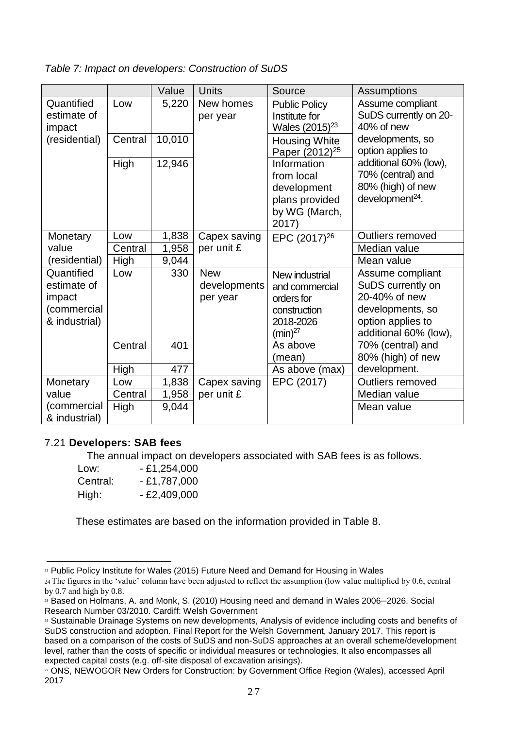*Table 7: Impact on developers: Construction of SuDS*

| | | Value | Units | Source | Assumptions |
|---|---|---|---|---|---|
| Quantified estimate of impact (residential) | Low | 5,220 | New homes per year | Public Policy Institute for Wales (2015)[23] | Assume compliant SuDS currently on 20-40% of new developments, so option applies to additional 60% (low), 70% (central) and 80% (high) of new development[24]. |
| | Central | 10,010 | | Housing White Paper (2012)[25] | |
| | High | 12,946 | | Information from local development plans provided by WG (March, 2017) | |
| Monetary value (residential) | Low | 1,838 | Capex saving per unit £ | EPC (2017)[26] | Outliers removed |
| | Central | 1,958 | | | Median value |
| | High | 9,044 | | | Mean value |
| Quantified estimate of impact (commercial & industrial) | Low | 330 | New developments per year | New industrial and commercial orders for construction 2018-2026 (min)[27] | Assume compliant SuDS currently on 20-40% of new developments, so option applies to additional 60% (low), 70% (central) and 80% (high) of new development. |
| | Central | 401 | | As above (mean) | |
| | High | 477 | | As above (max) | |
| Monetary value (commercial & industrial) | Low | 1,838 | Capex saving per unit £ | EPC (2017) | Outliers removed |
| | Central | 1,958 | | | Median value |
| | High | 9,044 | | | Mean value |

7.21 **Developers: SAB fees**

The annual impact on developers associated with SAB fees is as follows.

Low: - £1,254,000
Central: - £1,787,000
High: - £2,409,000

These estimates are based on the information provided in Table 8.

---

[23] Public Policy Institute for Wales (2015) Future Need and Demand for Housing in Wales

[24] The figures in the 'value' column have been adjusted to reflect the assumption (low value multiplied by 0.6, central by 0.7 and high by 0.8.

[25] Based on Holmans, A. and Monk, S. (2010) Housing need and demand in Wales 2006–2026. Social Research Number 03/2010. Cardiff: Welsh Government

[26] Sustainable Drainage Systems on new developments, Analysis of evidence including costs and benefits of SuDS construction and adoption. Final Report for the Welsh Government, January 2017. This report is based on a comparison of the costs of SuDS and non-SuDS approaches at an overall scheme/development level, rather than the costs of specific or individual measures or technologies. It also encompasses all expected capital costs (e.g. off-site disposal of excavation arisings).

[27] ONS, NEWOGOR New Orders for Construction: by Government Office Region (Wales), accessed April 2017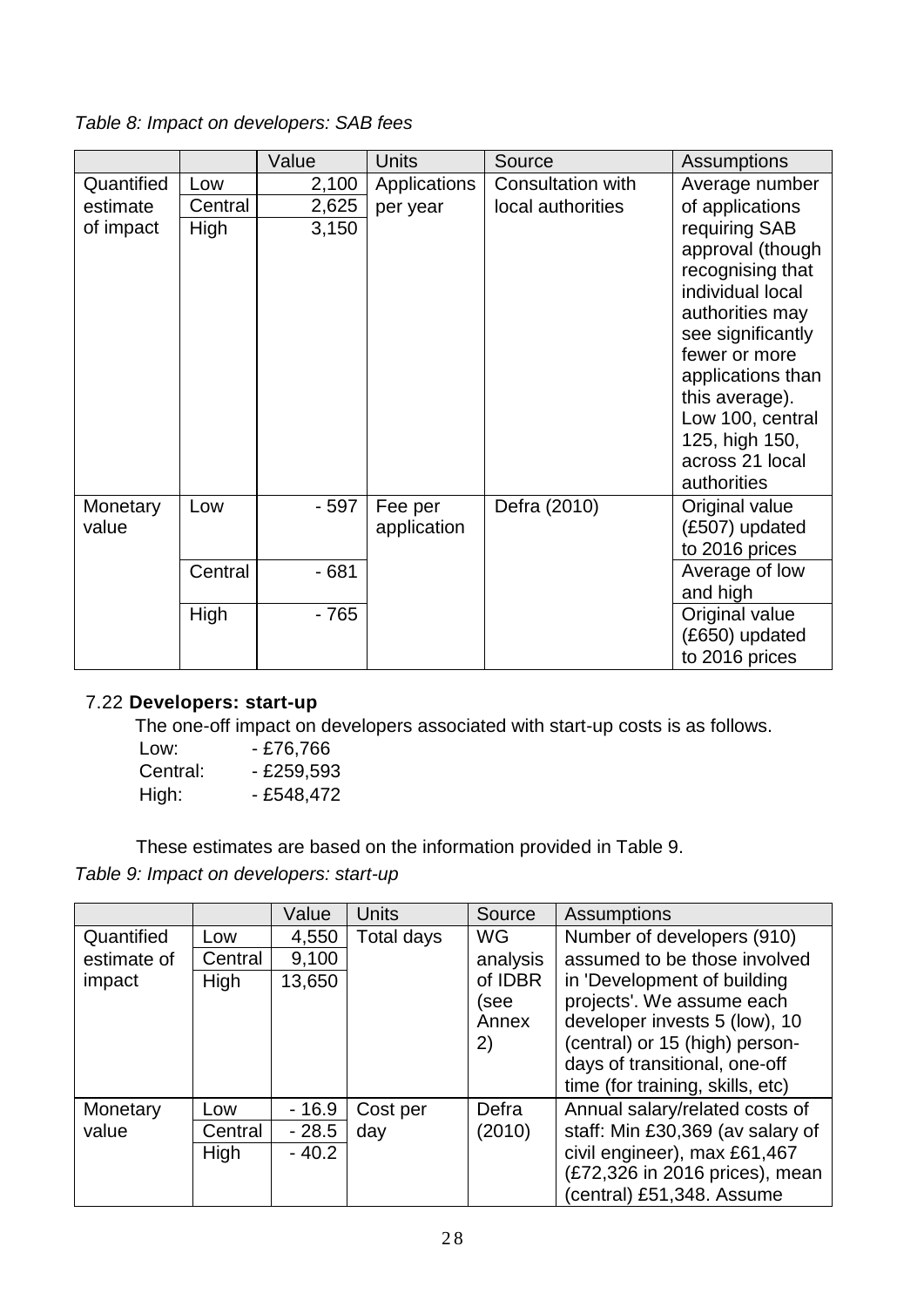*Table 8: Impact on developers: SAB fees*

| | | Value | Units | Source | Assumptions |
|---|---|---|---|---|---|
| Quantified estimate of impact | Low | 2,100 | Applications per year | Consultation with local authorities | Average number of applications requiring SAB approval (though recognising that individual local authorities may see significantly fewer or more applications than this average). Low 100, central 125, high 150, across 21 local authorities |
| | Central | 2,625 | | | |
| | High | 3,150 | | | |
| Monetary value | Low | - 597 | Fee per application | Defra (2010) | Original value (£507) updated to 2016 prices |
| | Central | - 681 | | | Average of low and high |
| | High | - 765 | | | Original value (£650) updated to 2016 prices |

7.22 **Developers: start-up**

The one-off impact on developers associated with start-up costs is as follows.

Low: - £76,766
Central: - £259,593
High: - £548,472

These estimates are based on the information provided in Table 9.

*Table 9: Impact on developers: start-up*

| | | Value | Units | Source | Assumptions |
|---|---|---|---|---|---|
| Quantified estimate of impact | Low | 4,550 | Total days | WG analysis of IDBR (see Annex 2) | Number of developers (910) assumed to be those involved in 'Development of building projects'. We assume each developer invests 5 (low), 10 (central) or 15 (high) person-days of transitional, one-off time (for training, skills, etc) |
| | Central | 9,100 | | | |
| | High | 13,650 | | | |
| Monetary value | Low | - 16.9 | Cost per day | Defra (2010) | Annual salary/related costs of staff: Min £30,369 (av salary of civil engineer), max £61,467 (£72,326 in 2016 prices), mean (central) £51,348. Assume |
| | Central | - 28.5 | | | |
| | High | - 40.2 | | | |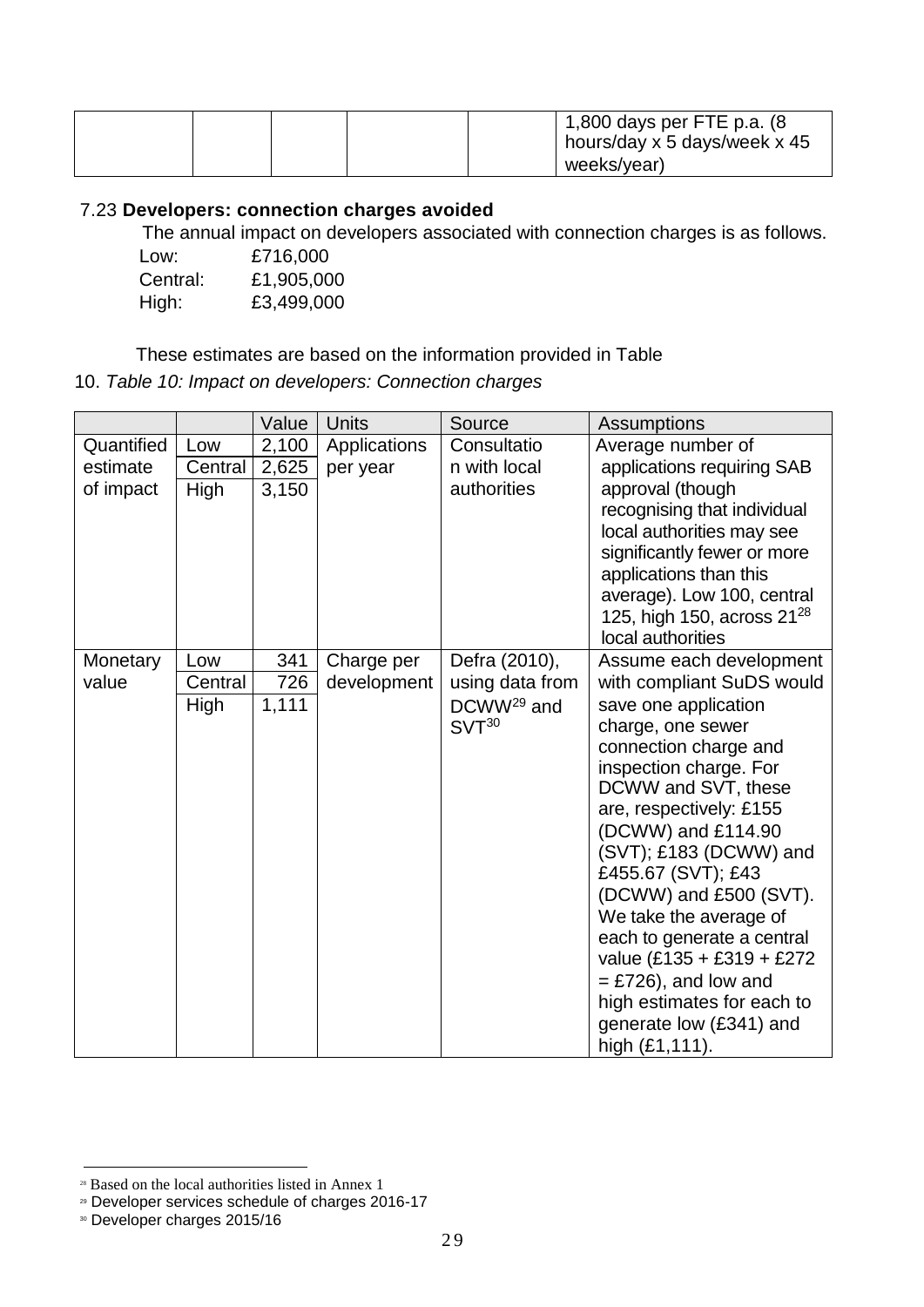| | | | | | 1,800 days per FTE p.a. (8 hours/day x 5 days/week x 45 weeks/year) |
|---|---|---|---|---|---|

7.23 **Developers: connection charges avoided**

The annual impact on developers associated with connection charges is as follows.

Low: £716,000
Central: £1,905,000
High: £3,499,000

These estimates are based on the information provided in Table 10. *Table 10: Impact on developers: Connection charges*

| | | Value | Units | Source | Assumptions |
|---|---|---|---|---|---|
| Quantified estimate of impact | Low | 2,100 | Applications per year | Consultation with local authorities | Average number of applications requiring SAB approval (though recognising that individual local authorities may see significantly fewer or more applications than this average). Low 100, central 125, high 150, across 21[28] local authorities |
| | Central | 2,625 | | | |
| | High | 3,150 | | | |
| Monetary value | Low | 341 | Charge per development | Defra (2010), using data from DCWW[29] and SVT[30] | Assume each development with compliant SuDS would save one application charge, one sewer connection charge and inspection charge. For DCWW and SVT, these are, respectively: £155 (DCWW) and £114.90 (SVT); £183 (DCWW) and £455.67 (SVT); £43 (DCWW) and £500 (SVT). We take the average of each to generate a central value (£135 + £319 + £272 = £726), and low and high estimates for each to generate low (£341) and high (£1,111). |
| | Central | 726 | | | |
| | High | 1,111 | | | |

[28] Based on the local authorities listed in Annex 1

[29] Developer services schedule of charges 2016-17

[30] Developer charges 2015/16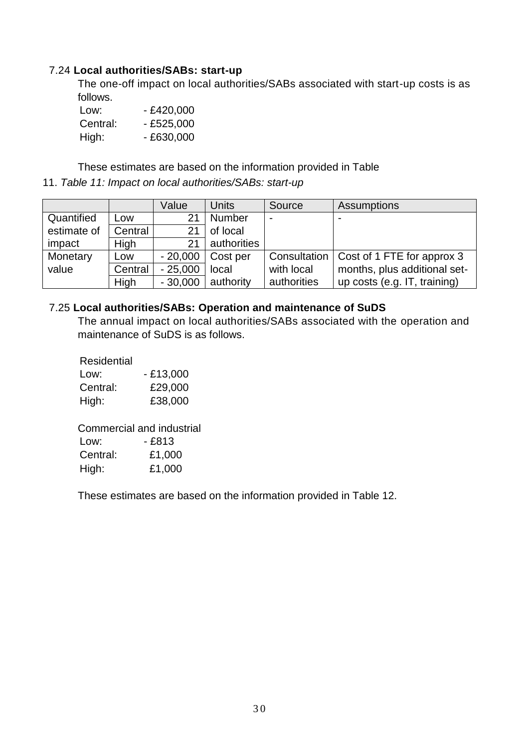7.24 **Local authorities/SABs: start-up**

The one-off impact on local authorities/SABs associated with start-up costs is as follows.

Low: - £420,000
Central: - £525,000
High: - £630,000

These estimates are based on the information provided in Table 11. *Table 11: Impact on local authorities/SABs: start-up*

| | | Value | Units | Source | Assumptions |
|---|---|---|---|---|---|
| Quantified estimate of impact | Low | 21 | Number of local authorities | - | - |
| | Central | 21 | | | |
| | High | 21 | | | |
| Monetary value | Low | - 20,000 | Cost per local authority | Consultation with local authorities | Cost of 1 FTE for approx 3 months, plus additional set-up costs (e.g. IT, training) |
| | Central | - 25,000 | | | |
| | High | - 30,000 | | | |

7.25 **Local authorities/SABs: Operation and maintenance of SuDS**

The annual impact on local authorities/SABs associated with the operation and maintenance of SuDS is as follows.

Residential
Low: - £13,000
Central: £29,000
High: £38,000

Commercial and industrial
Low: - £813
Central: £1,000
High: £1,000

These estimates are based on the information provided in Table 12.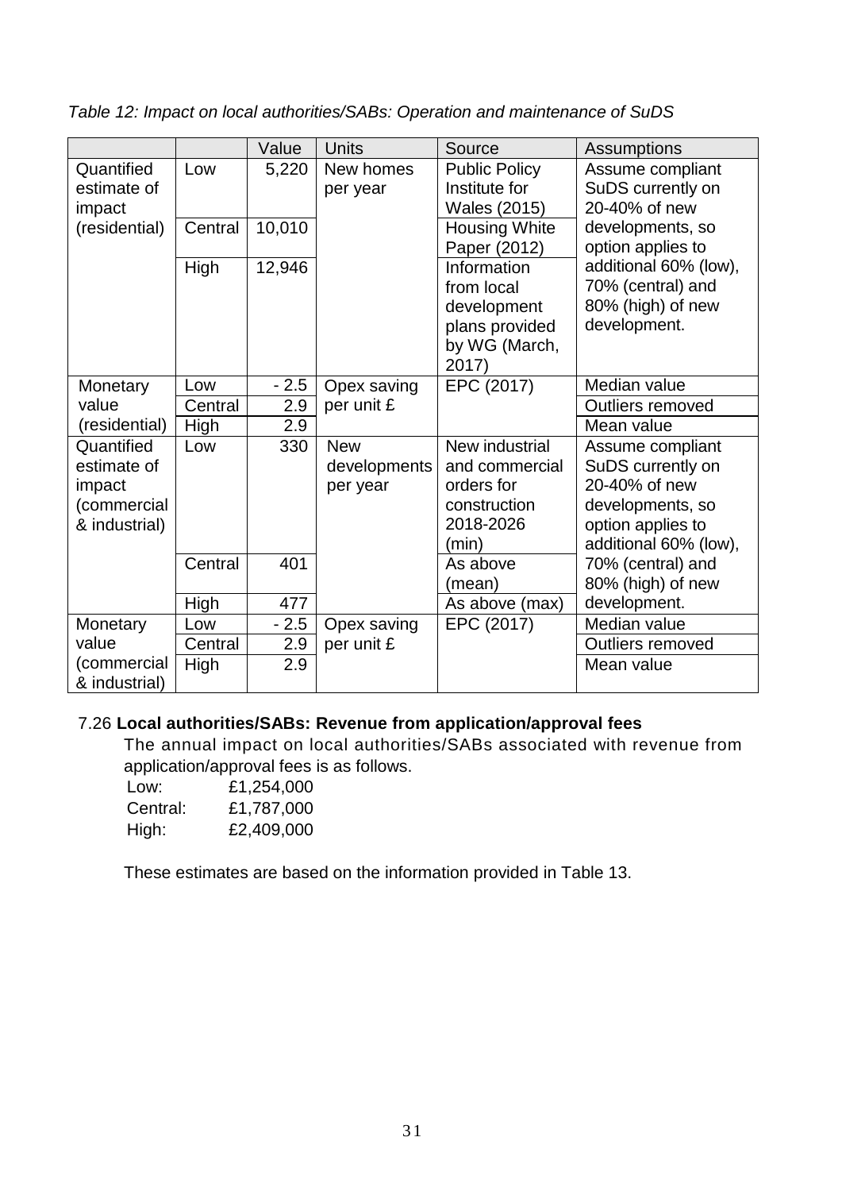*Table 12: Impact on local authorities/SABs: Operation and maintenance of SuDS*

| | | Value | Units | Source | Assumptions |
|---|---|---|---|---|---|
| Quantified estimate of impact (residential) | Low | 5,220 | New homes per year | Public Policy Institute for Wales (2015) | Assume compliant SuDS currently on 20-40% of new developments, so option applies to additional 60% (low), 70% (central) and 80% (high) of new development. |
| | Central | 10,010 | | Housing White Paper (2012) | |
| | High | 12,946 | | Information from local development plans provided by WG (March, 2017) | |
| Monetary value (residential) | Low | - 2.5 | Opex saving per unit £ | EPC (2017) | Median value |
| | Central | 2.9 | | | Outliers removed |
| | High | 2.9 | | | Mean value |
| Quantified estimate of impact (commercial & industrial) | Low | 330 | New developments per year | New industrial and commercial orders for construction 2018-2026 (min) | Assume compliant SuDS currently on 20-40% of new developments, so option applies to additional 60% (low), 70% (central) and 80% (high) of new development. |
| | Central | 401 | | As above (mean) | |
| | High | 477 | | As above (max) | |
| Monetary value (commercial & industrial) | Low | - 2.5 | Opex saving per unit £ | EPC (2017) | Median value |
| | Central | 2.9 | | | Outliers removed |
| | High | 2.9 | | | Mean value |

7.26 **Local authorities/SABs: Revenue from application/approval fees**

The annual impact on local authorities/SABs associated with revenue from application/approval fees is as follows.

Low: £1,254,000
Central: £1,787,000
High: £2,409,000

These estimates are based on the information provided in Table 13.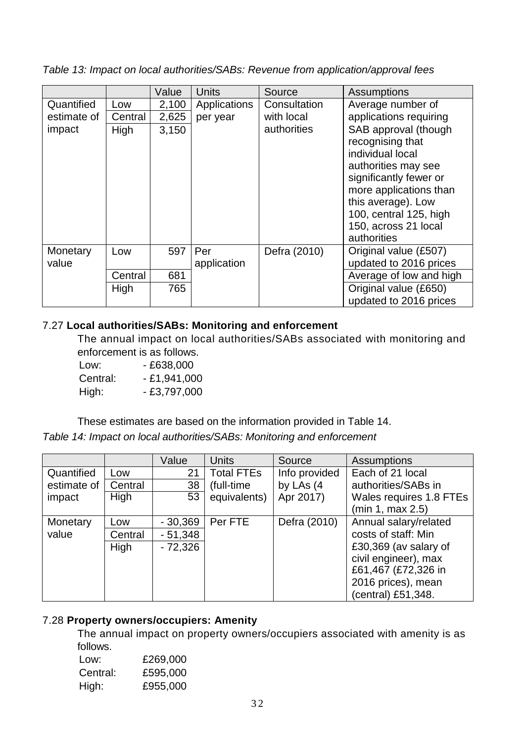*Table 13: Impact on local authorities/SABs: Revenue from application/approval fees*

| | | Value | Units | Source | Assumptions |
|---|---|---|---|---|---|
| Quantified estimate of impact | Low | 2,100 | Applications per year | Consultation with local authorities | Average number of applications requiring SAB approval (though recognising that individual local authorities may see significantly fewer or more applications than this average). Low 100, central 125, high 150, across 21 local authorities |
| | Central | 2,625 | | | |
| | High | 3,150 | | | |
| Monetary value | Low | 597 | Per application | Defra (2010) | Original value (£507) updated to 2016 prices |
| | Central | 681 | | | Average of low and high |
| | High | 765 | | | Original value (£650) updated to 2016 prices |

7.27 **Local authorities/SABs: Monitoring and enforcement**

The annual impact on local authorities/SABs associated with monitoring and enforcement is as follows.

Low: - £638,000
Central: - £1,941,000
High: - £3,797,000

These estimates are based on the information provided in Table 14.

*Table 14: Impact on local authorities/SABs: Monitoring and enforcement*

| | | Value | Units | Source | Assumptions |
|---|---|---|---|---|---|
| Quantified estimate of impact | Low | 21 | Total FTEs (full-time equivalents) | Info provided by LAs (4 Apr 2017) | Each of 21 local authorities/SABs in Wales requires 1.8 FTEs (min 1, max 2.5) |
| | Central | 38 | | | |
| | High | 53 | | | |
| Monetary value | Low | - 30,369 | Per FTE | Defra (2010) | Annual salary/related costs of staff: Min £30,369 (av salary of civil engineer), max £61,467 (£72,326 in 2016 prices), mean (central) £51,348. |
| | Central | - 51,348 | | | |
| | High | - 72,326 | | | |

7.28 **Property owners/occupiers: Amenity**

The annual impact on property owners/occupiers associated with amenity is as follows.

Low: £269,000
Central: £595,000
High: £955,000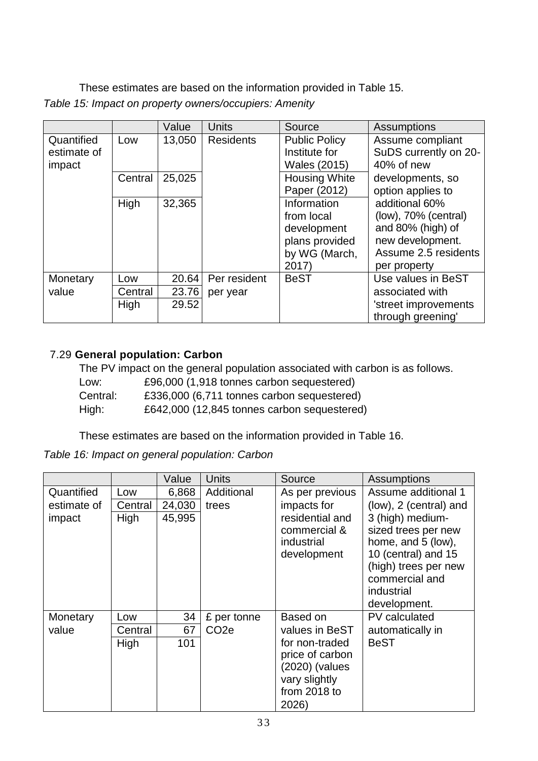These estimates are based on the information provided in Table 15.

*Table 15: Impact on property owners/occupiers: Amenity*

| | | Value | Units | Source | Assumptions |
|---|---|---|---|---|---|
| Quantified estimate of impact | Low | 13,050 | Residents | Public Policy Institute for Wales (2015) | Assume compliant SuDS currently on 20-40% of new developments, so option applies to additional 60% (low), 70% (central) and 80% (high) of new development. Assume 2.5 residents per property |
| | Central | 25,025 | | Housing White Paper (2012) | |
| | High | 32,365 | | Information from local development plans provided by WG (March, 2017) | |
| Monetary value | Low | 20.64 | Per resident per year | BeST | Use values in BeST associated with 'street improvements through greening' |
| | Central | 23.76 | | | |
| | High | 29.52 | | | |

7.29 **General population: Carbon**

The PV impact on the general population associated with carbon is as follows.

Low: £96,000 (1,918 tonnes carbon sequestered)
Central: £336,000 (6,711 tonnes carbon sequestered)
High: £642,000 (12,845 tonnes carbon sequestered)

These estimates are based on the information provided in Table 16.

*Table 16: Impact on general population: Carbon*

| | | Value | Units | Source | Assumptions |
|---|---|---|---|---|---|
| Quantified estimate of impact | Low | 6,868 | Additional trees | As per previous impacts for residential and commercial & industrial development | Assume additional 1 (low), 2 (central) and 3 (high) medium-sized trees per new home, and 5 (low), 10 (central) and 15 (high) trees per new commercial and industrial development. |
| | Central | 24,030 | | | |
| | High | 45,995 | | | |
| Monetary value | Low | 34 | £ per tonne $CO_2e$ | Based on values in BeST for non-traded price of carbon (2020) (values vary slightly from 2018 to 2026) | PV calculated automatically in BeST |
| | Central | 67 | | | |
| | High | 101 | | | |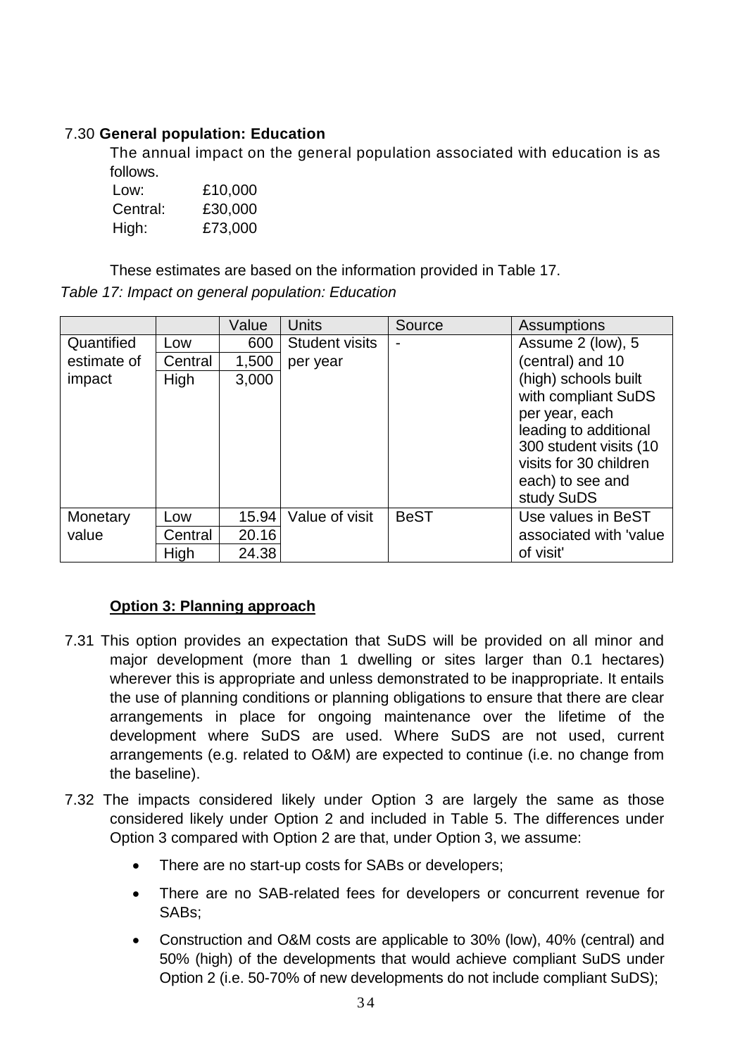### 7.30 **General population: Education**

The annual impact on the general population associated with education is as follows.

Low: £10,000
Central: £30,000
High: £73,000

These estimates are based on the information provided in Table 17.

*Table 17: Impact on general population: Education*

| | | Value | Units | Source | Assumptions |
|---|---|---|---|---|---|
| Quantified estimate of impact | Low | 600 | Student visits per year | - | Assume 2 (low), 5 (central) and 10 (high) schools built with compliant SuDS per year, each leading to additional 300 student visits (10 visits for 30 children each) to see and study SuDS |
| | Central | 1,500 | | | |
| | High | 3,000 | | | |
| Monetary value | Low | 15.94 | Value of visit | BeST | Use values in BeST associated with 'value of visit' |
| | Central | 20.16 | | | |
| | High | 24.38 | | | |

**Option 3: Planning approach**

7.31 This option provides an expectation that SuDS will be provided on all minor and major development (more than 1 dwelling or sites larger than 0.1 hectares) wherever this is appropriate and unless demonstrated to be inappropriate. It entails the use of planning conditions or planning obligations to ensure that there are clear arrangements in place for ongoing maintenance over the lifetime of the development where SuDS are used. Where SuDS are not used, current arrangements (e.g. related to O&M) are expected to continue (i.e. no change from the baseline).

7.32 The impacts considered likely under Option 3 are largely the same as those considered likely under Option 2 and included in Table 5. The differences under Option 3 compared with Option 2 are that, under Option 3, we assume:

- There are no start-up costs for SABs or developers;
- There are no SAB-related fees for developers or concurrent revenue for SABs;
- Construction and O&M costs are applicable to 30% (low), 40% (central) and 50% (high) of the developments that would achieve compliant SuDS under Option 2 (i.e. 50-70% of new developments do not include compliant SuDS);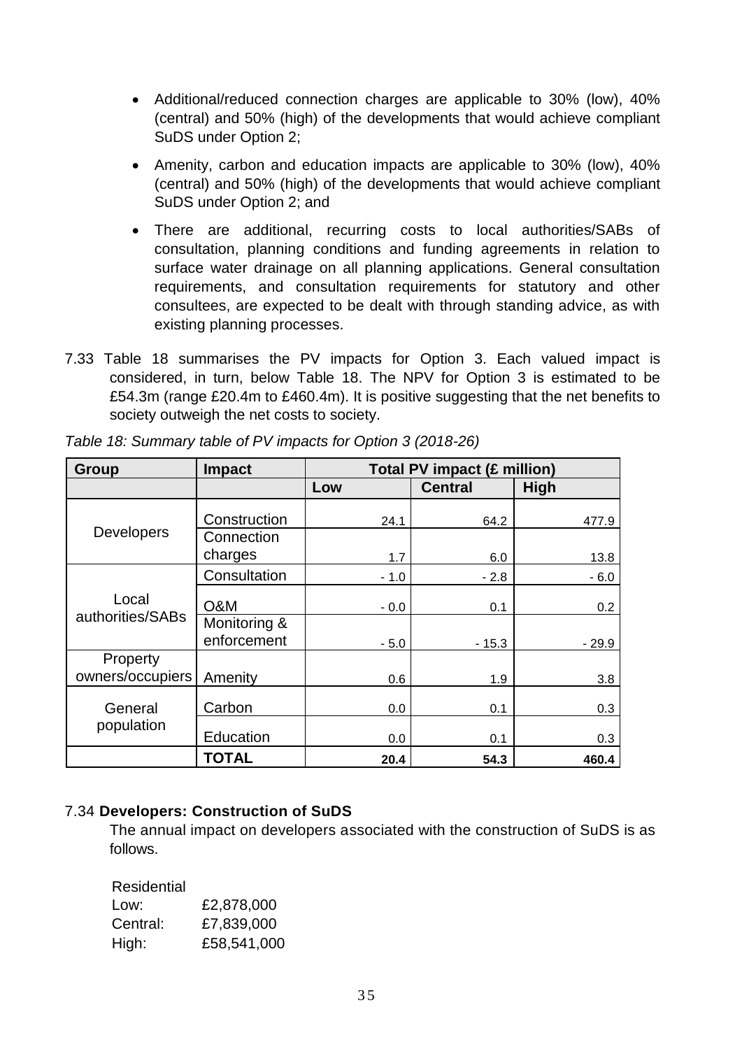- Additional/reduced connection charges are applicable to 30% (low), 40% (central) and 50% (high) of the developments that would achieve compliant SuDS under Option 2;

- Amenity, carbon and education impacts are applicable to 30% (low), 40% (central) and 50% (high) of the developments that would achieve compliant SuDS under Option 2; and

- There are additional, recurring costs to local authorities/SABs of consultation, planning conditions and funding agreements in relation to surface water drainage on all planning applications. General consultation requirements, and consultation requirements for statutory and other consultees, are expected to be dealt with through standing advice, as with existing planning processes.

7.33 Table 18 summarises the PV impacts for Option 3. Each valued impact is considered, in turn, below Table 18. The NPV for Option 3 is estimated to be £54.3m (range £20.4m to £460.4m). It is positive suggesting that the net benefits to society outweigh the net costs to society.

*Table 18: Summary table of PV impacts for Option 3 (2018-26)*

| Group | Impact | Total PV impact (£ million) | | |
|---|---|---|---|---|
| | | Low | Central | High |
| Developers | Construction | 24.1 | 64.2 | 477.9 |
| | Connection charges | 1.7 | 6.0 | 13.8 |
| Local authorities/SABs | Consultation | - 1.0 | - 2.8 | - 6.0 |
| | O&M | - 0.0 | 0.1 | 0.2 |
| | Monitoring & enforcement | - 5.0 | - 15.3 | - 29.9 |
| Property owners/occupiers | Amenity | 0.6 | 1.9 | 3.8 |
| General population | Carbon | 0.0 | 0.1 | 0.3 |
| | Education | 0.0 | 0.1 | 0.3 |
| | **TOTAL** | **20.4** | **54.3** | **460.4** |

7.34 **Developers: Construction of SuDS**

The annual impact on developers associated with the construction of SuDS is as follows.

Residential
Low: £2,878,000
Central: £7,839,000
High: £58,541,000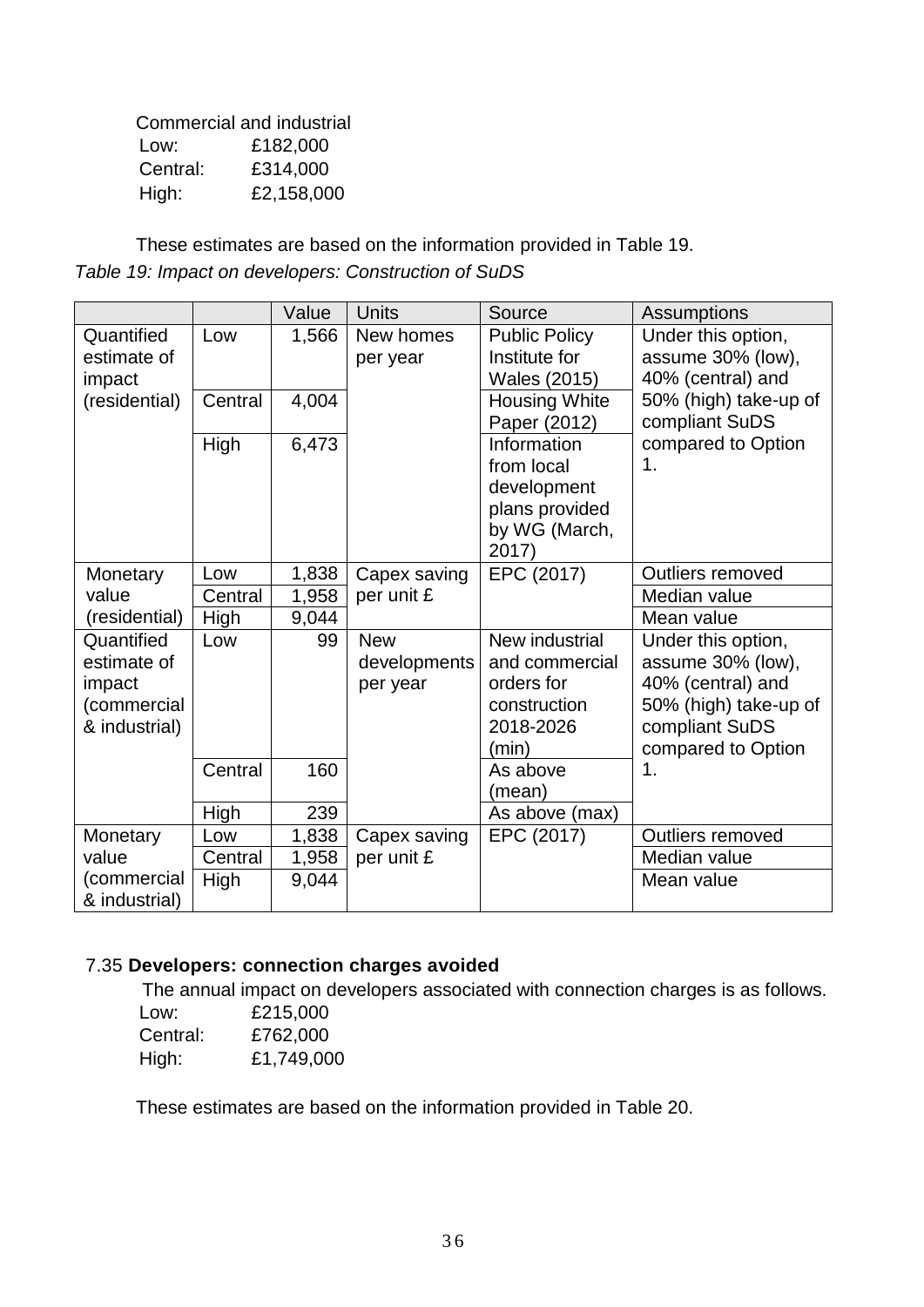Commercial and industrial

Low: £182,000
Central: £314,000
High: £2,158,000

These estimates are based on the information provided in Table 19.

*Table 19: Impact on developers: Construction of SuDS*

| | | Value | Units | Source | Assumptions |
|---|---|---|---|---|---|
| Quantified estimate of impact (residential) | Low | 1,566 | New homes per year | Public Policy Institute for Wales (2015) | Under this option, assume 30% (low), 40% (central) and 50% (high) take-up of compliant SuDS compared to Option 1. |
| | Central | 4,004 | | Housing White Paper (2012) | |
| | High | 6,473 | | Information from local development plans provided by WG (March, 2017) | |
| Monetary value (residential) | Low | 1,838 | Capex saving per unit £ | EPC (2017) | Outliers removed |
| | Central | 1,958 | | | Median value |
| | High | 9,044 | | | Mean value |
| Quantified estimate of impact (commercial & industrial) | Low | 99 | New developments per year | New industrial and commercial orders for construction 2018-2026 (min) | Under this option, assume 30% (low), 40% (central) and 50% (high) take-up of compliant SuDS compared to Option 1. |
| | Central | 160 | | As above (mean) | |
| | High | 239 | | As above (max) | |
| Monetary value (commercial & industrial) | Low | 1,838 | Capex saving per unit £ | EPC (2017) | Outliers removed |
| | Central | 1,958 | | | Median value |
| | High | 9,044 | | | Mean value |

7.35 **Developers: connection charges avoided**

The annual impact on developers associated with connection charges is as follows.

Low: £215,000
Central: £762,000
High: £1,749,000

These estimates are based on the information provided in Table 20.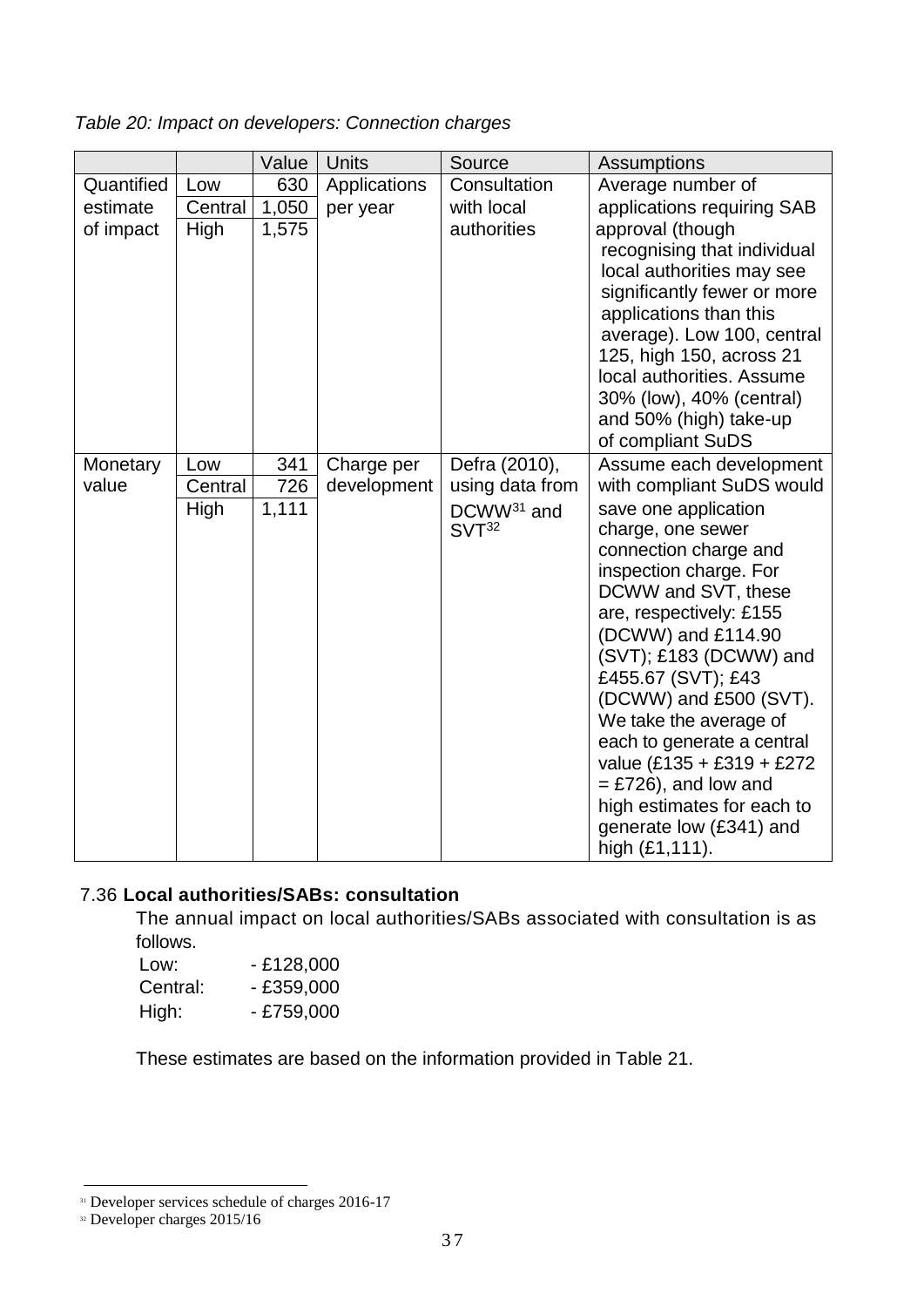*Table 20: Impact on developers: Connection charges*

| | | Value | Units | Source | Assumptions |
|---|---|---|---|---|---|
| Quantified estimate of impact | Low | 630 | Applications per year | Consultation with local authorities | Average number of applications requiring SAB approval (though recognising that individual local authorities may see significantly fewer or more applications than this average). Low 100, central 125, high 150, across 21 local authorities. Assume 30% (low), 40% (central) and 50% (high) take-up of compliant SuDS |
| | Central | 1,050 | | | |
| | High | 1,575 | | | |
| Monetary value | Low | 341 | Charge per development | Defra (2010), using data from DCWW[31] and SVT[32] | Assume each development with compliant SuDS would save one application charge, one sewer connection charge and inspection charge. For DCWW and SVT, these are, respectively: £155 (DCWW) and £114.90 (SVT); £183 (DCWW) and £455.67 (SVT); £43 (DCWW) and £500 (SVT). We take the average of each to generate a central value (£135 + £319 + £272 = £726), and low and high estimates for each to generate low (£341) and high (£1,111). |
| | Central | 726 | | | |
| | High | 1,111 | | | |

7.36 **Local authorities/SABs: consultation**

The annual impact on local authorities/SABs associated with consultation is as follows.

Low: - £128,000
Central: - £359,000
High: - £759,000

These estimates are based on the information provided in Table 21.

[31] Developer services schedule of charges 2016-17

[32] Developer charges 2015/16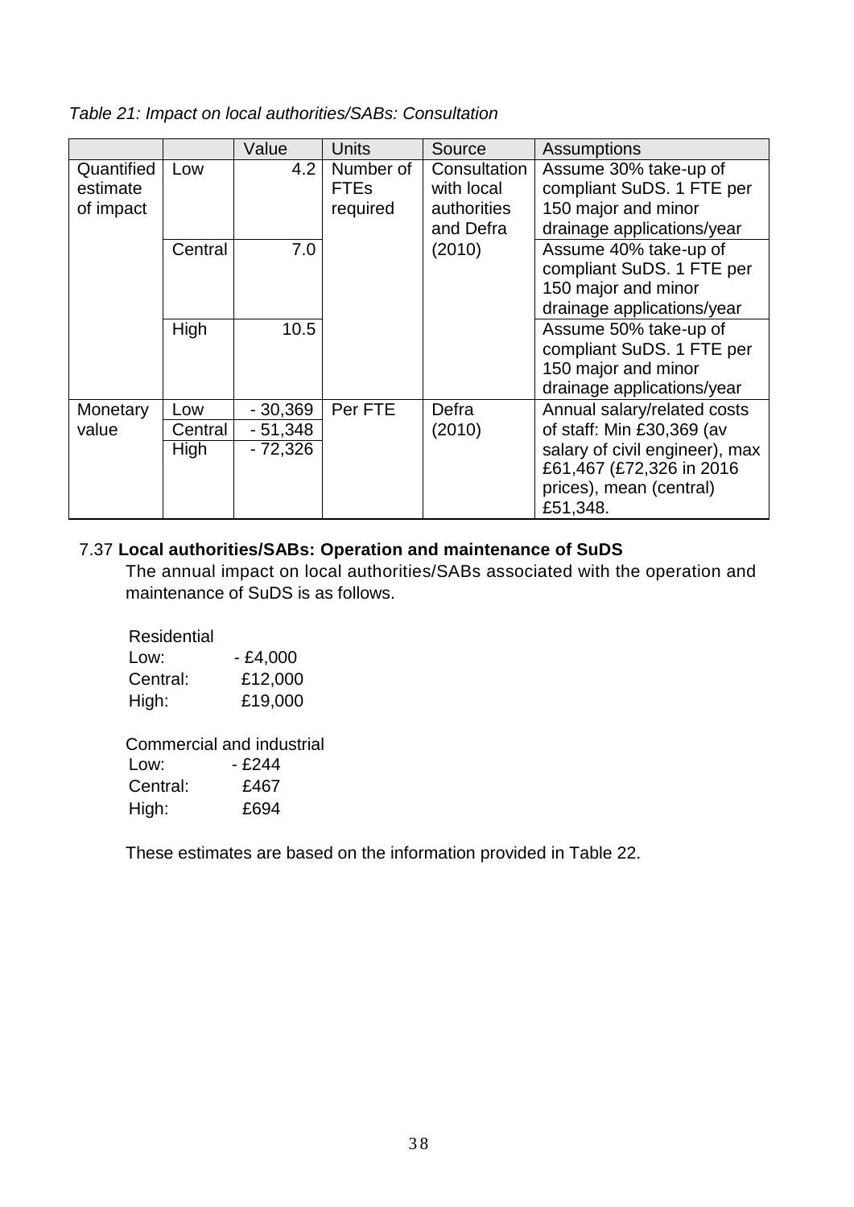*Table 21: Impact on local authorities/SABs: Consultation*

| | | Value | Units | Source | Assumptions |
|---|---|---|---|---|---|
| Quantified estimate of impact | Low | 4.2 | Number of FTEs required | Consultation with local authorities and Defra (2010) | Assume 30% take-up of compliant SuDS. 1 FTE per 150 major and minor drainage applications/year |
| | Central | 7.0 | | | Assume 40% take-up of compliant SuDS. 1 FTE per 150 major and minor drainage applications/year |
| | High | 10.5 | | | Assume 50% take-up of compliant SuDS. 1 FTE per 150 major and minor drainage applications/year |
| Monetary value | Low | - 30,369 | Per FTE | Defra (2010) | Annual salary/related costs of staff: Min £30,369 (av salary of civil engineer), max £61,467 (£72,326 in 2016 prices), mean (central) £51,348. |
| | Central | - 51,348 | | | |
| | High | - 72,326 | | | |

7.37 **Local authorities/SABs: Operation and maintenance of SuDS**

The annual impact on local authorities/SABs associated with the operation and maintenance of SuDS is as follows.

Residential
Low: - £4,000
Central: £12,000
High: £19,000

Commercial and industrial
Low: - £244
Central: £467
High: £694

These estimates are based on the information provided in Table 22.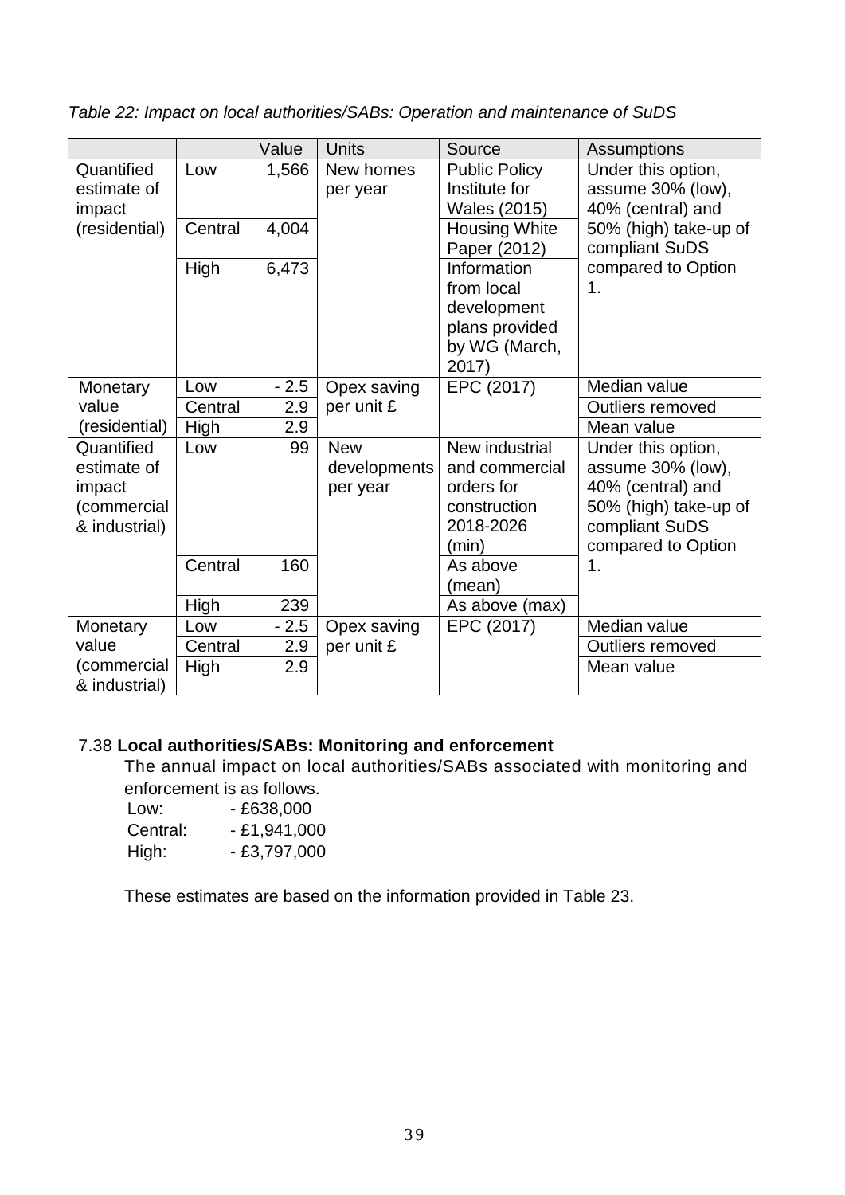*Table 22: Impact on local authorities/SABs: Operation and maintenance of SuDS*

| | | Value | Units | Source | Assumptions |
|---|---|---|---|---|---|
| Quantified estimate of impact (residential) | Low | 1,566 | New homes per year | Public Policy Institute for Wales (2015) | Under this option, assume 30% (low), 40% (central) and 50% (high) take-up of compliant SuDS compared to Option 1. |
| | Central | 4,004 | | Housing White Paper (2012) | |
| | High | 6,473 | | Information from local development plans provided by WG (March, 2017) | |
| Monetary value (residential) | Low | - 2.5 | Opex saving per unit £ | EPC (2017) | Median value |
| | Central | 2.9 | | | Outliers removed |
| | High | 2.9 | | | Mean value |
| Quantified estimate of impact (commercial & industrial) | Low | 99 | New developments per year | New industrial and commercial orders for construction 2018-2026 (min) | Under this option, assume 30% (low), 40% (central) and 50% (high) take-up of compliant SuDS compared to Option 1. |
| | Central | 160 | | As above (mean) | |
| | High | 239 | | As above (max) | |
| Monetary value (commercial & industrial) | Low | - 2.5 | Opex saving per unit £ | EPC (2017) | Median value |
| | Central | 2.9 | | | Outliers removed |
| | High | 2.9 | | | Mean value |

7.38 **Local authorities/SABs: Monitoring and enforcement**

The annual impact on local authorities/SABs associated with monitoring and enforcement is as follows.

Low: - £638,000
Central: - £1,941,000
High: - £3,797,000

These estimates are based on the information provided in Table 23.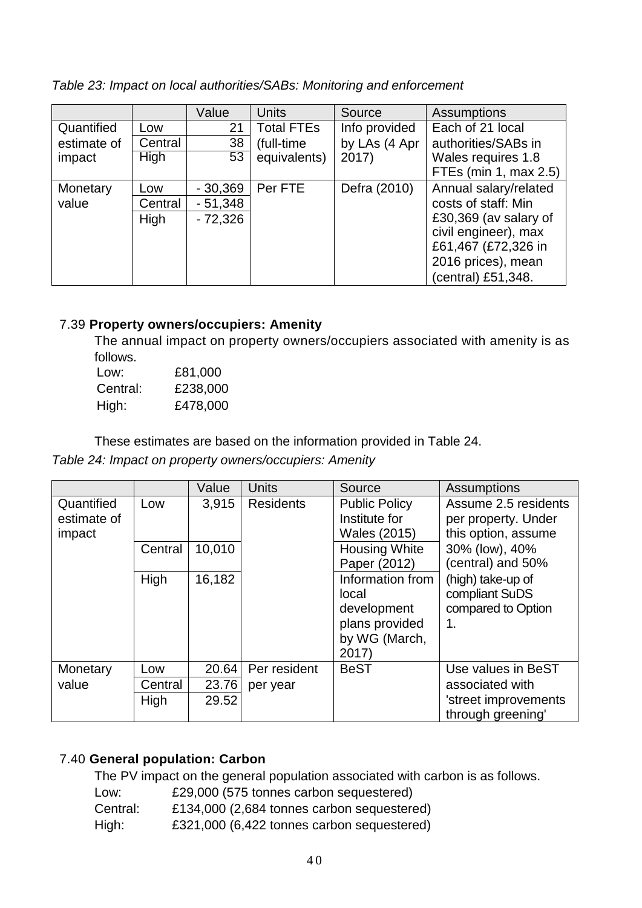*Table 23: Impact on local authorities/SABs: Monitoring and enforcement*

| | | Value | Units | Source | Assumptions |
|---|---|---|---|---|---|
| Quantified estimate of impact | Low | 21 | Total FTEs (full-time equivalents) | Info provided by LAs (4 Apr 2017) | Each of 21 local authorities/SABs in Wales requires 1.8 FTEs (min 1, max 2.5) |
| | Central | 38 | | | |
| | High | 53 | | | |
| Monetary value | Low | - 30,369 | Per FTE | Defra (2010) | Annual salary/related costs of staff: Min £30,369 (av salary of civil engineer), max £61,467 (£72,326 in 2016 prices), mean (central) £51,348. |
| | Central | - 51,348 | | | |
| | High | - 72,326 | | | |

7.39 **Property owners/occupiers: Amenity**

The annual impact on property owners/occupiers associated with amenity is as follows.

Low: £81,000
Central: £238,000
High: £478,000

These estimates are based on the information provided in Table 24.

*Table 24: Impact on property owners/occupiers: Amenity*

| | | Value | Units | Source | Assumptions |
|---|---|---|---|---|---|
| Quantified estimate of impact | Low | 3,915 | Residents | Public Policy Institute for Wales (2015) | Assume 2.5 residents per property. Under this option, assume 30% (low), 40% (central) and 50% (high) take-up of compliant SuDS compared to Option 1. |
| | Central | 10,010 | | Housing White Paper (2012) | |
| | High | 16,182 | | Information from local development plans provided by WG (March, 2017) | |
| Monetary value | Low | 20.64 | Per resident per year | BeST | Use values in BeST associated with 'street improvements through greening' |
| | Central | 23.76 | | | |
| | High | 29.52 | | | |

7.40 **General population: Carbon**

The PV impact on the general population associated with carbon is as follows.

Low: £29,000 (575 tonnes carbon sequestered)
Central: £134,000 (2,684 tonnes carbon sequestered)
High: £321,000 (6,422 tonnes carbon sequestered)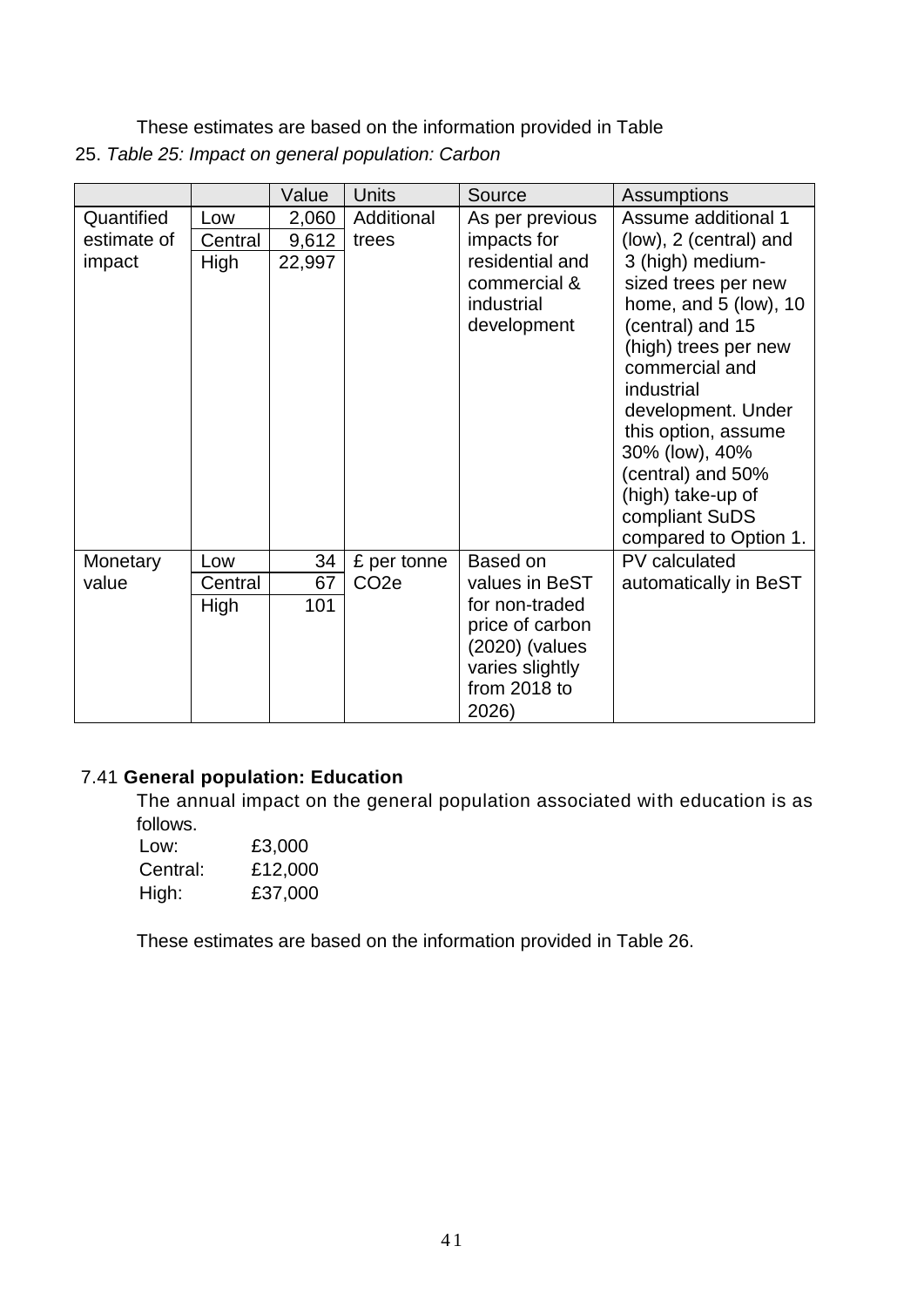These estimates are based on the information provided in Table 25. *Table 25: Impact on general population: Carbon*

| | | Value | Units | Source | Assumptions |
|---|---|---|---|---|---|
| Quantified estimate of impact | Low | 2,060 | Additional trees | As per previous impacts for residential and commercial & industrial development | Assume additional 1 (low), 2 (central) and 3 (high) medium-sized trees per new home, and 5 (low), 10 (central) and 15 (high) trees per new commercial and industrial development. Under this option, assume 30% (low), 40% (central) and 50% (high) take-up of compliant SuDS compared to Option 1. |
| | Central | 9,612 | | | |
| | High | 22,997 | | | |
| Monetary value | Low | 34 | £ per tonne $CO_2e$ | Based on values in BeST for non-traded price of carbon (2020) (values varies slightly from 2018 to 2026) | PV calculated automatically in BeST |
| | Central | 67 | | | |
| | High | 101 | | | |

7.41 **General population: Education**

The annual impact on the general population associated with education is as follows.

Low: £3,000
Central: £12,000
High: £37,000

These estimates are based on the information provided in Table 26.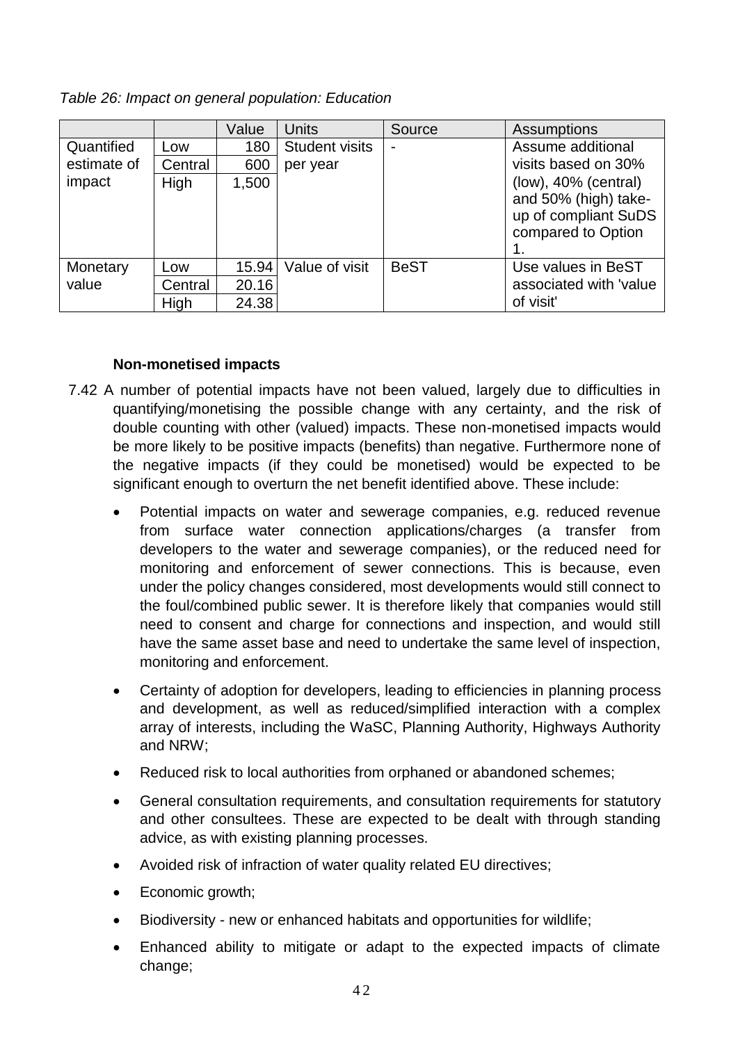*Table 26: Impact on general population: Education*

| | | Value | Units | Source | Assumptions |
|---|---|---|---|---|---|
| Quantified estimate of impact | Low | 180 | Student visits per year | - | Assume additional visits based on 30% (low), 40% (central) and 50% (high) take-up of compliant SuDS compared to Option 1. |
| | Central | 600 | | | |
| | High | 1,500 | | | |
| Monetary value | Low | 15.94 | Value of visit | BeST | Use values in BeST associated with 'value of visit' |
| | Central | 20.16 | | | |
| | High | 24.38 | | | |

**Non-monetised impacts**

7.42 A number of potential impacts have not been valued, largely due to difficulties in quantifying/monetising the possible change with any certainty, and the risk of double counting with other (valued) impacts. These non-monetised impacts would be more likely to be positive impacts (benefits) than negative. Furthermore none of the negative impacts (if they could be monetised) would be expected to be significant enough to overturn the net benefit identified above. These include:

- Potential impacts on water and sewerage companies, e.g. reduced revenue from surface water connection applications/charges (a transfer from developers to the water and sewerage companies), or the reduced need for monitoring and enforcement of sewer connections. This is because, even under the policy changes considered, most developments would still connect to the foul/combined public sewer. It is therefore likely that companies would still need to consent and charge for connections and inspection, and would still have the same asset base and need to undertake the same level of inspection, monitoring and enforcement.
- Certainty of adoption for developers, leading to efficiencies in planning process and development, as well as reduced/simplified interaction with a complex array of interests, including the WaSC, Planning Authority, Highways Authority and NRW;
- Reduced risk to local authorities from orphaned or abandoned schemes;
- General consultation requirements, and consultation requirements for statutory and other consultees. These are expected to be dealt with through standing advice, as with existing planning processes.
- Avoided risk of infraction of water quality related EU directives;
- Economic growth;
- Biodiversity - new or enhanced habitats and opportunities for wildlife;
- Enhanced ability to mitigate or adapt to the expected impacts of climate change;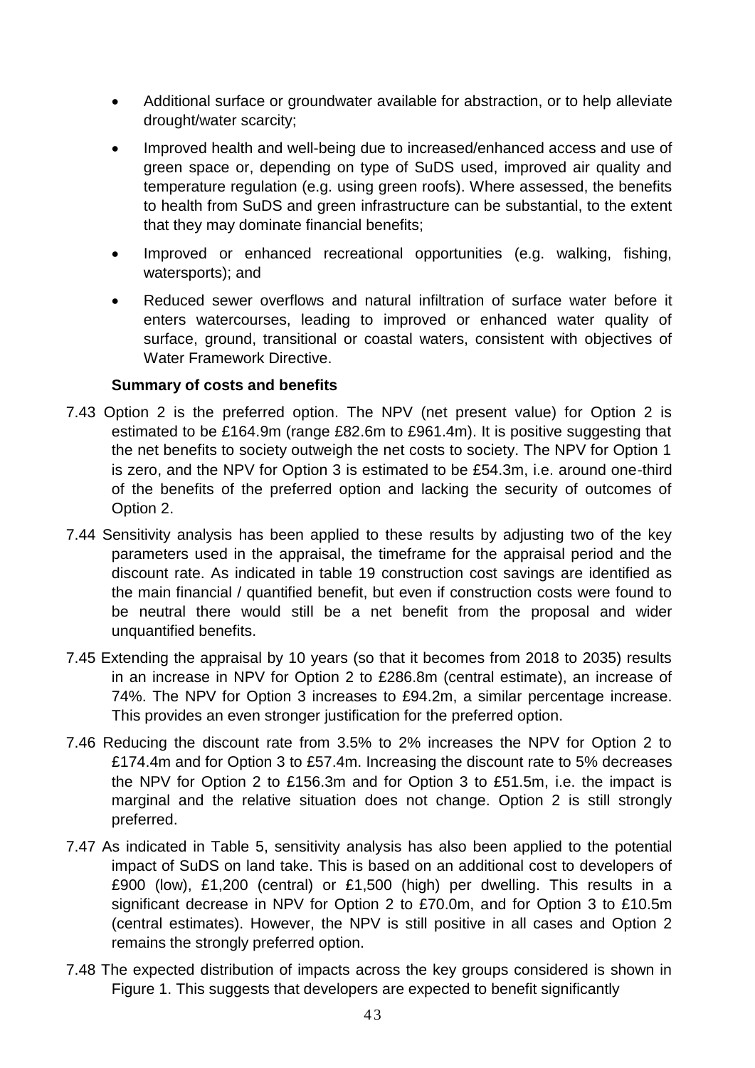- Additional surface or groundwater available for abstraction, or to help alleviate drought/water scarcity;
- Improved health and well-being due to increased/enhanced access and use of green space or, depending on type of SuDS used, improved air quality and temperature regulation (e.g. using green roofs). Where assessed, the benefits to health from SuDS and green infrastructure can be substantial, to the extent that they may dominate financial benefits;
- Improved or enhanced recreational opportunities (e.g. walking, fishing, watersports); and
- Reduced sewer overflows and natural infiltration of surface water before it enters watercourses, leading to improved or enhanced water quality of surface, ground, transitional or coastal waters, consistent with objectives of Water Framework Directive.

**Summary of costs and benefits**

7.43 Option 2 is the preferred option. The NPV (net present value) for Option 2 is estimated to be £164.9m (range £82.6m to £961.4m). It is positive suggesting that the net benefits to society outweigh the net costs to society. The NPV for Option 1 is zero, and the NPV for Option 3 is estimated to be £54.3m, i.e. around one-third of the benefits of the preferred option and lacking the security of outcomes of Option 2.

7.44 Sensitivity analysis has been applied to these results by adjusting two of the key parameters used in the appraisal, the timeframe for the appraisal period and the discount rate. As indicated in table 19 construction cost savings are identified as the main financial / quantified benefit, but even if construction costs were found to be neutral there would still be a net benefit from the proposal and wider unquantified benefits.

7.45 Extending the appraisal by 10 years (so that it becomes from 2018 to 2035) results in an increase in NPV for Option 2 to £286.8m (central estimate), an increase of 74%. The NPV for Option 3 increases to £94.2m, a similar percentage increase. This provides an even stronger justification for the preferred option.

7.46 Reducing the discount rate from 3.5% to 2% increases the NPV for Option 2 to £174.4m and for Option 3 to £57.4m. Increasing the discount rate to 5% decreases the NPV for Option 2 to £156.3m and for Option 3 to £51.5m, i.e. the impact is marginal and the relative situation does not change. Option 2 is still strongly preferred.

7.47 As indicated in Table 5, sensitivity analysis has also been applied to the potential impact of SuDS on land take. This is based on an additional cost to developers of £900 (low), £1,200 (central) or £1,500 (high) per dwelling. This results in a significant decrease in NPV for Option 2 to £70.0m, and for Option 3 to £10.5m (central estimates). However, the NPV is still positive in all cases and Option 2 remains the strongly preferred option.

7.48 The expected distribution of impacts across the key groups considered is shown in Figure 1. This suggests that developers are expected to benefit significantly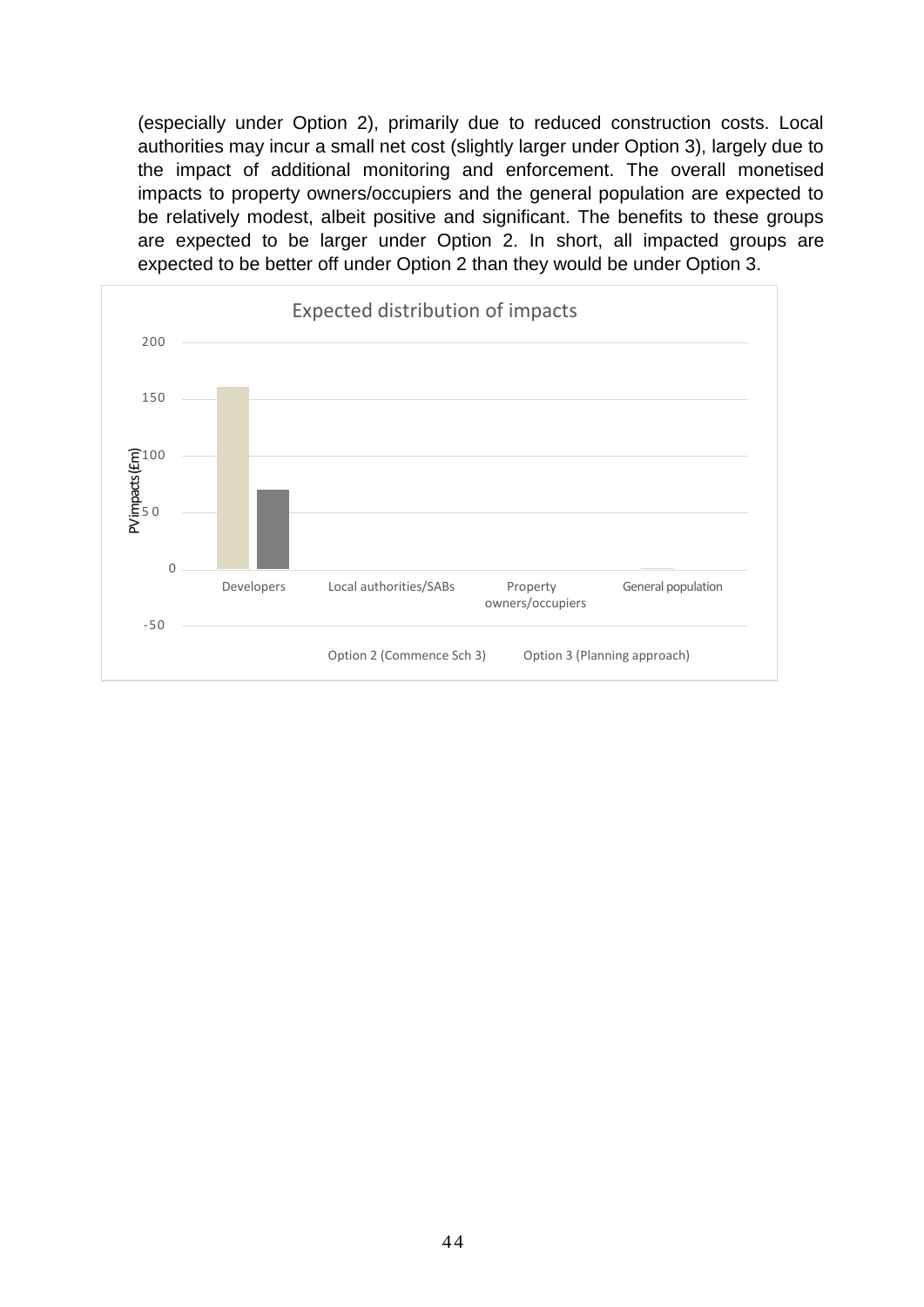(especially under Option 2), primarily due to reduced construction costs. Local authorities may incur a small net cost (slightly larger under Option 3), largely due to the impact of additional monitoring and enforcement. The overall monetised impacts to property owners/occupiers and the general population are expected to be relatively modest, albeit positive and significant. The benefits to these groups are expected to be larger under Option 2. In short, all impacted groups are expected to be better off under Option 2 than they would be under Option 3.

Expected distribution of impacts

PV impacts (£m)

200

150

100

50

0

-50

Developers | Local authorities/SABs | Property owners/occupiers | General population

Option 2 (Commence Sch 3) | Option 3 (Planning approach)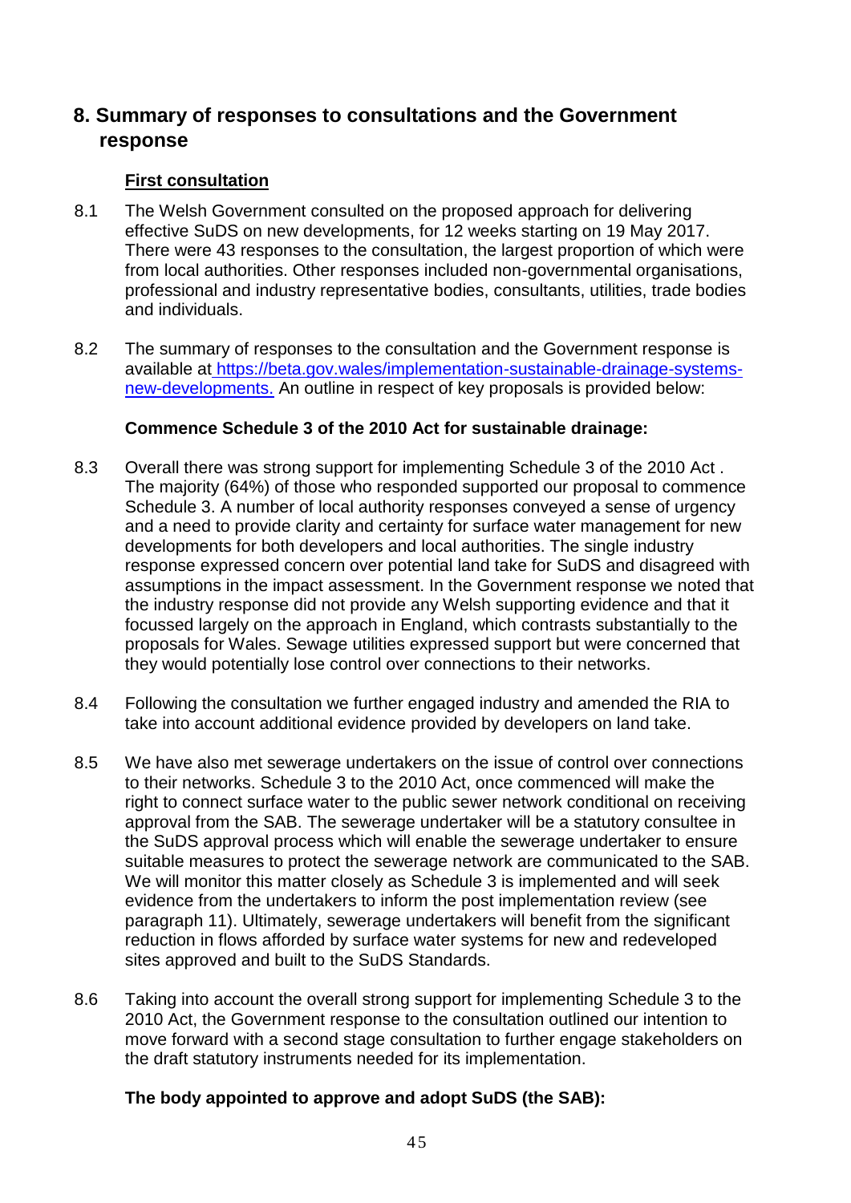## 8. Summary of responses to consultations and the Government response

**First consultation**

8.1 The Welsh Government consulted on the proposed approach for delivering effective SuDS on new developments, for 12 weeks starting on 19 May 2017. There were 43 responses to the consultation, the largest proportion of which were from local authorities. Other responses included non-governmental organisations, professional and industry representative bodies, consultants, utilities, trade bodies and individuals.

8.2 The summary of responses to the consultation and the Government response is available at [https://beta.gov.wales/implementation-sustainable-drainage-systems-new-developments.](https://beta.gov.wales/implementation-sustainable-drainage-systems-new-developments) An outline in respect of key proposals is provided below:

**Commence Schedule 3 of the 2010 Act for sustainable drainage:**

8.3 Overall there was strong support for implementing Schedule 3 of the 2010 Act . The majority (64%) of those who responded supported our proposal to commence Schedule 3. A number of local authority responses conveyed a sense of urgency and a need to provide clarity and certainty for surface water management for new developments for both developers and local authorities. The single industry response expressed concern over potential land take for SuDS and disagreed with assumptions in the impact assessment. In the Government response we noted that the industry response did not provide any Welsh supporting evidence and that it focussed largely on the approach in England, which contrasts substantially to the proposals for Wales. Sewage utilities expressed support but were concerned that they would potentially lose control over connections to their networks.

8.4 Following the consultation we further engaged industry and amended the RIA to take into account additional evidence provided by developers on land take.

8.5 We have also met sewerage undertakers on the issue of control over connections to their networks. Schedule 3 to the 2010 Act, once commenced will make the right to connect surface water to the public sewer network conditional on receiving approval from the SAB. The sewerage undertaker will be a statutory consultee in the SuDS approval process which will enable the sewerage undertaker to ensure suitable measures to protect the sewerage network are communicated to the SAB. We will monitor this matter closely as Schedule 3 is implemented and will seek evidence from the undertakers to inform the post implementation review (see paragraph 11). Ultimately, sewerage undertakers will benefit from the significant reduction in flows afforded by surface water systems for new and redeveloped sites approved and built to the SuDS Standards.

8.6 Taking into account the overall strong support for implementing Schedule 3 to the 2010 Act, the Government response to the consultation outlined our intention to move forward with a second stage consultation to further engage stakeholders on the draft statutory instruments needed for its implementation.

**The body appointed to approve and adopt SuDS (the SAB):**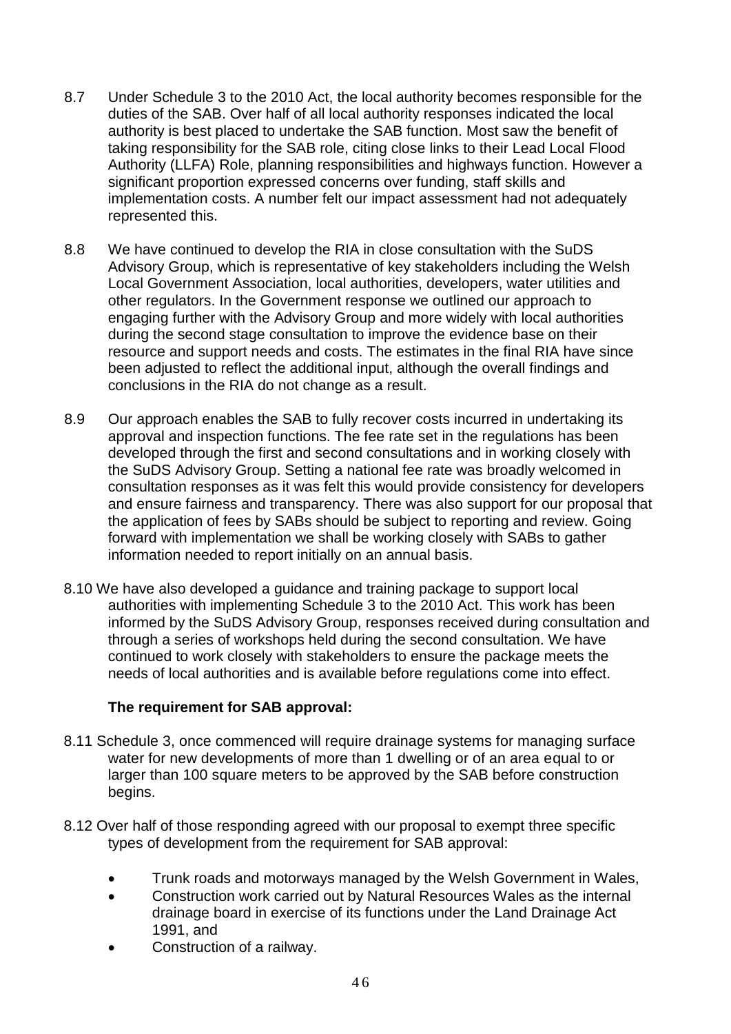8.7 Under Schedule 3 to the 2010 Act, the local authority becomes responsible for the duties of the SAB. Over half of all local authority responses indicated the local authority is best placed to undertake the SAB function. Most saw the benefit of taking responsibility for the SAB role, citing close links to their Lead Local Flood Authority (LLFA) Role, planning responsibilities and highways function. However a significant proportion expressed concerns over funding, staff skills and implementation costs. A number felt our impact assessment had not adequately represented this.

8.8 We have continued to develop the RIA in close consultation with the SuDS Advisory Group, which is representative of key stakeholders including the Welsh Local Government Association, local authorities, developers, water utilities and other regulators. In the Government response we outlined our approach to engaging further with the Advisory Group and more widely with local authorities during the second stage consultation to improve the evidence base on their resource and support needs and costs. The estimates in the final RIA have since been adjusted to reflect the additional input, although the overall findings and conclusions in the RIA do not change as a result.

8.9 Our approach enables the SAB to fully recover costs incurred in undertaking its approval and inspection functions. The fee rate set in the regulations has been developed through the first and second consultations and in working closely with the SuDS Advisory Group. Setting a national fee rate was broadly welcomed in consultation responses as it was felt this would provide consistency for developers and ensure fairness and transparency. There was also support for our proposal that the application of fees by SABs should be subject to reporting and review. Going forward with implementation we shall be working closely with SABs to gather information needed to report initially on an annual basis.

8.10 We have also developed a guidance and training package to support local authorities with implementing Schedule 3 to the 2010 Act. This work has been informed by the SuDS Advisory Group, responses received during consultation and through a series of workshops held during the second consultation. We have continued to work closely with stakeholders to ensure the package meets the needs of local authorities and is available before regulations come into effect.

**The requirement for SAB approval:**

8.11 Schedule 3, once commenced will require drainage systems for managing surface water for new developments of more than 1 dwelling or of an area equal to or larger than 100 square meters to be approved by the SAB before construction begins.

8.12 Over half of those responding agreed with our proposal to exempt three specific types of development from the requirement for SAB approval:

- Trunk roads and motorways managed by the Welsh Government in Wales,
- Construction work carried out by Natural Resources Wales as the internal drainage board in exercise of its functions under the Land Drainage Act 1991, and
- Construction of a railway.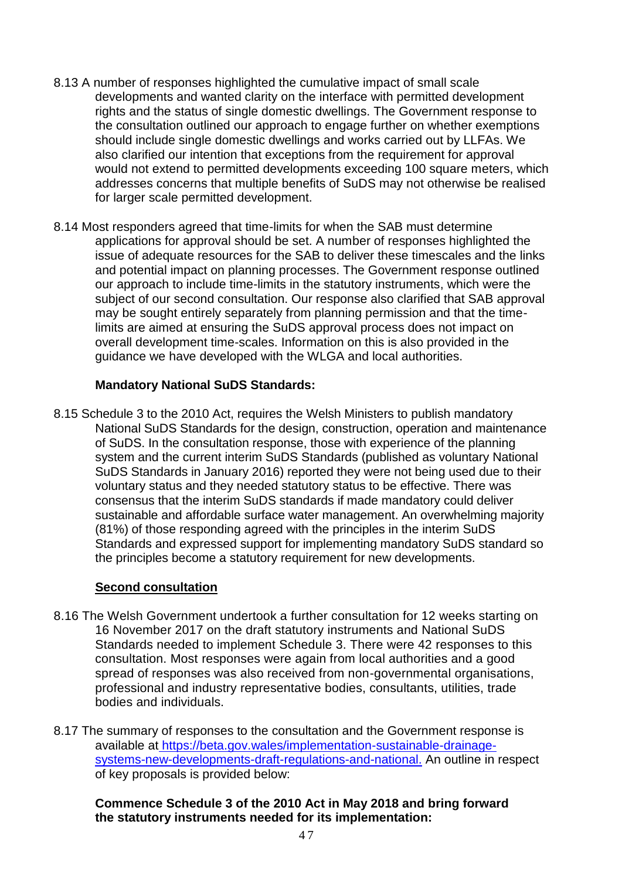8.13 A number of responses highlighted the cumulative impact of small scale developments and wanted clarity on the interface with permitted development rights and the status of single domestic dwellings. The Government response to the consultation outlined our approach to engage further on whether exemptions should include single domestic dwellings and works carried out by LLFAs. We also clarified our intention that exceptions from the requirement for approval would not extend to permitted developments exceeding 100 square meters, which addresses concerns that multiple benefits of SuDS may not otherwise be realised for larger scale permitted development.

8.14 Most responders agreed that time-limits for when the SAB must determine applications for approval should be set. A number of responses highlighted the issue of adequate resources for the SAB to deliver these timescales and the links and potential impact on planning processes. The Government response outlined our approach to include time-limits in the statutory instruments, which were the subject of our second consultation. Our response also clarified that SAB approval may be sought entirely separately from planning permission and that the time-limits are aimed at ensuring the SuDS approval process does not impact on overall development time-scales. Information on this is also provided in the guidance we have developed with the WLGA and local authorities.

**Mandatory National SuDS Standards:**

8.15 Schedule 3 to the 2010 Act, requires the Welsh Ministers to publish mandatory National SuDS Standards for the design, construction, operation and maintenance of SuDS. In the consultation response, those with experience of the planning system and the current interim SuDS Standards (published as voluntary National SuDS Standards in January 2016) reported they were not being used due to their voluntary status and they needed statutory status to be effective. There was consensus that the interim SuDS standards if made mandatory could deliver sustainable and affordable surface water management. An overwhelming majority (81%) of those responding agreed with the principles in the interim SuDS Standards and expressed support for implementing mandatory SuDS standard so the principles become a statutory requirement for new developments.

**<u>Second consultation</u>**

8.16 The Welsh Government undertook a further consultation for 12 weeks starting on 16 November 2017 on the draft statutory instruments and National SuDS Standards needed to implement Schedule 3. There were 42 responses to this consultation. Most responses were again from local authorities and a good spread of responses was also received from non-governmental organisations, professional and industry representative bodies, consultants, utilities, trade bodies and individuals.

8.17 The summary of responses to the consultation and the Government response is available at https://beta.gov.wales/implementation-sustainable-drainage-systems-new-developments-draft-regulations-and-national. An outline in respect of key proposals is provided below:

**Commence Schedule 3 of the 2010 Act in May 2018 and bring forward the statutory instruments needed for its implementation:**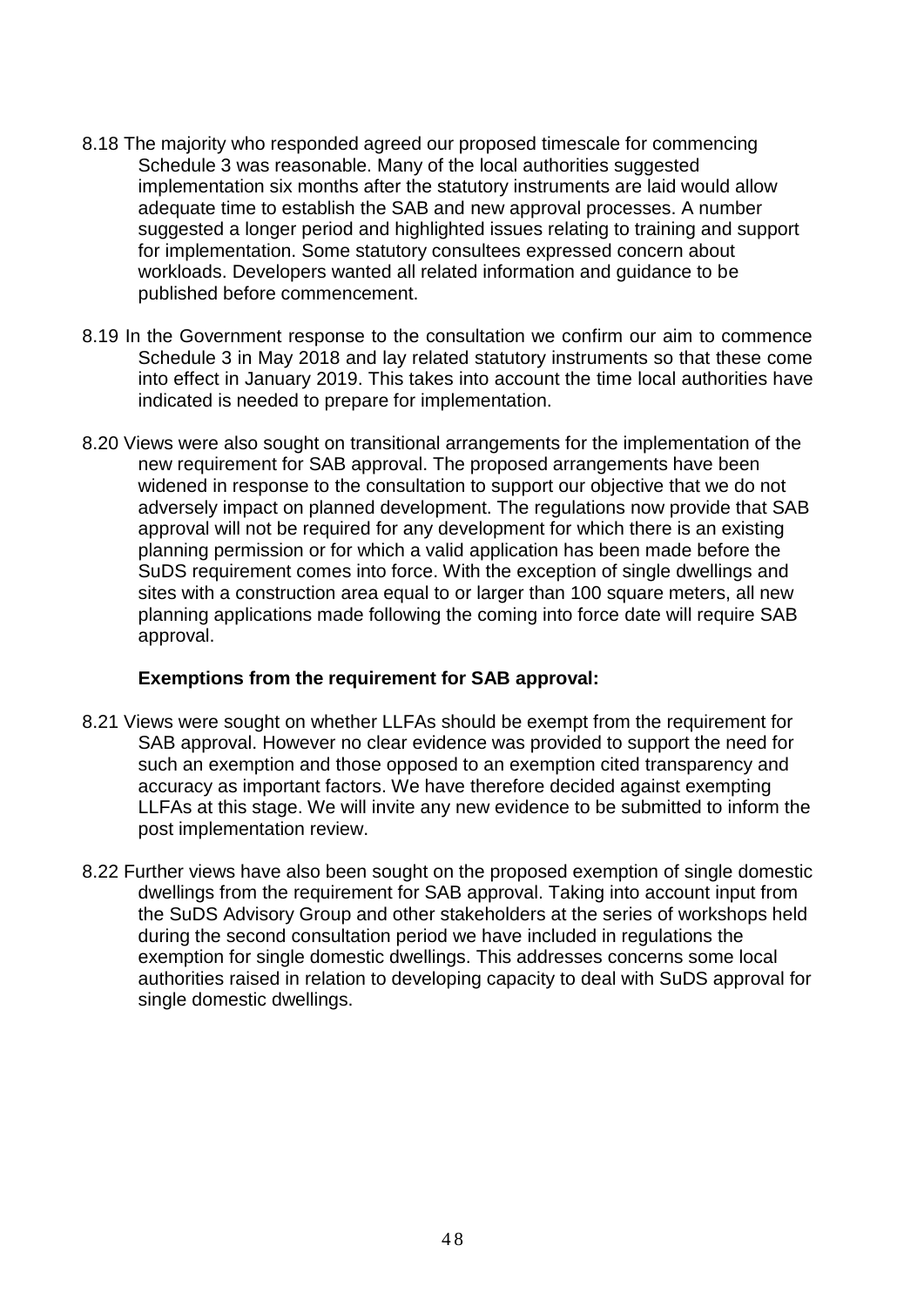8.18 The majority who responded agreed our proposed timescale for commencing Schedule 3 was reasonable. Many of the local authorities suggested implementation six months after the statutory instruments are laid would allow adequate time to establish the SAB and new approval processes. A number suggested a longer period and highlighted issues relating to training and support for implementation. Some statutory consultees expressed concern about workloads. Developers wanted all related information and guidance to be published before commencement.

8.19 In the Government response to the consultation we confirm our aim to commence Schedule 3 in May 2018 and lay related statutory instruments so that these come into effect in January 2019. This takes into account the time local authorities have indicated is needed to prepare for implementation.

8.20 Views were also sought on transitional arrangements for the implementation of the new requirement for SAB approval. The proposed arrangements have been widened in response to the consultation to support our objective that we do not adversely impact on planned development. The regulations now provide that SAB approval will not be required for any development for which there is an existing planning permission or for which a valid application has been made before the SuDS requirement comes into force. With the exception of single dwellings and sites with a construction area equal to or larger than 100 square meters, all new planning applications made following the coming into force date will require SAB approval.

**Exemptions from the requirement for SAB approval:**

8.21 Views were sought on whether LLFAs should be exempt from the requirement for SAB approval. However no clear evidence was provided to support the need for such an exemption and those opposed to an exemption cited transparency and accuracy as important factors. We have therefore decided against exempting LLFAs at this stage. We will invite any new evidence to be submitted to inform the post implementation review.

8.22 Further views have also been sought on the proposed exemption of single domestic dwellings from the requirement for SAB approval. Taking into account input from the SuDS Advisory Group and other stakeholders at the series of workshops held during the second consultation period we have included in regulations the exemption for single domestic dwellings. This addresses concerns some local authorities raised in relation to developing capacity to deal with SuDS approval for single domestic dwellings.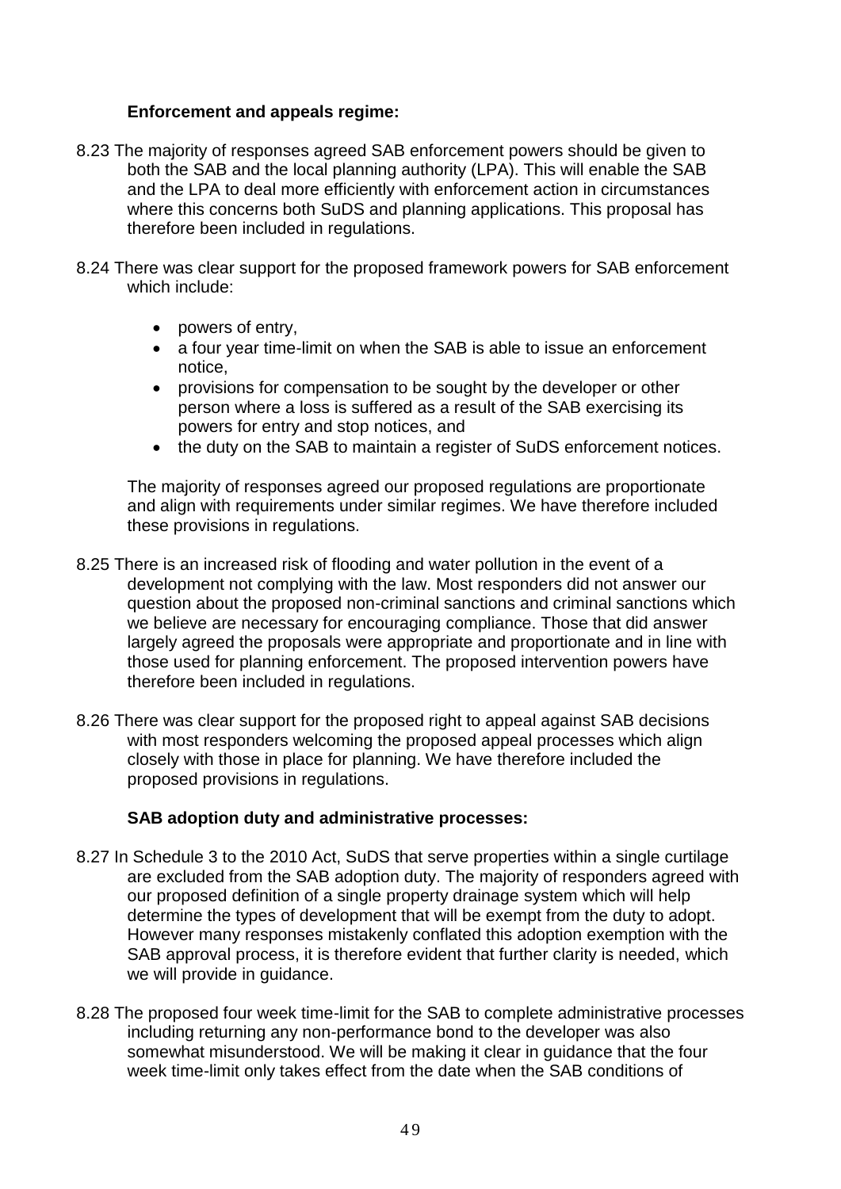**Enforcement and appeals regime:**

8.23 The majority of responses agreed SAB enforcement powers should be given to both the SAB and the local planning authority (LPA). This will enable the SAB and the LPA to deal more efficiently with enforcement action in circumstances where this concerns both SuDS and planning applications. This proposal has therefore been included in regulations.

8.24 There was clear support for the proposed framework powers for SAB enforcement which include:

- powers of entry,
- a four year time-limit on when the SAB is able to issue an enforcement notice,
- provisions for compensation to be sought by the developer or other person where a loss is suffered as a result of the SAB exercising its powers for entry and stop notices, and
- the duty on the SAB to maintain a register of SuDS enforcement notices.

The majority of responses agreed our proposed regulations are proportionate and align with requirements under similar regimes. We have therefore included these provisions in regulations.

8.25 There is an increased risk of flooding and water pollution in the event of a development not complying with the law. Most responders did not answer our question about the proposed non-criminal sanctions and criminal sanctions which we believe are necessary for encouraging compliance. Those that did answer largely agreed the proposals were appropriate and proportionate and in line with those used for planning enforcement. The proposed intervention powers have therefore been included in regulations.

8.26 There was clear support for the proposed right to appeal against SAB decisions with most responders welcoming the proposed appeal processes which align closely with those in place for planning. We have therefore included the proposed provisions in regulations.

**SAB adoption duty and administrative processes:**

8.27 In Schedule 3 to the 2010 Act, SuDS that serve properties within a single curtilage are excluded from the SAB adoption duty. The majority of responders agreed with our proposed definition of a single property drainage system which will help determine the types of development that will be exempt from the duty to adopt. However many responses mistakenly conflated this adoption exemption with the SAB approval process, it is therefore evident that further clarity is needed, which we will provide in guidance.

8.28 The proposed four week time-limit for the SAB to complete administrative processes including returning any non-performance bond to the developer was also somewhat misunderstood. We will be making it clear in guidance that the four week time-limit only takes effect from the date when the SAB conditions of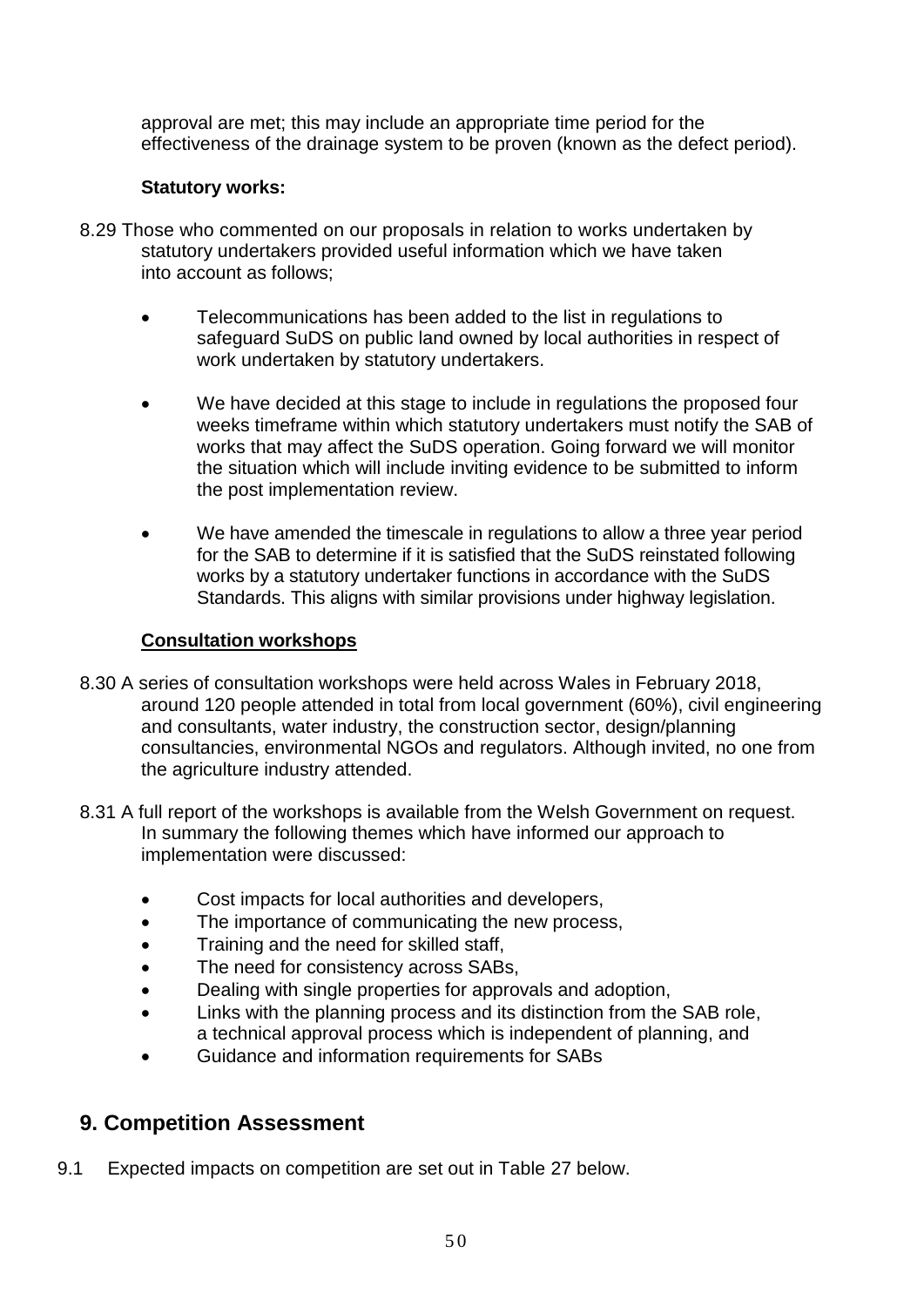approval are met; this may include an appropriate time period for the effectiveness of the drainage system to be proven (known as the defect period).

**Statutory works:**

8.29 Those who commented on our proposals in relation to works undertaken by statutory undertakers provided useful information which we have taken into account as follows;

- Telecommunications has been added to the list in regulations to safeguard SuDS on public land owned by local authorities in respect of work undertaken by statutory undertakers.

- We have decided at this stage to include in regulations the proposed four weeks timeframe within which statutory undertakers must notify the SAB of works that may affect the SuDS operation. Going forward we will monitor the situation which will include inviting evidence to be submitted to inform the post implementation review.

- We have amended the timescale in regulations to allow a three year period for the SAB to determine if it is satisfied that the SuDS reinstated following works by a statutory undertaker functions in accordance with the SuDS Standards. This aligns with similar provisions under highway legislation.

**Consultation workshops**

8.30 A series of consultation workshops were held across Wales in February 2018, around 120 people attended in total from local government (60%), civil engineering and consultants, water industry, the construction sector, design/planning consultancies, environmental NGOs and regulators. Although invited, no one from the agriculture industry attended.

8.31 A full report of the workshops is available from the Welsh Government on request. In summary the following themes which have informed our approach to implementation were discussed:

- Cost impacts for local authorities and developers,
- The importance of communicating the new process,
- Training and the need for skilled staff,
- The need for consistency across SABs,
- Dealing with single properties for approvals and adoption,
- Links with the planning process and its distinction from the SAB role, a technical approval process which is independent of planning, and
- Guidance and information requirements for SABs

## 9. Competition Assessment

9.1 Expected impacts on competition are set out in Table 27 below.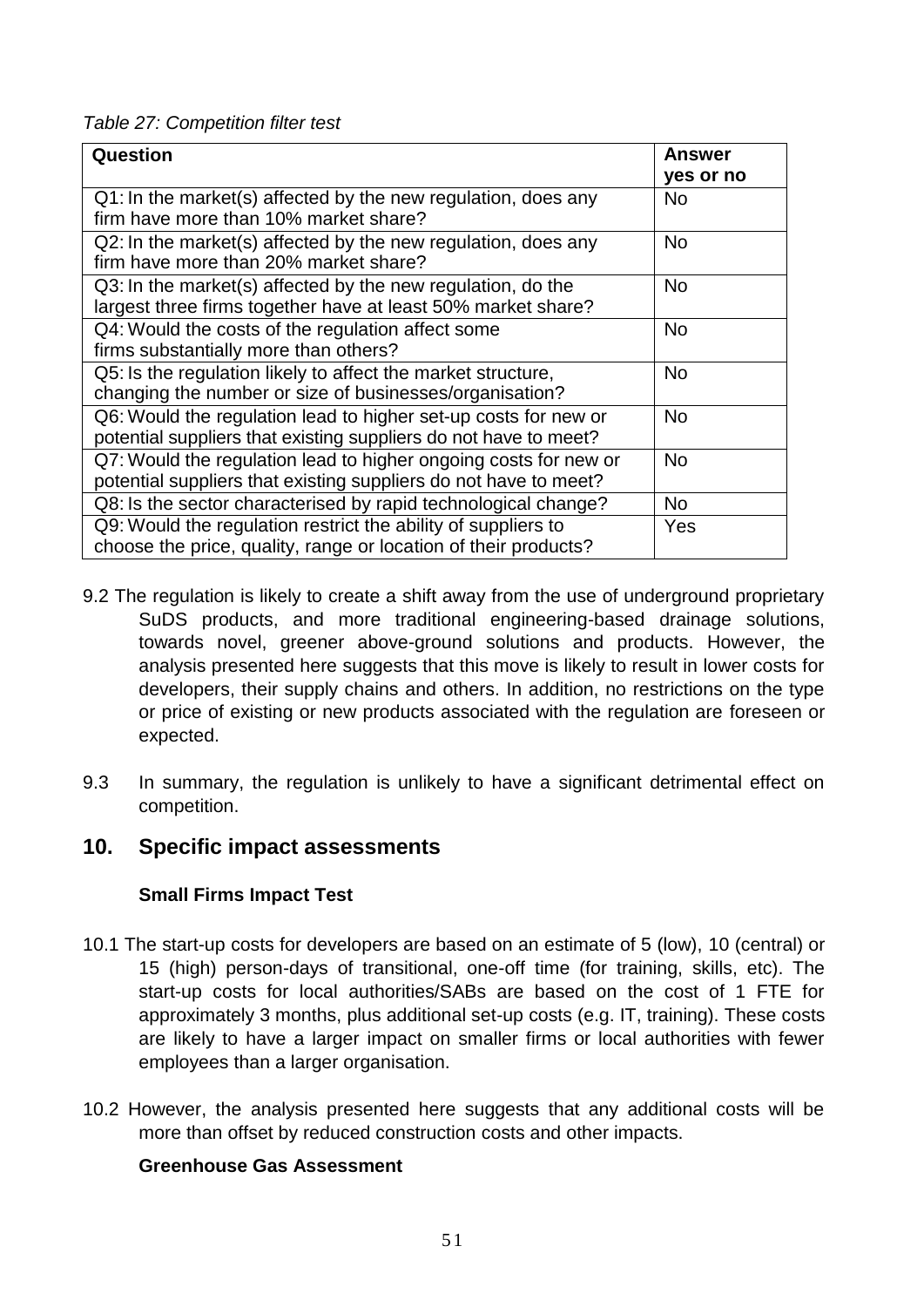*Table 27: Competition filter test*

| Question | Answer yes or no |
|---|---|
| Q1: In the market(s) affected by the new regulation, does any firm have more than 10% market share? | No |
| Q2: In the market(s) affected by the new regulation, does any firm have more than 20% market share? | No |
| Q3: In the market(s) affected by the new regulation, do the largest three firms together have at least 50% market share? | No |
| Q4: Would the costs of the regulation affect some firms substantially more than others? | No |
| Q5: Is the regulation likely to affect the market structure, changing the number or size of businesses/organisation? | No |
| Q6: Would the regulation lead to higher set-up costs for new or potential suppliers that existing suppliers do not have to meet? | No |
| Q7: Would the regulation lead to higher ongoing costs for new or potential suppliers that existing suppliers do not have to meet? | No |
| Q8: Is the sector characterised by rapid technological change? | No |
| Q9: Would the regulation restrict the ability of suppliers to choose the price, quality, range or location of their products? | Yes |

9.2 The regulation is likely to create a shift away from the use of underground proprietary SuDS products, and more traditional engineering-based drainage solutions, towards novel, greener above-ground solutions and products. However, the analysis presented here suggests that this move is likely to result in lower costs for developers, their supply chains and others. In addition, no restrictions on the type or price of existing or new products associated with the regulation are foreseen or expected.

9.3 In summary, the regulation is unlikely to have a significant detrimental effect on competition.

## 10. Specific impact assessments

**Small Firms Impact Test**

10.1 The start-up costs for developers are based on an estimate of 5 (low), 10 (central) or 15 (high) person-days of transitional, one-off time (for training, skills, etc). The start-up costs for local authorities/SABs are based on the cost of 1 FTE for approximately 3 months, plus additional set-up costs (e.g. IT, training). These costs are likely to have a larger impact on smaller firms or local authorities with fewer employees than a larger organisation.

10.2 However, the analysis presented here suggests that any additional costs will be more than offset by reduced construction costs and other impacts.

**Greenhouse Gas Assessment**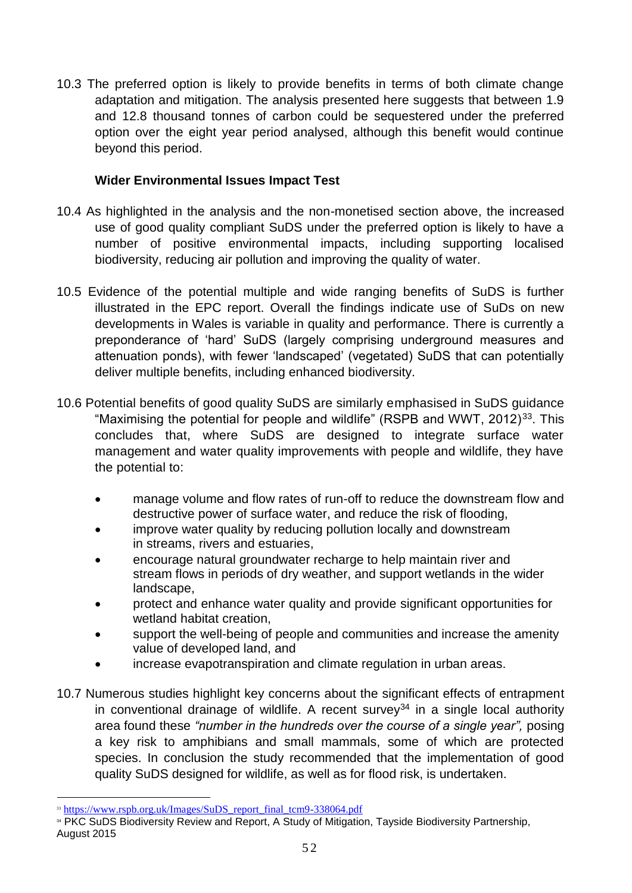10.3 The preferred option is likely to provide benefits in terms of both climate change adaptation and mitigation. The analysis presented here suggests that between 1.9 and 12.8 thousand tonnes of carbon could be sequestered under the preferred option over the eight year period analysed, although this benefit would continue beyond this period.

**Wider Environmental Issues Impact Test**

10.4 As highlighted in the analysis and the non-monetised section above, the increased use of good quality compliant SuDS under the preferred option is likely to have a number of positive environmental impacts, including supporting localised biodiversity, reducing air pollution and improving the quality of water.

10.5 Evidence of the potential multiple and wide ranging benefits of SuDS is further illustrated in the EPC report. Overall the findings indicate use of SuDs on new developments in Wales is variable in quality and performance. There is currently a preponderance of 'hard' SuDS (largely comprising underground measures and attenuation ponds), with fewer 'landscaped' (vegetated) SuDS that can potentially deliver multiple benefits, including enhanced biodiversity.

10.6 Potential benefits of good quality SuDS are similarly emphasised in SuDS guidance "Maximising the potential for people and wildlife" (RSPB and WWT, 2012)[33]. This concludes that, where SuDS are designed to integrate surface water management and water quality improvements with people and wildlife, they have the potential to:

- manage volume and flow rates of run-off to reduce the downstream flow and destructive power of surface water, and reduce the risk of flooding,
- improve water quality by reducing pollution locally and downstream in streams, rivers and estuaries,
- encourage natural groundwater recharge to help maintain river and stream flows in periods of dry weather, and support wetlands in the wider landscape,
- protect and enhance water quality and provide significant opportunities for wetland habitat creation,
- support the well-being of people and communities and increase the amenity value of developed land, and
- increase evapotranspiration and climate regulation in urban areas.

10.7 Numerous studies highlight key concerns about the significant effects of entrapment in conventional drainage of wildlife. A recent survey[34] in a single local authority area found these *"number in the hundreds over the course of a single year",* posing a key risk to amphibians and small mammals, some of which are protected species. In conclusion the study recommended that the implementation of good quality SuDS designed for wildlife, as well as for flood risk, is undertaken.

[33] https://www.rspb.org.uk/Images/SuDS_report_final_tcm9-338064.pdf

[34] PKC SuDS Biodiversity Review and Report, A Study of Mitigation, Tayside Biodiversity Partnership, August 2015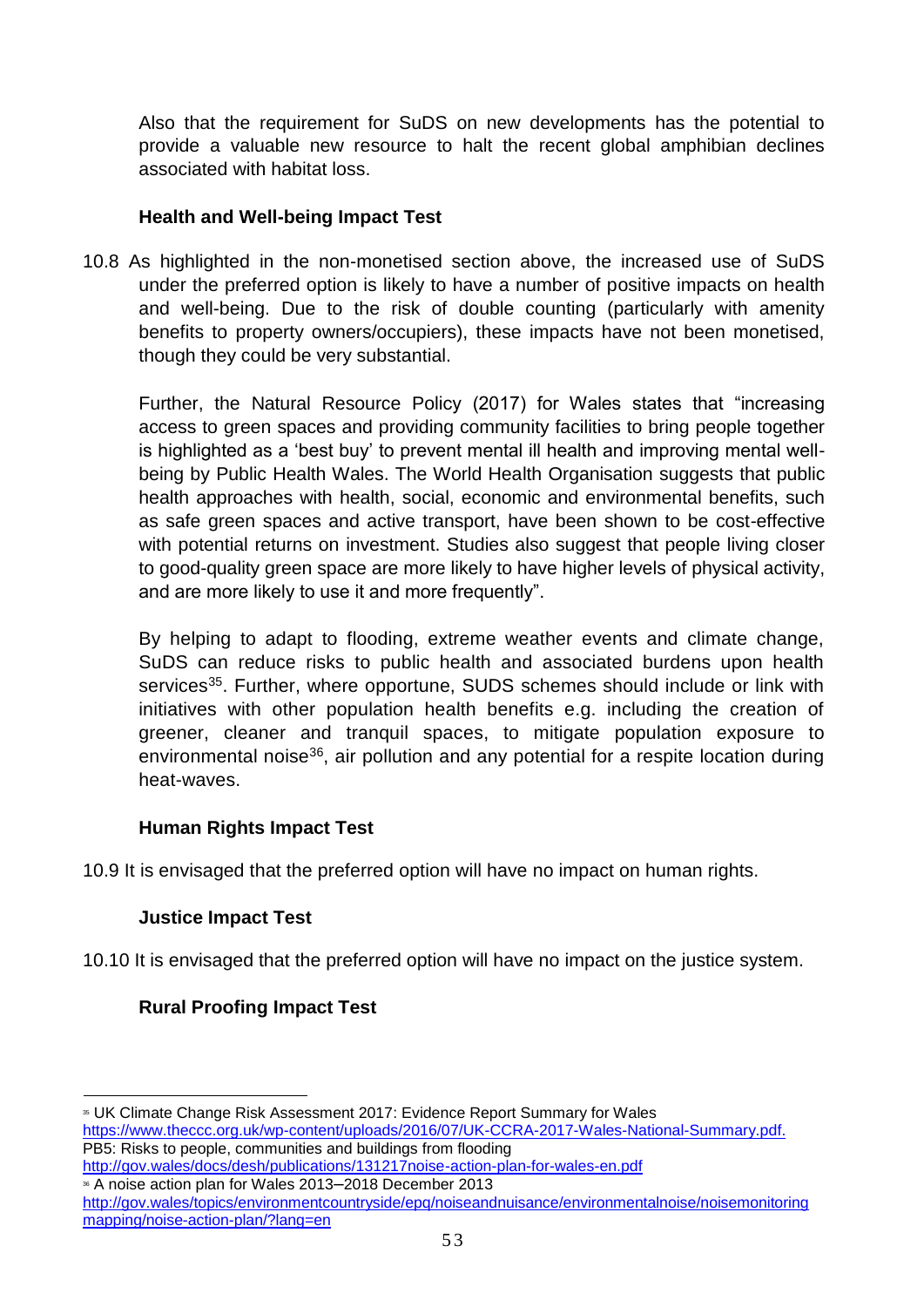Also that the requirement for SuDS on new developments has the potential to provide a valuable new resource to halt the recent global amphibian declines associated with habitat loss.

**Health and Well-being Impact Test**

10.8 As highlighted in the non-monetised section above, the increased use of SuDS under the preferred option is likely to have a number of positive impacts on health and well-being. Due to the risk of double counting (particularly with amenity benefits to property owners/occupiers), these impacts have not been monetised, though they could be very substantial.

Further, the Natural Resource Policy (2017) for Wales states that "increasing access to green spaces and providing community facilities to bring people together is highlighted as a 'best buy' to prevent mental ill health and improving mental well-being by Public Health Wales. The World Health Organisation suggests that public health approaches with health, social, economic and environmental benefits, such as safe green spaces and active transport, have been shown to be cost-effective with potential returns on investment. Studies also suggest that people living closer to good-quality green space are more likely to have higher levels of physical activity, and are more likely to use it and more frequently".

By helping to adapt to flooding, extreme weather events and climate change, SuDS can reduce risks to public health and associated burdens upon health services[35]. Further, where opportune, SUDS schemes should include or link with initiatives with other population health benefits e.g. including the creation of greener, cleaner and tranquil spaces, to mitigate population exposure to environmental noise[36], air pollution and any potential for a respite location during heat-waves.

**Human Rights Impact Test**

10.9 It is envisaged that the preferred option will have no impact on human rights.

**Justice Impact Test**

10.10 It is envisaged that the preferred option will have no impact on the justice system.

**Rural Proofing Impact Test**

---

[35] UK Climate Change Risk Assessment 2017: Evidence Report Summary for Wales https://www.theccc.org.uk/wp-content/uploads/2016/07/UK-CCRA-2017-Wales-National-Summary.pdf. PB5: Risks to people, communities and buildings from flooding http://gov.wales/docs/desh/publications/131217noise-action-plan-for-wales-en.pdf

[36] A noise action plan for Wales 2013–2018 December 2013 http://gov.wales/topics/environmentcountryside/epq/noiseandnuisance/environmentalnoise/noisemonitoringmapping/noise-action-plan/?lang=en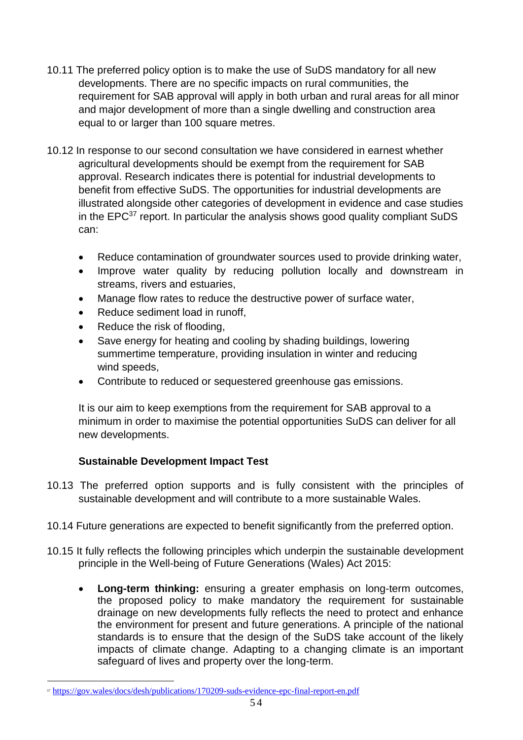10.11 The preferred policy option is to make the use of SuDS mandatory for all new developments. There are no specific impacts on rural communities, the requirement for SAB approval will apply in both urban and rural areas for all minor and major development of more than a single dwelling and construction area equal to or larger than 100 square metres.

10.12 In response to our second consultation we have considered in earnest whether agricultural developments should be exempt from the requirement for SAB approval. Research indicates there is potential for industrial developments to benefit from effective SuDS. The opportunities for industrial developments are illustrated alongside other categories of development in evidence and case studies in the EPC[37] report. In particular the analysis shows good quality compliant SuDS can:

- Reduce contamination of groundwater sources used to provide drinking water,
- Improve water quality by reducing pollution locally and downstream in streams, rivers and estuaries,
- Manage flow rates to reduce the destructive power of surface water,
- Reduce sediment load in runoff,
- Reduce the risk of flooding,
- Save energy for heating and cooling by shading buildings, lowering summertime temperature, providing insulation in winter and reducing wind speeds,
- Contribute to reduced or sequestered greenhouse gas emissions.

It is our aim to keep exemptions from the requirement for SAB approval to a minimum in order to maximise the potential opportunities SuDS can deliver for all new developments.

**Sustainable Development Impact Test**

10.13 The preferred option supports and is fully consistent with the principles of sustainable development and will contribute to a more sustainable Wales.

10.14 Future generations are expected to benefit significantly from the preferred option.

10.15 It fully reflects the following principles which underpin the sustainable development principle in the Well-being of Future Generations (Wales) Act 2015:

- **Long-term thinking:** ensuring a greater emphasis on long-term outcomes, the proposed policy to make mandatory the requirement for sustainable drainage on new developments fully reflects the need to protect and enhance the environment for present and future generations. A principle of the national standards is to ensure that the design of the SuDS take account of the likely impacts of climate change. Adapting to a changing climate is an important safeguard of lives and property over the long-term.

[37] https://gov.wales/docs/desh/publications/170209-suds-evidence-epc-final-report-en.pdf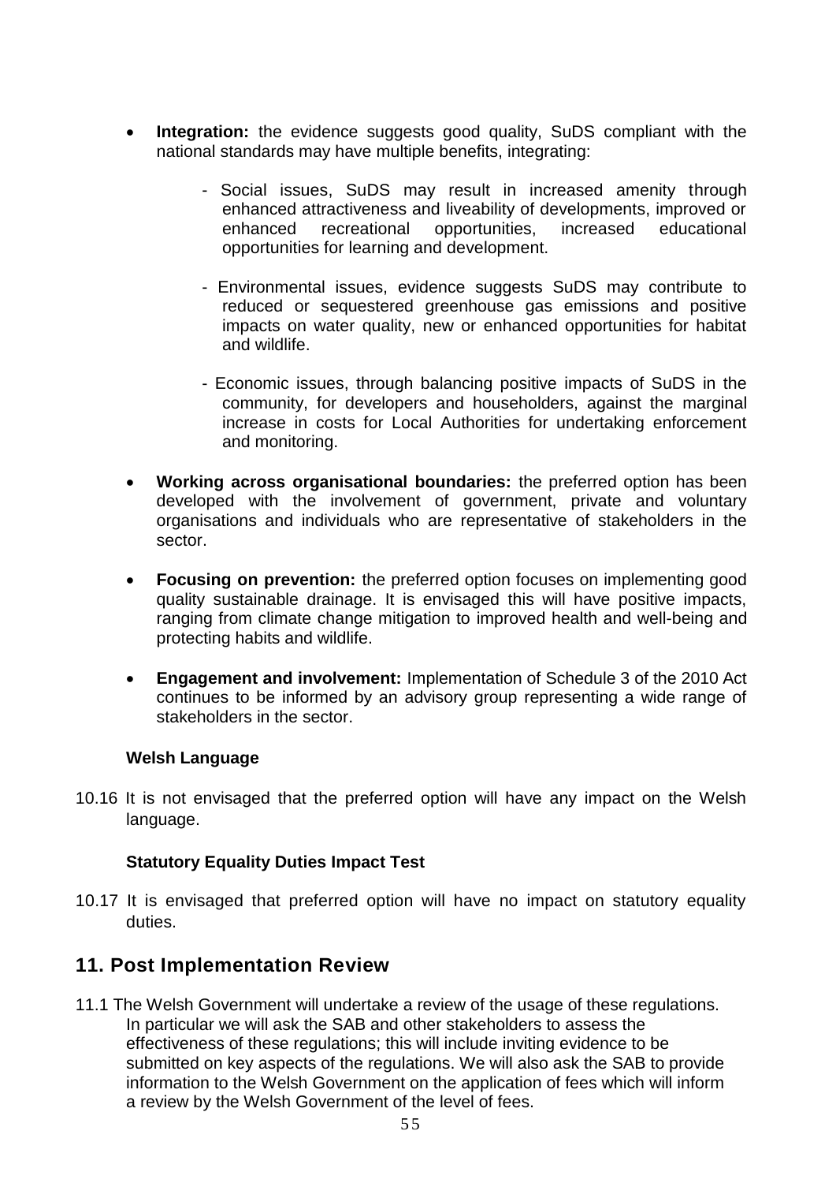- **Integration:** the evidence suggests good quality, SuDS compliant with the national standards may have multiple benefits, integrating:

  - Social issues, SuDS may result in increased amenity through enhanced attractiveness and liveability of developments, improved or enhanced recreational opportunities, increased educational opportunities for learning and development.

  - Environmental issues, evidence suggests SuDS may contribute to reduced or sequestered greenhouse gas emissions and positive impacts on water quality, new or enhanced opportunities for habitat and wildlife.

  - Economic issues, through balancing positive impacts of SuDS in the community, for developers and householders, against the marginal increase in costs for Local Authorities for undertaking enforcement and monitoring.

- **Working across organisational boundaries:** the preferred option has been developed with the involvement of government, private and voluntary organisations and individuals who are representative of stakeholders in the sector.

- **Focusing on prevention:** the preferred option focuses on implementing good quality sustainable drainage. It is envisaged this will have positive impacts, ranging from climate change mitigation to improved health and well-being and protecting habits and wildlife.

- **Engagement and involvement:** Implementation of Schedule 3 of the 2010 Act continues to be informed by an advisory group representing a wide range of stakeholders in the sector.

**Welsh Language**

10.16 It is not envisaged that the preferred option will have any impact on the Welsh language.

**Statutory Equality Duties Impact Test**

10.17 It is envisaged that preferred option will have no impact on statutory equality duties.

## 11. Post Implementation Review

11.1 The Welsh Government will undertake a review of the usage of these regulations. In particular we will ask the SAB and other stakeholders to assess the effectiveness of these regulations; this will include inviting evidence to be submitted on key aspects of the regulations. We will also ask the SAB to provide information to the Welsh Government on the application of fees which will inform a review by the Welsh Government of the level of fees.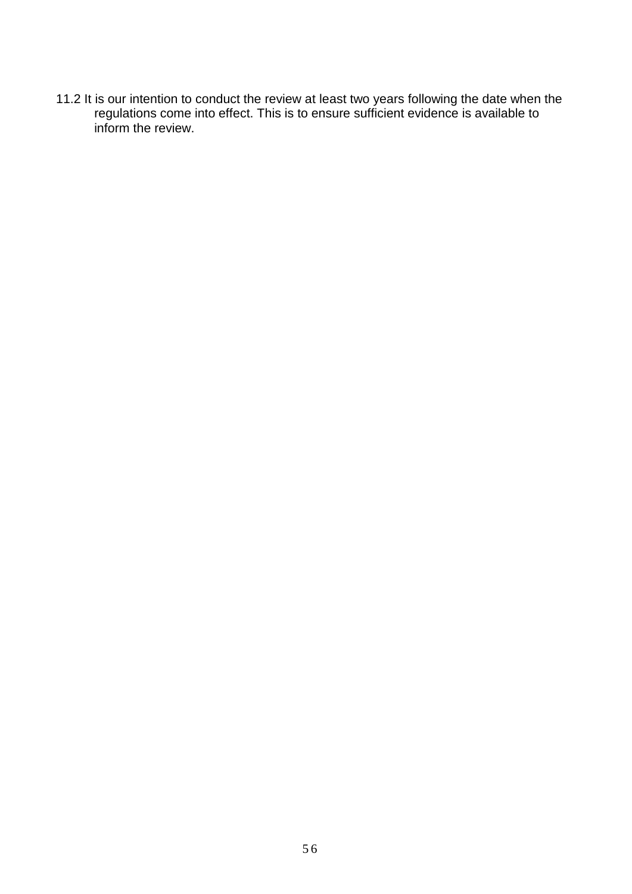11.2 It is our intention to conduct the review at least two years following the date when the regulations come into effect. This is to ensure sufficient evidence is available to inform the review.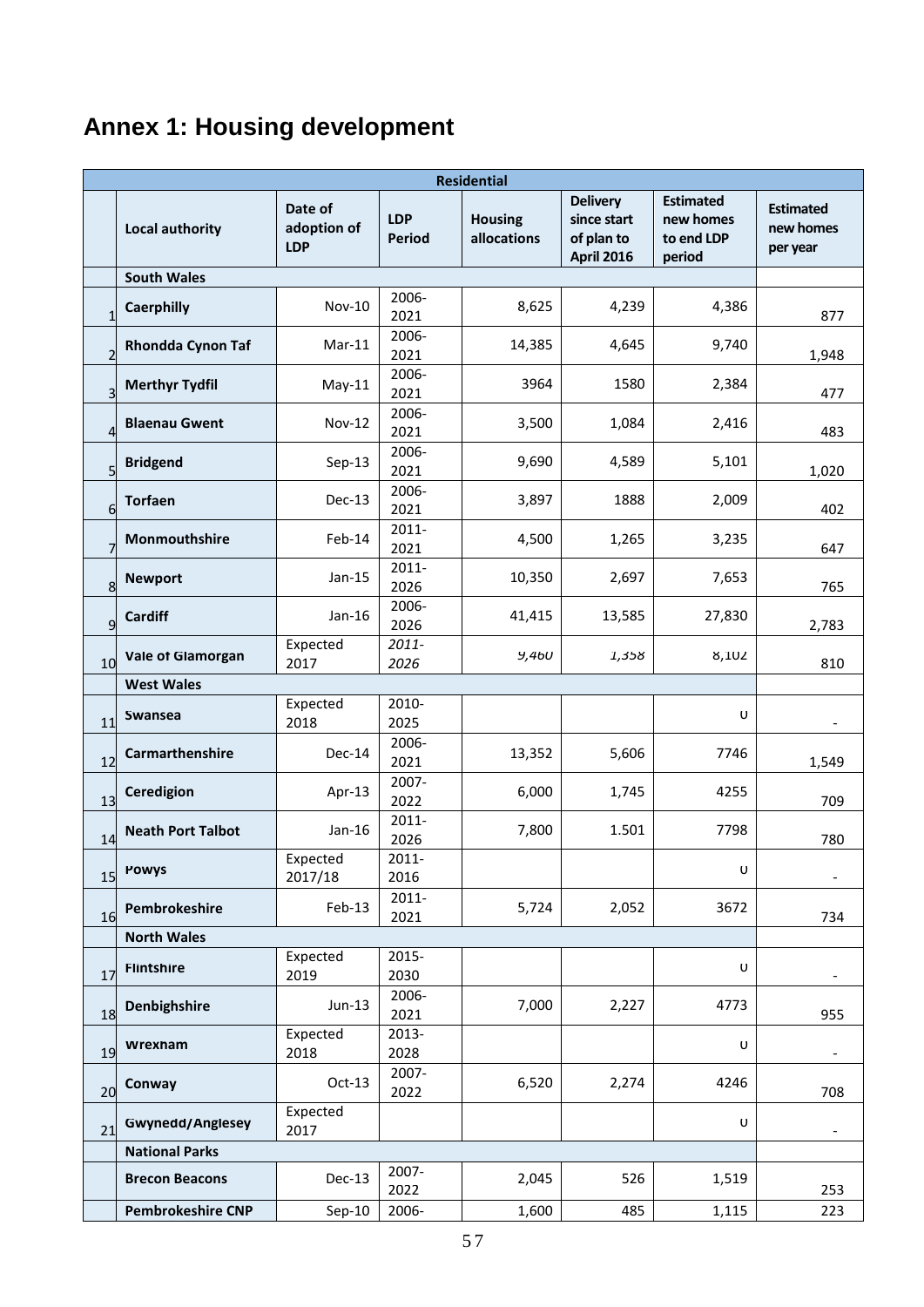# Annex 1: Housing development

| | Residential | | | | | | |
|---|---|---|---|---|---|---|---|
| | **Local authority** | **Date of adoption of LDP** | **LDP Period** | **Housing allocations** | **Delivery since start of plan to April 2016** | **Estimated new homes to end LDP period** | **Estimated new homes per year** |
| | **South Wales** | | | | | | |
| 1 | **Caerphilly** | Nov-10 | 2006-2021 | 8,625 | 4,239 | 4,386 | 877 |
| 2 | **Rhondda Cynon Taf** | Mar-11 | 2006-2021 | 14,385 | 4,645 | 9,740 | 1,948 |
| 3 | **Merthyr Tydfil** | May-11 | 2006-2021 | 3964 | 1580 | 2,384 | 477 |
| 4 | **Blaenau Gwent** | Nov-12 | 2006-2021 | 3,500 | 1,084 | 2,416 | 483 |
| 5 | **Bridgend** | Sep-13 | 2006-2021 | 9,690 | 4,589 | 5,101 | 1,020 |
| 6 | **Torfaen** | Dec-13 | 2006-2021 | 3,897 | 1888 | 2,009 | 402 |
| 7 | **Monmouthshire** | Feb-14 | 2011-2021 | 4,500 | 1,265 | 3,235 | 647 |
| 8 | **Newport** | Jan-15 | 2011-2026 | 10,350 | 2,697 | 7,653 | 765 |
| 9 | **Cardiff** | Jan-16 | 2006-2026 | 41,415 | 13,585 | 27,830 | 2,783 |
| 10 | **Vale of Glamorgan** | Expected 2017 | *2011-2026* | *9,460* | *1,358* | 8,102 | 810 |
| | **West Wales** | | | | | | |
| 11 | **Swansea** | Expected 2018 | 2010-2025 | | | 0 | - |
| 12 | **Carmarthenshire** | Dec-14 | 2006-2021 | 13,352 | 5,606 | 7746 | 1,549 |
| 13 | **Ceredigion** | Apr-13 | 2007-2022 | 6,000 | 1,745 | 4255 | 709 |
| 14 | **Neath Port Talbot** | Jan-16 | 2011-2026 | 7,800 | 1.501 | 7798 | 780 |
| 15 | **Powys** | Expected 2017/18 | 2011-2016 | | | 0 | - |
| 16 | **Pembrokeshire** | Feb-13 | 2011-2021 | 5,724 | 2,052 | 3672 | 734 |
| | **North Wales** | | | | | | |
| 17 | **Flintshire** | Expected 2019 | 2015-2030 | | | 0 | - |
| 18 | **Denbighshire** | Jun-13 | 2006-2021 | 7,000 | 2,227 | 4773 | 955 |
| 19 | **Wrexham** | Expected 2018 | 2013-2028 | | | 0 | - |
| 20 | **Conway** | Oct-13 | 2007-2022 | 6,520 | 2,274 | 4246 | 708 |
| 21 | **Gwynedd/Anglesey** | Expected 2017 | | | | 0 | - |
| | **National Parks** | | | | | | |
| | **Brecon Beacons** | Dec-13 | 2007-2022 | 2,045 | 526 | 1,519 | 253 |
| | **Pembrokeshire CNP** | Sep-10 | 2006- | 1,600 | 485 | 1,115 | 223 |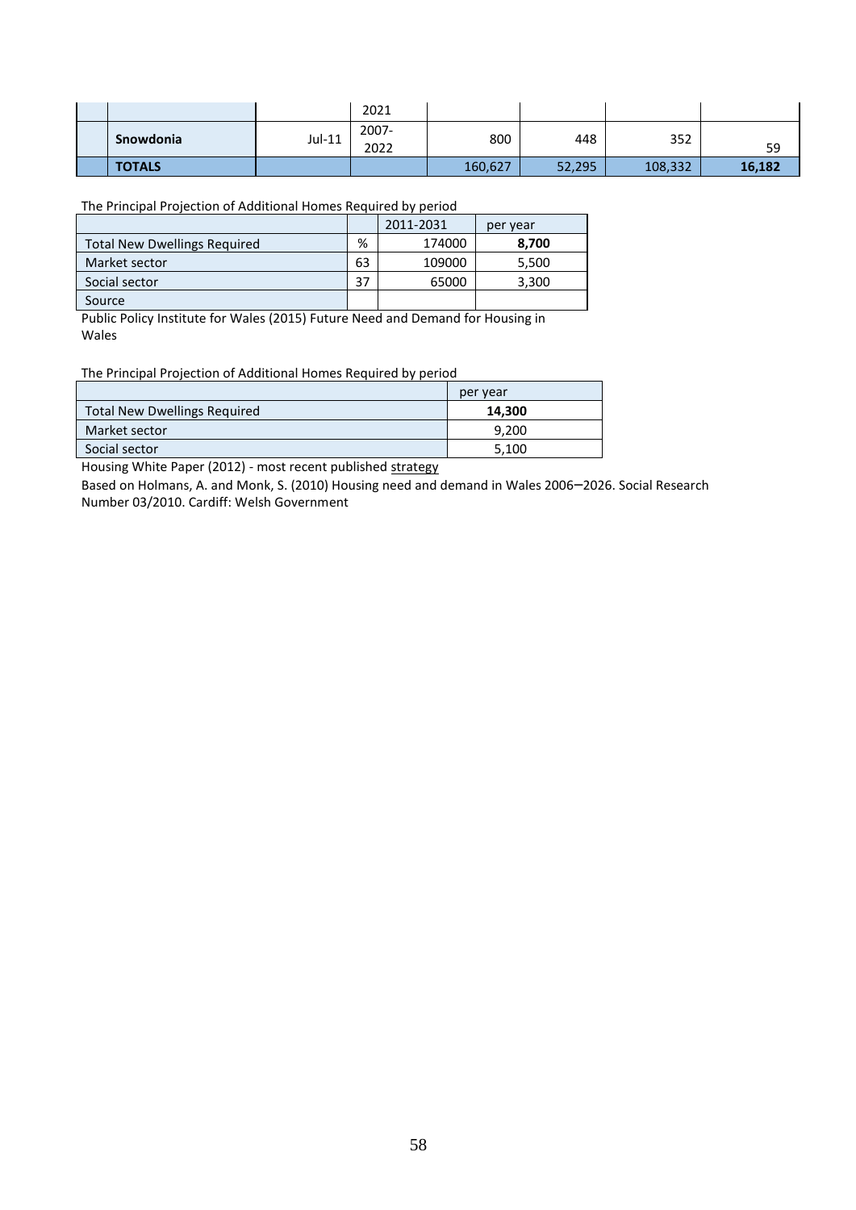| | | | | | | |
|---|---|---|---|---|---|---|
| | | 2021 | | | | |
| **Snowdonia** | Jul-11 | 2007-2022 | 800 | 448 | 352 | 59 |
| **TOTALS** | | | 160,627 | 52,295 | 108,332 | **16,182** |

The Principal Projection of Additional Homes Required by period

| | | 2011-2031 | per year |
|---|---|---|---|
| Total New Dwellings Required | % | 174000 | **8,700** |
| Market sector | 63 | 109000 | 5,500 |
| Social sector | 37 | 65000 | 3,300 |
| Source | | | |

Public Policy Institute for Wales (2015) Future Need and Demand for Housing in Wales

The Principal Projection of Additional Homes Required by period

| | per year |
|---|---|
| Total New Dwellings Required | **14,300** |
| Market sector | 9,200 |
| Social sector | 5,100 |

Housing White Paper (2012) - most recent published strategy

Based on Holmans, A. and Monk, S. (2010) Housing need and demand in Wales 2006–2026. Social Research Number 03/2010. Cardiff: Welsh Government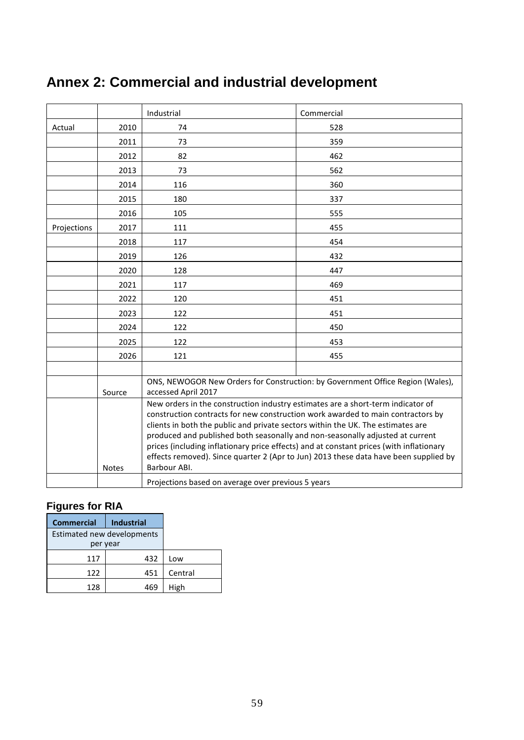# Annex 2: Commercial and industrial development

| | | Industrial | Commercial |
|---|---|---|---|
| Actual | 2010 | 74 | 528 |
| | 2011 | 73 | 359 |
| | 2012 | 82 | 462 |
| | 2013 | 73 | 562 |
| | 2014 | 116 | 360 |
| | 2015 | 180 | 337 |
| | 2016 | 105 | 555 |
| Projections | 2017 | 111 | 455 |
| | 2018 | 117 | 454 |
| | 2019 | 126 | 432 |
| | 2020 | 128 | 447 |
| | 2021 | 117 | 469 |
| | 2022 | 120 | 451 |
| | 2023 | 122 | 451 |
| | 2024 | 122 | 450 |
| | 2025 | 122 | 453 |
| | 2026 | 121 | 455 |
| | | | |
| | Source | ONS, NEWOGOR New Orders for Construction: by Government Office Region (Wales), accessed April 2017 | |
| | Notes | New orders in the construction industry estimates are a short-term indicator of construction contracts for new construction work awarded to main contractors by clients in both the public and private sectors within the UK. The estimates are produced and published both seasonally and non-seasonally adjusted at current prices (including inflationary price effects) and at constant prices (with inflationary effects removed). Since quarter 2 (Apr to Jun) 2013 these data have been supplied by Barbour ABI. | |
| | | Projections based on average over previous 5 years | |

## Figures for RIA

| **Commercial** | **Industrial** | |
|---|---|---|
| Estimated new developments per year | | |
| 117 | 432 | Low |
| 122 | 451 | Central |
| 128 | 469 | High |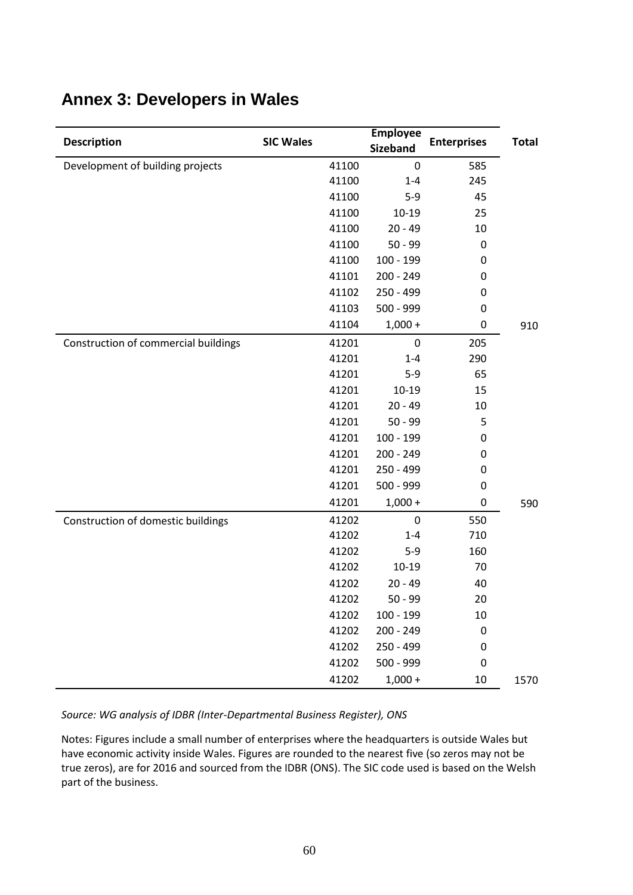# Annex 3: Developers in Wales

| Description | SIC Wales | Employee Sizeband | Enterprises | Total |
|---|---|---|---|---|
| Development of building projects | 41100 | 0 | 585 | |
| | 41100 | 1-4 | 245 | |
| | 41100 | 5-9 | 45 | |
| | 41100 | 10-19 | 25 | |
| | 41100 | 20 - 49 | 10 | |
| | 41100 | 50 - 99 | 0 | |
| | 41100 | 100 - 199 | 0 | |
| | 41101 | 200 - 249 | 0 | |
| | 41102 | 250 - 499 | 0 | |
| | 41103 | 500 - 999 | 0 | |
| | 41104 | 1,000 + | 0 | 910 |
| Construction of commercial buildings | 41201 | 0 | 205 | |
| | 41201 | 1-4 | 290 | |
| | 41201 | 5-9 | 65 | |
| | 41201 | 10-19 | 15 | |
| | 41201 | 20 - 49 | 10 | |
| | 41201 | 50 - 99 | 5 | |
| | 41201 | 100 - 199 | 0 | |
| | 41201 | 200 - 249 | 0 | |
| | 41201 | 250 - 499 | 0 | |
| | 41201 | 500 - 999 | 0 | |
| | 41201 | 1,000 + | 0 | 590 |
| Construction of domestic buildings | 41202 | 0 | 550 | |
| | 41202 | 1-4 | 710 | |
| | 41202 | 5-9 | 160 | |
| | 41202 | 10-19 | 70 | |
| | 41202 | 20 - 49 | 40 | |
| | 41202 | 50 - 99 | 20 | |
| | 41202 | 100 - 199 | 10 | |
| | 41202 | 200 - 249 | 0 | |
| | 41202 | 250 - 499 | 0 | |
| | 41202 | 500 - 999 | 0 | |
| | 41202 | 1,000 + | 10 | 1570 |

*Source: WG analysis of IDBR (Inter-Departmental Business Register), ONS*

Notes: Figures include a small number of enterprises where the headquarters is outside Wales but have economic activity inside Wales. Figures are rounded to the nearest five (so zeros may not be true zeros), are for 2016 and sourced from the IDBR (ONS). The SIC code used is based on the Welsh part of the business.